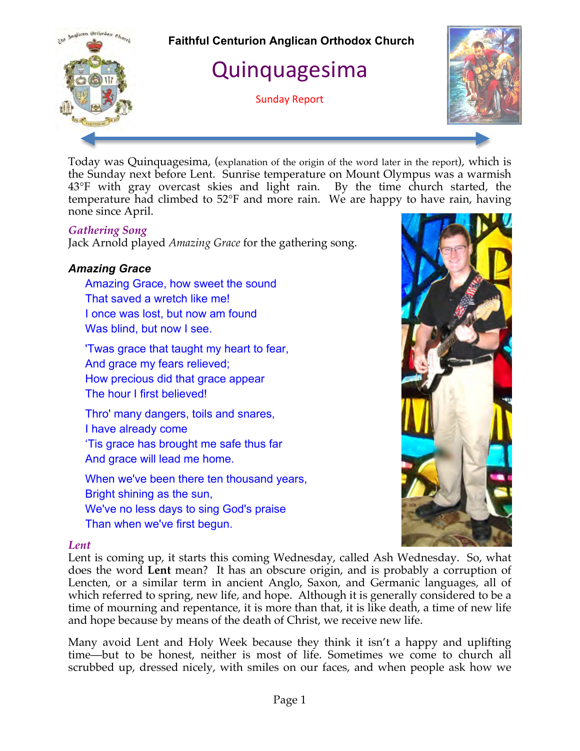Faithful Centurion Anglican Orthodox Church

# Quinquagesima

Sunday Report

Today was Quinquagesima, (explanation of the origin of the word later in the report), which is the Sunday next before Lent. Sunrise temperature on Mount Olympus was a warmish 43°F with gray overcast skies and light rain. By the time church started, the temperature had climbed to 52°F and more rain. We are happy to have rain, having none since April.

### *Gathering Song*

Jack Arnold played *Amazing Grace* for the gathering song.

#### ***Amazing Grace***

Amazing Grace, how sweet the sound
That saved a wretch like me!
I once was lost, but now am found
Was blind, but now I see.

'Twas grace that taught my heart to fear,
And grace my fears relieved;
How precious did that grace appear
The hour I first believed!

Thro' many dangers, toils and snares,
I have already come
'Tis grace has brought me safe thus far
And grace will lead me home.

When we've been there ten thousand years,
Bright shining as the sun,
We've no less days to sing God's praise
Than when we've first begun.

### *Lent*

Lent is coming up, it starts this coming Wednesday, called Ash Wednesday. So, what does the word **Lent** mean? It has an obscure origin, and is probably a corruption of Lencten, or a similar term in ancient Anglo, Saxon, and Germanic languages, all of which referred to spring, new life, and hope. Although it is generally considered to be a time of mourning and repentance, it is more than that, it is like death, a time of new life and hope because by means of the death of Christ, we receive new life.

Many avoid Lent and Holy Week because they think it isn't a happy and uplifting time—but to be honest, neither is most of life. Sometimes we come to church all scrubbed up, dressed nicely, with smiles on our faces, and when people ask how we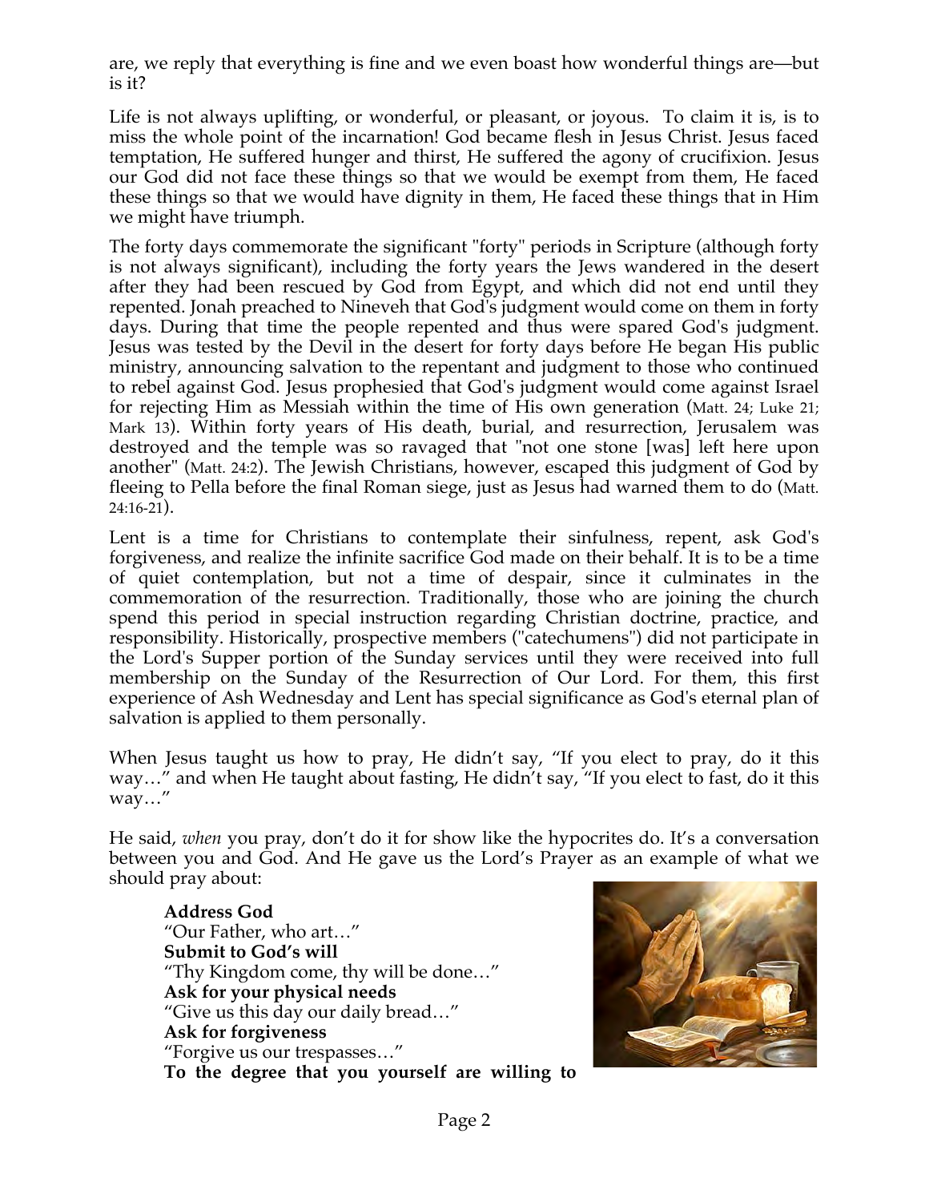are, we reply that everything is fine and we even boast how wonderful things are—but is it?

Life is not always uplifting, or wonderful, or pleasant, or joyous. To claim it is, is to miss the whole point of the incarnation! God became flesh in Jesus Christ. Jesus faced temptation, He suffered hunger and thirst, He suffered the agony of crucifixion. Jesus our God did not face these things so that we would be exempt from them, He faced these things so that we would have dignity in them, He faced these things that in Him we might have triumph.

The forty days commemorate the significant "forty" periods in Scripture (although forty is not always significant), including the forty years the Jews wandered in the desert after they had been rescued by God from Egypt, and which did not end until they repented. Jonah preached to Nineveh that God's judgment would come on them in forty days. During that time the people repented and thus were spared God's judgment. Jesus was tested by the Devil in the desert for forty days before He began His public ministry, announcing salvation to the repentant and judgment to those who continued to rebel against God. Jesus prophesied that God's judgment would come against Israel for rejecting Him as Messiah within the time of His own generation (Matt. 24; Luke 21; Mark 13). Within forty years of His death, burial, and resurrection, Jerusalem was destroyed and the temple was so ravaged that "not one stone [was] left here upon another" (Matt. 24:2). The Jewish Christians, however, escaped this judgment of God by fleeing to Pella before the final Roman siege, just as Jesus had warned them to do (Matt. 24:16-21).

Lent is a time for Christians to contemplate their sinfulness, repent, ask God's forgiveness, and realize the infinite sacrifice God made on their behalf. It is to be a time of quiet contemplation, but not a time of despair, since it culminates in the commemoration of the resurrection. Traditionally, those who are joining the church spend this period in special instruction regarding Christian doctrine, practice, and responsibility. Historically, prospective members ("catechumens") did not participate in the Lord's Supper portion of the Sunday services until they were received into full membership on the Sunday of the Resurrection of Our Lord. For them, this first experience of Ash Wednesday and Lent has special significance as God's eternal plan of salvation is applied to them personally.

When Jesus taught us how to pray, He didn't say, "If you elect to pray, do it this way…" and when He taught about fasting, He didn't say, "If you elect to fast, do it this way…"

He said, *when* you pray, don't do it for show like the hypocrites do. It's a conversation between you and God. And He gave us the Lord's Prayer as an example of what we should pray about:

> **Address God**
> "Our Father, who art…"
> **Submit to God's will**
> "Thy Kingdom come, thy will be done…"
> **Ask for your physical needs**
> "Give us this day our daily bread…"
> **Ask for forgiveness**
> "Forgive us our trespasses…"
> **To the degree that you yourself are willing to**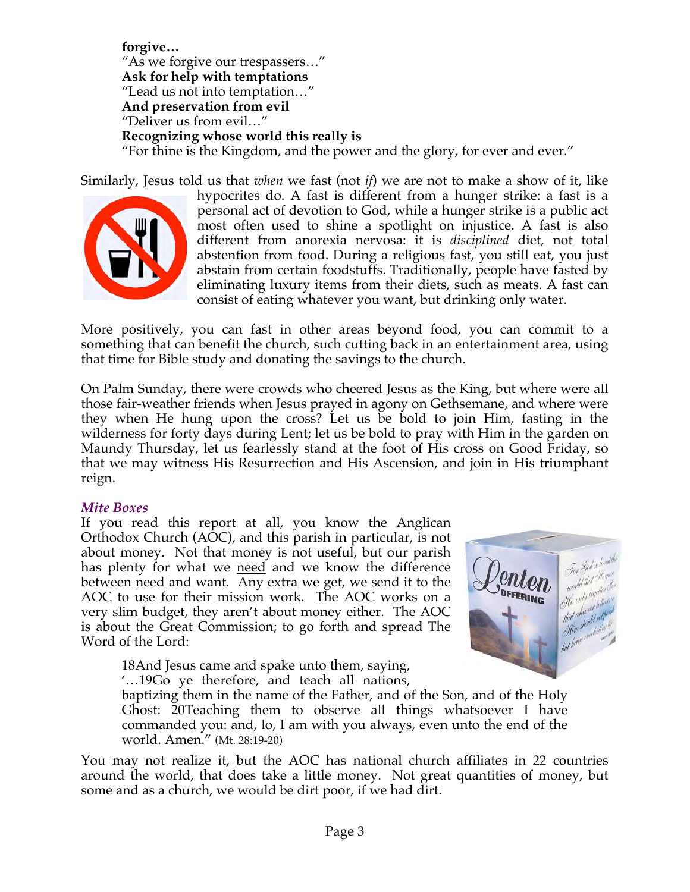**forgive…**
"As we forgive our trespassers…"
**Ask for help with temptations**
"Lead us not into temptation…"
**And preservation from evil**
"Deliver us from evil…"
**Recognizing whose world this really is**
"For thine is the Kingdom, and the power and the glory, for ever and ever."

Similarly, Jesus told us that *when* we fast (not *if*) we are not to make a show of it, like hypocrites do. A fast is different from a hunger strike: a fast is a personal act of devotion to God, while a hunger strike is a public act most often used to shine a spotlight on injustice. A fast is also different from anorexia nervosa: it is *disciplined* diet, not total abstention from food. During a religious fast, you still eat, you just abstain from certain foodstuffs. Traditionally, people have fasted by eliminating luxury items from their diets, such as meats. A fast can consist of eating whatever you want, but drinking only water.

More positively, you can fast in other areas beyond food, you can commit to a something that can benefit the church, such cutting back in an entertainment area, using that time for Bible study and donating the savings to the church.

On Palm Sunday, there were crowds who cheered Jesus as the King, but where were all those fair-weather friends when Jesus prayed in agony on Gethsemane, and where were they when He hung upon the cross? Let us be bold to join Him, fasting in the wilderness for forty days during Lent; let us be bold to pray with Him in the garden on Maundy Thursday, let us fearlessly stand at the foot of His cross on Good Friday, so that we may witness His Resurrection and His Ascension, and join in His triumphant reign.

### *Mite Boxes*

If you read this report at all, you know the Anglican Orthodox Church (AOC), and this parish in particular, is not about money. Not that money is not useful, but our parish has plenty for what we need and we know the difference between need and want. Any extra we get, we send it to the AOC to use for their mission work. The AOC works on a very slim budget, they aren't about money either. The AOC is about the Great Commission; to go forth and spread The Word of the Lord:

> 18And Jesus came and spake unto them, saying,
> '…19Go ye therefore, and teach all nations, baptizing them in the name of the Father, and of the Son, and of the Holy Ghost: 20Teaching them to observe all things whatsoever I have commanded you: and, lo, I am with you always, even unto the end of the world. Amen." (Mt. 28:19-20)

You may not realize it, but the AOC has national church affiliates in 22 countries around the world, that does take a little money. Not great quantities of money, but some and as a church, we would be dirt poor, if we had dirt.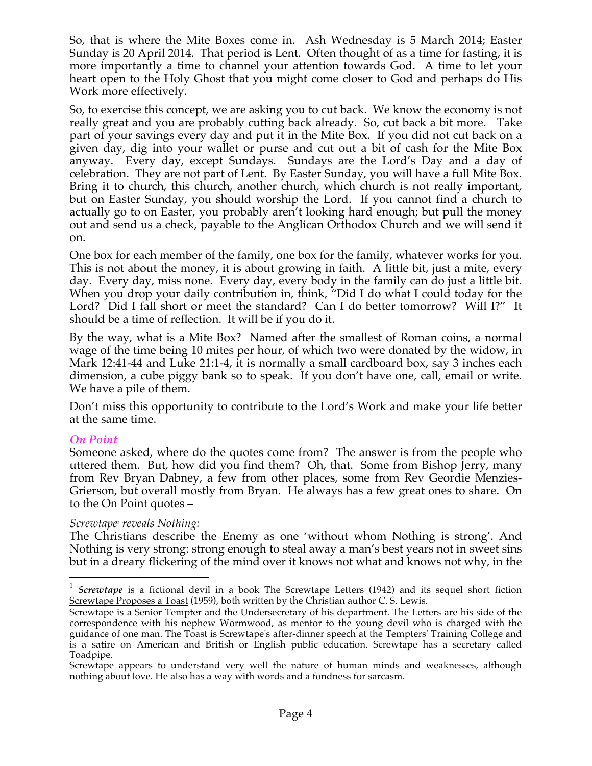So, that is where the Mite Boxes come in. Ash Wednesday is 5 March 2014; Easter Sunday is 20 April 2014. That period is Lent. Often thought of as a time for fasting, it is more importantly a time to channel your attention towards God. A time to let your heart open to the Holy Ghost that you might come closer to God and perhaps do His Work more effectively.

So, to exercise this concept, we are asking you to cut back. We know the economy is not really great and you are probably cutting back already. So, cut back a bit more. Take part of your savings every day and put it in the Mite Box. If you did not cut back on a given day, dig into your wallet or purse and cut out a bit of cash for the Mite Box anyway. Every day, except Sundays. Sundays are the Lord's Day and a day of celebration. They are not part of Lent. By Easter Sunday, you will have a full Mite Box. Bring it to church, this church, another church, which church is not really important, but on Easter Sunday, you should worship the Lord. If you cannot find a church to actually go to on Easter, you probably aren't looking hard enough; but pull the money out and send us a check, payable to the Anglican Orthodox Church and we will send it on.

One box for each member of the family, one box for the family, whatever works for you. This is not about the money, it is about growing in faith. A little bit, just a mite, every day. Every day, miss none. Every day, every body in the family can do just a little bit. When you drop your daily contribution in, think, "Did I do what I could today for the Lord? Did I fall short or meet the standard? Can I do better tomorrow? Will I?" It should be a time of reflection. It will be if you do it.

By the way, what is a Mite Box? Named after the smallest of Roman coins, a normal wage of the time being 10 mites per hour, of which two were donated by the widow, in Mark 12:41-44 and Luke 21:1-4, it is normally a small cardboard box, say 3 inches each dimension, a cube piggy bank so to speak. If you don't have one, call, email or write. We have a pile of them.

Don't miss this opportunity to contribute to the Lord's Work and make your life better at the same time.

### *On Point*

Someone asked, where do the quotes come from? The answer is from the people who uttered them. But, how did you find them? Oh, that. Some from Bishop Jerry, many from Rev Bryan Dabney, a few from other places, some from Rev Geordie Menzies-Grierson, but overall mostly from Bryan. He always has a few great ones to share. On to the On Point quotes –

*Screwtape*[1] *reveals* Nothing:

The Christians describe the Enemy as one 'without whom Nothing is strong'. And Nothing is very strong: strong enough to steal away a man's best years not in sweet sins but in a dreary flickering of the mind over it knows not what and knows not why, in the

---

[1] ***Screwtape*** is a fictional devil in a book The Screwtape Letters (1942) and its sequel short fiction Screwtape Proposes a Toast (1959), both written by the Christian author C. S. Lewis.

Screwtape is a Senior Tempter and the Undersecretary of his department. The Letters are his side of the correspondence with his nephew Wormwood, as mentor to the young devil who is charged with the guidance of one man. The Toast is Screwtape's after-dinner speech at the Tempters' Training College and is a satire on American and British or English public education. Screwtape has a secretary called Toadpipe.

Screwtape appears to understand very well the nature of human minds and weaknesses, although nothing about love. He also has a way with words and a fondness for sarcasm.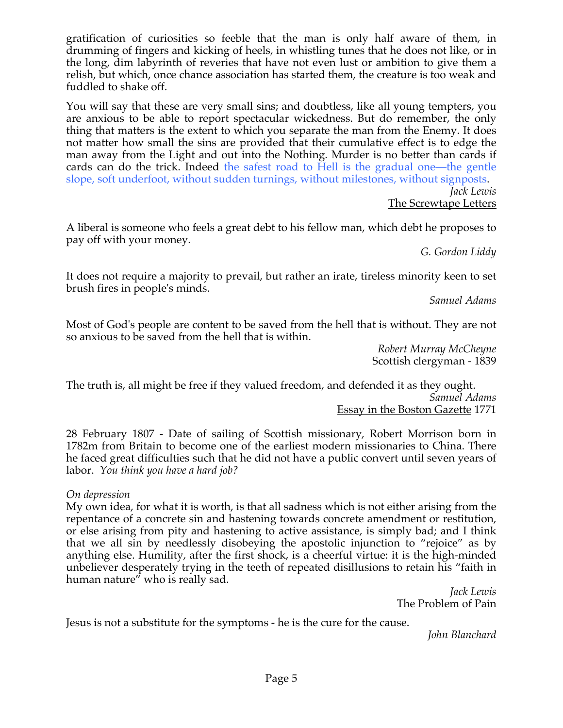gratification of curiosities so feeble that the man is only half aware of them, in drumming of fingers and kicking of heels, in whistling tunes that he does not like, or in the long, dim labyrinth of reveries that have not even lust or ambition to give them a relish, but which, once chance association has started them, the creature is too weak and fuddled to shake off.

You will say that these are very small sins; and doubtless, like all young tempters, you are anxious to be able to report spectacular wickedness. But do remember, the only thing that matters is the extent to which you separate the man from the Enemy. It does not matter how small the sins are provided that their cumulative effect is to edge the man away from the Light and out into the Nothing. Murder is no better than cards if cards can do the trick. Indeed the safest road to Hell is the gradual one—the gentle slope, soft underfoot, without sudden turnings, without milestones, without signposts.

*Jack Lewis*
The Screwtape Letters

A liberal is someone who feels a great debt to his fellow man, which debt he proposes to pay off with your money.

*G. Gordon Liddy*

It does not require a majority to prevail, but rather an irate, tireless minority keen to set brush fires in people's minds.

*Samuel Adams*

Most of God's people are content to be saved from the hell that is without. They are not so anxious to be saved from the hell that is within.

*Robert Murray McCheyne*
Scottish clergyman - 1839

The truth is, all might be free if they valued freedom, and defended it as they ought.

*Samuel Adams*
Essay in the Boston Gazette 1771

28 February 1807 - Date of sailing of Scottish missionary, Robert Morrison born in 1782m from Britain to become one of the earliest modern missionaries to China. There he faced great difficulties such that he did not have a public convert until seven years of labor. *You think you have a hard job?*

*On depression*
My own idea, for what it is worth, is that all sadness which is not either arising from the repentance of a concrete sin and hastening towards concrete amendment or restitution, or else arising from pity and hastening to active assistance, is simply bad; and I think that we all sin by needlessly disobeying the apostolic injunction to "rejoice" as by anything else. Humility, after the first shock, is a cheerful virtue: it is the high-minded unbeliever desperately trying in the teeth of repeated disillusions to retain his "faith in human nature" who is really sad.

*Jack Lewis*
The Problem of Pain

Jesus is not a substitute for the symptoms - he is the cure for the cause.

*John Blanchard*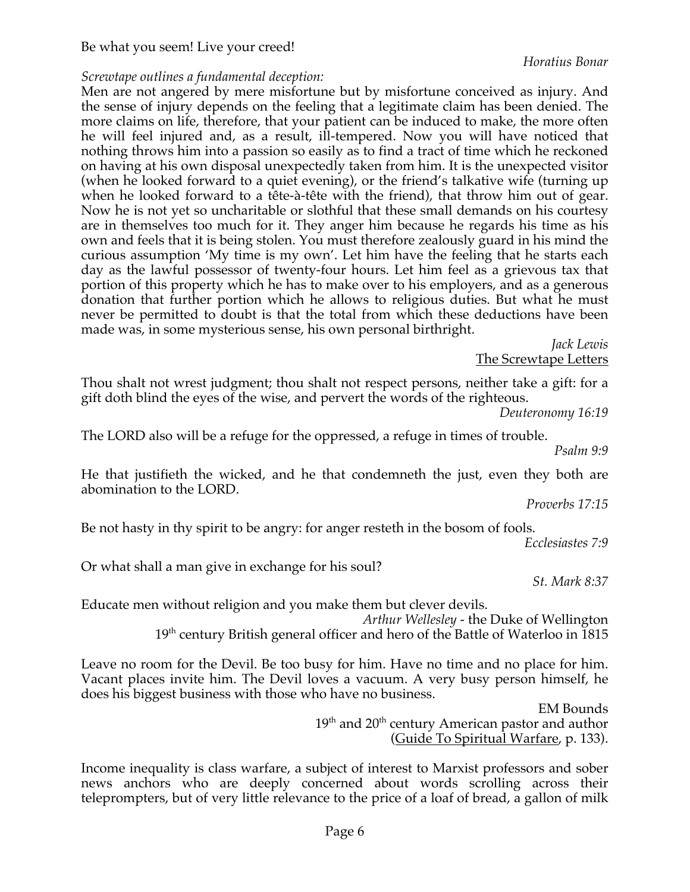Be what you seem! Live your creed!

*Horatius Bonar*

*Screwtape outlines a fundamental deception:*

Men are not angered by mere misfortune but by misfortune conceived as injury. And the sense of injury depends on the feeling that a legitimate claim has been denied. The more claims on life, therefore, that your patient can be induced to make, the more often he will feel injured and, as a result, ill-tempered. Now you will have noticed that nothing throws him into a passion so easily as to find a tract of time which he reckoned on having at his own disposal unexpectedly taken from him. It is the unexpected visitor (when he looked forward to a quiet evening), or the friend's talkative wife (turning up when he looked forward to a tête-à-tête with the friend), that throw him out of gear. Now he is not yet so uncharitable or slothful that these small demands on his courtesy are in themselves too much for it. They anger him because he regards his time as his own and feels that it is being stolen. You must therefore zealously guard in his mind the curious assumption 'My time is my own'. Let him have the feeling that he starts each day as the lawful possessor of twenty-four hours. Let him feel as a grievous tax that portion of this property which he has to make over to his employers, and as a generous donation that further portion which he allows to religious duties. But what he must never be permitted to doubt is that the total from which these deductions have been made was, in some mysterious sense, his own personal birthright.

*Jack Lewis*
The Screwtape Letters

Thou shalt not wrest judgment; thou shalt not respect persons, neither take a gift: for a gift doth blind the eyes of the wise, and pervert the words of the righteous.

*Deuteronomy 16:19*

The LORD also will be a refuge for the oppressed, a refuge in times of trouble.

*Psalm 9:9*

He that justifieth the wicked, and he that condemneth the just, even they both are abomination to the LORD.

*Proverbs 17:15*

Be not hasty in thy spirit to be angry: for anger resteth in the bosom of fools.

*Ecclesiastes 7:9*

Or what shall a man give in exchange for his soul?

*St. Mark 8:37*

Educate men without religion and you make them but clever devils.

*Arthur Wellesley* - the Duke of Wellington
19th century British general officer and hero of the Battle of Waterloo in 1815

Leave no room for the Devil. Be too busy for him. Have no time and no place for him. Vacant places invite him. The Devil loves a vacuum. A very busy person himself, he does his biggest business with those who have no business.

EM Bounds
19th and 20th century American pastor and author
(Guide To Spiritual Warfare, p. 133).

Income inequality is class warfare, a subject of interest to Marxist professors and sober news anchors who are deeply concerned about words scrolling across their teleprompters, but of very little relevance to the price of a loaf of bread, a gallon of milk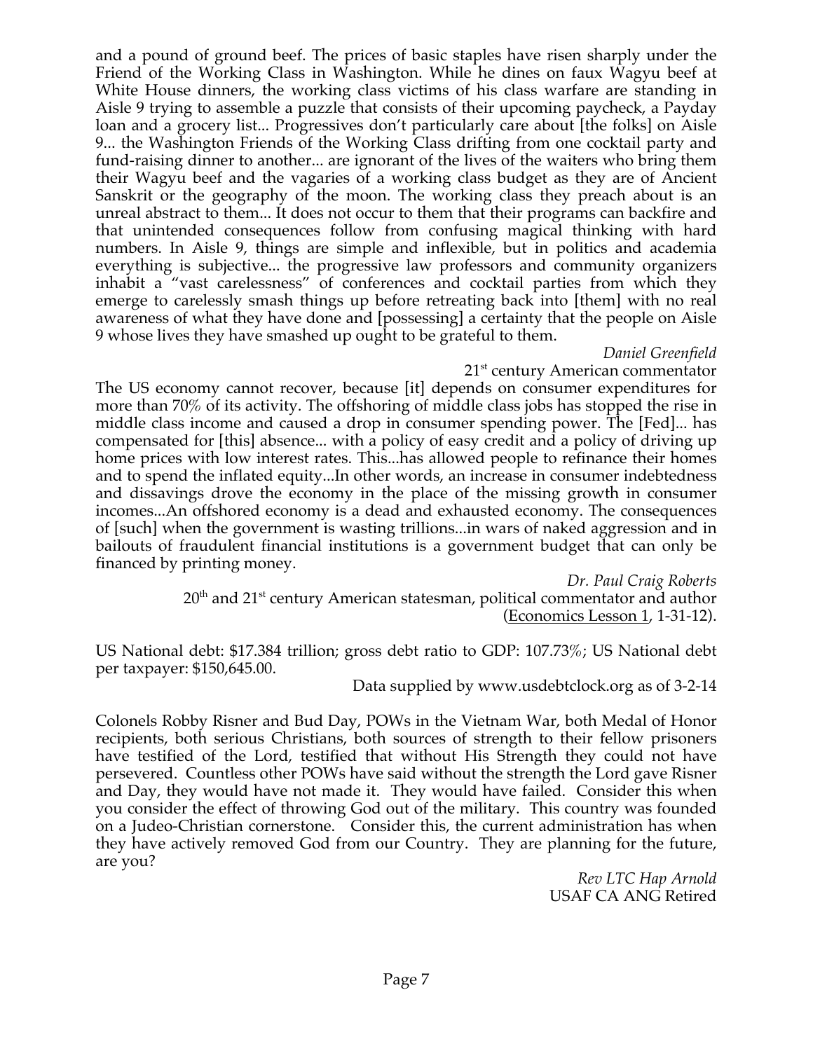and a pound of ground beef. The prices of basic staples have risen sharply under the Friend of the Working Class in Washington. While he dines on faux Wagyu beef at White House dinners, the working class victims of his class warfare are standing in Aisle 9 trying to assemble a puzzle that consists of their upcoming paycheck, a Payday loan and a grocery list... Progressives don't particularly care about [the folks] on Aisle 9... the Washington Friends of the Working Class drifting from one cocktail party and fund-raising dinner to another... are ignorant of the lives of the waiters who bring them their Wagyu beef and the vagaries of a working class budget as they are of Ancient Sanskrit or the geography of the moon. The working class they preach about is an unreal abstract to them... It does not occur to them that their programs can backfire and that unintended consequences follow from confusing magical thinking with hard numbers. In Aisle 9, things are simple and inflexible, but in politics and academia everything is subjective... the progressive law professors and community organizers inhabit a "vast carelessness" of conferences and cocktail parties from which they emerge to carelessly smash things up before retreating back into [them] with no real awareness of what they have done and [possessing] a certainty that the people on Aisle 9 whose lives they have smashed up ought to be grateful to them.

*Daniel Greenfield*
21st century American commentator

The US economy cannot recover, because [it] depends on consumer expenditures for more than 70% of its activity. The offshoring of middle class jobs has stopped the rise in middle class income and caused a drop in consumer spending power. The [Fed]... has compensated for [this] absence... with a policy of easy credit and a policy of driving up home prices with low interest rates. This...has allowed people to refinance their homes and to spend the inflated equity...In other words, an increase in consumer indebtedness and dissavings drove the economy in the place of the missing growth in consumer incomes...An offshored economy is a dead and exhausted economy. The consequences of [such] when the government is wasting trillions...in wars of naked aggression and in bailouts of fraudulent financial institutions is a government budget that can only be financed by printing money.

*Dr. Paul Craig Roberts*
20th and 21st century American statesman, political commentator and author (Economics Lesson 1, 1-31-12).

US National debt: $17.384 trillion; gross debt ratio to GDP: 107.73%; US National debt per taxpayer: $150,645.00.

Data supplied by www.usdebtclock.org as of 3-2-14

Colonels Robby Risner and Bud Day, POWs in the Vietnam War, both Medal of Honor recipients, both serious Christians, both sources of strength to their fellow prisoners have testified of the Lord, testified that without His Strength they could not have persevered. Countless other POWs have said without the strength the Lord gave Risner and Day, they would have not made it. They would have failed. Consider this when you consider the effect of throwing God out of the military. This country was founded on a Judeo-Christian cornerstone. Consider this, the current administration has when they have actively removed God from our Country. They are planning for the future, are you?

*Rev LTC Hap Arnold*
USAF CA ANG Retired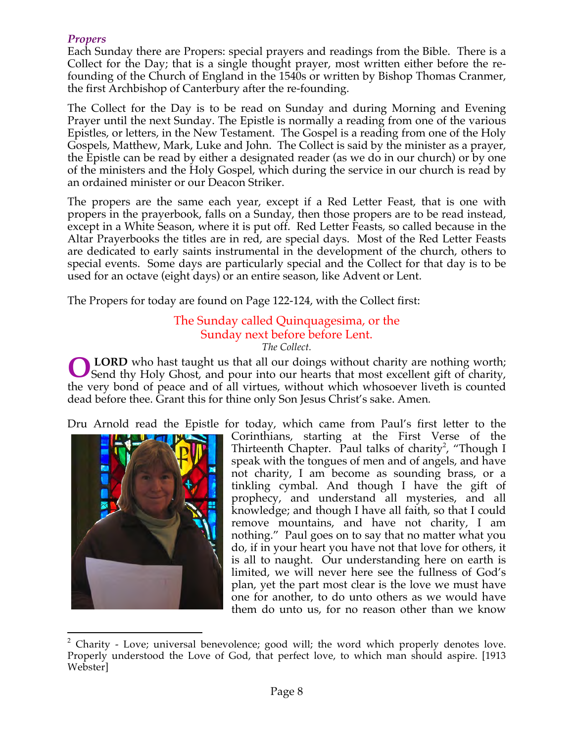### *Propers*

Each Sunday there are Propers: special prayers and readings from the Bible. There is a Collect for the Day; that is a single thought prayer, most written either before the re-founding of the Church of England in the 1540s or written by Bishop Thomas Cranmer, the first Archbishop of Canterbury after the re-founding.

The Collect for the Day is to be read on Sunday and during Morning and Evening Prayer until the next Sunday. The Epistle is normally a reading from one of the various Epistles, or letters, in the New Testament. The Gospel is a reading from one of the Holy Gospels, Matthew, Mark, Luke and John. The Collect is said by the minister as a prayer, the Epistle can be read by either a designated reader (as we do in our church) or by one of the ministers and the Holy Gospel, which during the service in our church is read by an ordained minister or our Deacon Striker.

The propers are the same each year, except if a Red Letter Feast, that is one with propers in the prayerbook, falls on a Sunday, then those propers are to be read instead, except in a White Season, where it is put off. Red Letter Feasts, so called because in the Altar Prayerbooks the titles are in red, are special days. Most of the Red Letter Feasts are dedicated to early saints instrumental in the development of the church, others to special events. Some days are particularly special and the Collect for that day is to be used for an octave (eight days) or an entire season, like Advent or Lent.

The Propers for today are found on Page 122-124, with the Collect first:

The Sunday called Quinquagesima, or the Sunday next before before Lent.

*The Collect.*

**O LORD** who hast taught us that all our doings without charity are nothing worth; Send thy Holy Ghost, and pour into our hearts that most excellent gift of charity, the very bond of peace and of all virtues, without which whosoever liveth is counted dead before thee. Grant this for thine only Son Jesus Christ's sake. Amen.

Dru Arnold read the Epistle for today, which came from Paul's first letter to the Corinthians, starting at the First Verse of the Thirteenth Chapter. Paul talks of charity[2], "Though I speak with the tongues of men and of angels, and have not charity, I am become as sounding brass, or a tinkling cymbal. And though I have the gift of prophecy, and understand all mysteries, and all knowledge; and though I have all faith, so that I could remove mountains, and have not charity, I am nothing." Paul goes on to say that no matter what you do, if in your heart you have not that love for others, it is all to naught. Our understanding here on earth is limited, we will never here see the fullness of God's plan, yet the part most clear is the love we must have one for another, to do unto others as we would have them do unto us, for no reason other than we know

[2] Charity - Love; universal benevolence; good will; the word which properly denotes love. Properly understood the Love of God, that perfect love, to which man should aspire. [1913 Webster]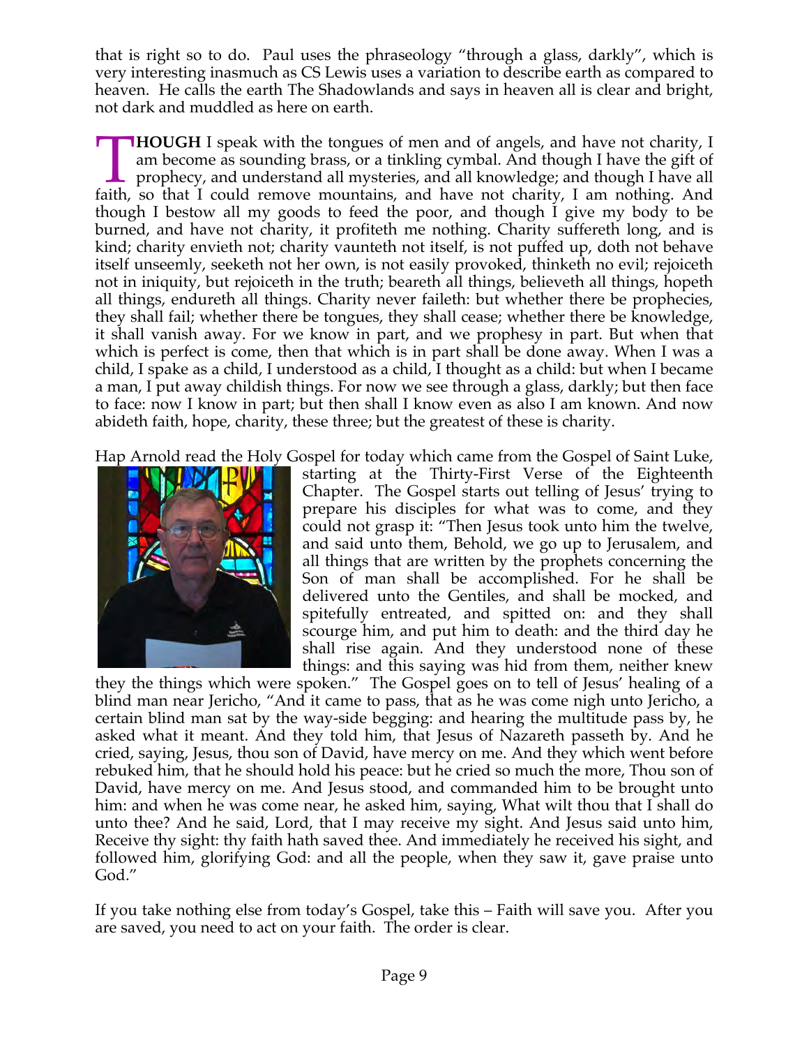that is right so to do. Paul uses the phraseology "through a glass, darkly", which is very interesting inasmuch as CS Lewis uses a variation to describe earth as compared to heaven. He calls the earth The Shadowlands and says in heaven all is clear and bright, not dark and muddled as here on earth.

**THOUGH** I speak with the tongues of men and of angels, and have not charity, I am become as sounding brass, or a tinkling cymbal. And though I have the gift of prophecy, and understand all mysteries, and all knowledge; and though I have all faith, so that I could remove mountains, and have not charity, I am nothing. And though I bestow all my goods to feed the poor, and though I give my body to be burned, and have not charity, it profiteth me nothing. Charity suffereth long, and is kind; charity envieth not; charity vaunteth not itself, is not puffed up, doth not behave itself unseemly, seeketh not her own, is not easily provoked, thinketh no evil; rejoiceth not in iniquity, but rejoiceth in the truth; beareth all things, believeth all things, hopeth all things, endureth all things. Charity never faileth: but whether there be prophecies, they shall fail; whether there be tongues, they shall cease; whether there be knowledge, it shall vanish away. For we know in part, and we prophesy in part. But when that which is perfect is come, then that which is in part shall be done away. When I was a child, I spake as a child, I understood as a child, I thought as a child: but when I became a man, I put away childish things. For now we see through a glass, darkly; but then face to face: now I know in part; but then shall I know even as also I am known. And now abideth faith, hope, charity, these three; but the greatest of these is charity.

Hap Arnold read the Holy Gospel for today which came from the Gospel of Saint Luke, starting at the Thirty-First Verse of the Eighteenth Chapter. The Gospel starts out telling of Jesus' trying to prepare his disciples for what was to come, and they could not grasp it: "Then Jesus took unto him the twelve, and said unto them, Behold, we go up to Jerusalem, and all things that are written by the prophets concerning the Son of man shall be accomplished. For he shall be delivered unto the Gentiles, and shall be mocked, and spitefully entreated, and spitted on: and they shall scourge him, and put him to death: and the third day he shall rise again. And they understood none of these things: and this saying was hid from them, neither knew they the things which were spoken." The Gospel goes on to tell of Jesus' healing of a blind man near Jericho, "And it came to pass, that as he was come nigh unto Jericho, a certain blind man sat by the way-side begging: and hearing the multitude pass by, he asked what it meant. And they told him, that Jesus of Nazareth passeth by. And he cried, saying, Jesus, thou son of David, have mercy on me. And they which went before rebuked him, that he should hold his peace: but he cried so much the more, Thou son of David, have mercy on me. And Jesus stood, and commanded him to be brought unto him: and when he was come near, he asked him, saying, What wilt thou that I shall do unto thee? And he said, Lord, that I may receive my sight. And Jesus said unto him, Receive thy sight: thy faith hath saved thee. And immediately he received his sight, and followed him, glorifying God: and all the people, when they saw it, gave praise unto God."

If you take nothing else from today's Gospel, take this – Faith will save you. After you are saved, you need to act on your faith. The order is clear.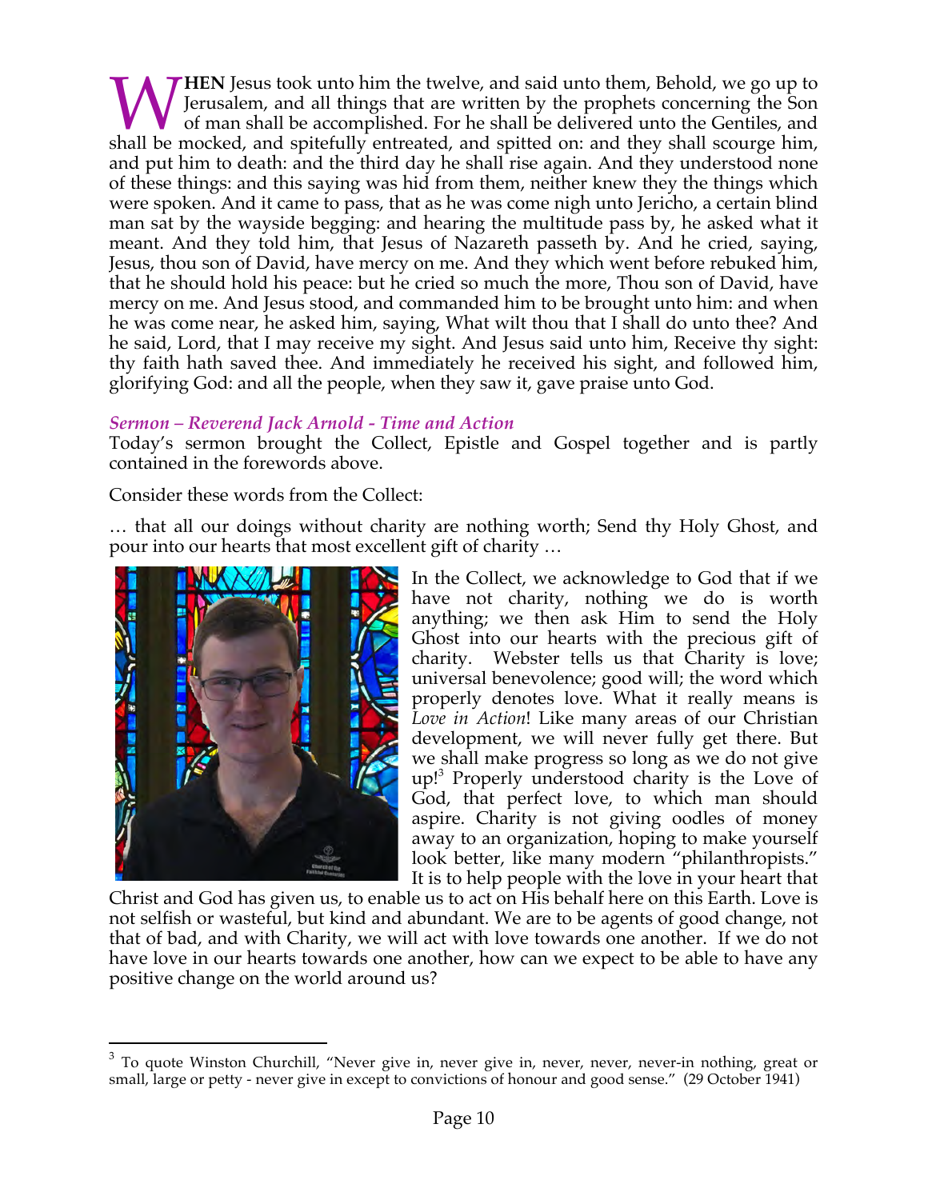**WHEN** Jesus took unto him the twelve, and said unto them, Behold, we go up to Jerusalem, and all things that are written by the prophets concerning the Son of man shall be accomplished. For he shall be delivered unto the Gentiles, and shall be mocked, and spitefully entreated, and spitted on: and they shall scourge him, and put him to death: and the third day he shall rise again. And they understood none of these things: and this saying was hid from them, neither knew they the things which were spoken. And it came to pass, that as he was come nigh unto Jericho, a certain blind man sat by the wayside begging: and hearing the multitude pass by, he asked what it meant. And they told him, that Jesus of Nazareth passeth by. And he cried, saying, Jesus, thou son of David, have mercy on me. And they which went before rebuked him, that he should hold his peace: but he cried so much the more, Thou son of David, have mercy on me. And Jesus stood, and commanded him to be brought unto him: and when he was come near, he asked him, saying, What wilt thou that I shall do unto thee? And he said, Lord, that I may receive my sight. And Jesus said unto him, Receive thy sight: thy faith hath saved thee. And immediately he received his sight, and followed him, glorifying God: and all the people, when they saw it, gave praise unto God.

### *Sermon – Reverend Jack Arnold - Time and Action*

Today's sermon brought the Collect, Epistle and Gospel together and is partly contained in the forewords above.

Consider these words from the Collect:

… that all our doings without charity are nothing worth; Send thy Holy Ghost, and pour into our hearts that most excellent gift of charity …

In the Collect, we acknowledge to God that if we have not charity, nothing we do is worth anything; we then ask Him to send the Holy Ghost into our hearts with the precious gift of charity. Webster tells us that Charity is love; universal benevolence; good will; the word which properly denotes love. What it really means is *Love in Action*! Like many areas of our Christian development, we will never fully get there. But we shall make progress so long as we do not give up![3] Properly understood charity is the Love of God, that perfect love, to which man should aspire. Charity is not giving oodles of money away to an organization, hoping to make yourself look better, like many modern "philanthropists." It is to help people with the love in your heart that Christ and God has given us, to enable us to act on His behalf here on this Earth. Love is not selfish or wasteful, but kind and abundant. We are to be agents of good change, not that of bad, and with Charity, we will act with love towards one another. If we do not have love in our hearts towards one another, how can we expect to be able to have any positive change on the world around us?

---

[3] To quote Winston Churchill, "Never give in, never give in, never, never, never-in nothing, great or small, large or petty - never give in except to convictions of honour and good sense." (29 October 1941)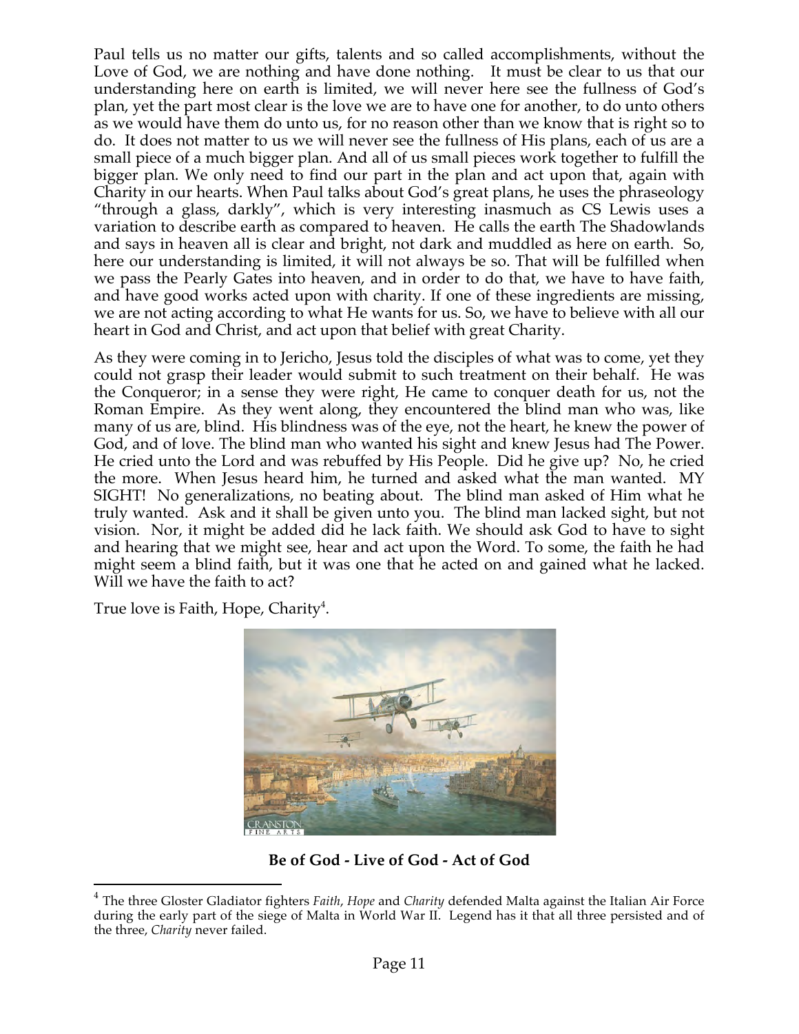Paul tells us no matter our gifts, talents and so called accomplishments, without the Love of God, we are nothing and have done nothing. It must be clear to us that our understanding here on earth is limited, we will never here see the fullness of God's plan, yet the part most clear is the love we are to have one for another, to do unto others as we would have them do unto us, for no reason other than we know that is right so to do. It does not matter to us we will never see the fullness of His plans, each of us are a small piece of a much bigger plan. And all of us small pieces work together to fulfill the bigger plan. We only need to find our part in the plan and act upon that, again with Charity in our hearts. When Paul talks about God's great plans, he uses the phraseology "through a glass, darkly", which is very interesting inasmuch as CS Lewis uses a variation to describe earth as compared to heaven. He calls the earth The Shadowlands and says in heaven all is clear and bright, not dark and muddled as here on earth. So, here our understanding is limited, it will not always be so. That will be fulfilled when we pass the Pearly Gates into heaven, and in order to do that, we have to have faith, and have good works acted upon with charity. If one of these ingredients are missing, we are not acting according to what He wants for us. So, we have to believe with all our heart in God and Christ, and act upon that belief with great Charity.

As they were coming in to Jericho, Jesus told the disciples of what was to come, yet they could not grasp their leader would submit to such treatment on their behalf. He was the Conqueror; in a sense they were right, He came to conquer death for us, not the Roman Empire. As they went along, they encountered the blind man who was, like many of us are, blind. His blindness was of the eye, not the heart, he knew the power of God, and of love. The blind man who wanted his sight and knew Jesus had The Power. He cried unto the Lord and was rebuffed by His People. Did he give up? No, he cried the more. When Jesus heard him, he turned and asked what the man wanted. MY SIGHT! No generalizations, no beating about. The blind man asked of Him what he truly wanted. Ask and it shall be given unto you. The blind man lacked sight, but not vision. Nor, it might be added did he lack faith. We should ask God to have to sight and hearing that we might see, hear and act upon the Word. To some, the faith he had might seem a blind faith, but it was one that he acted on and gained what he lacked. Will we have the faith to act?

True love is Faith, Hope, Charity[4].

**Be of God - Live of God - Act of God**

---

[4] The three Gloster Gladiator fighters *Faith*, *Hope* and *Charity* defended Malta against the Italian Air Force during the early part of the siege of Malta in World War II. Legend has it that all three persisted and of the three, *Charity* never failed.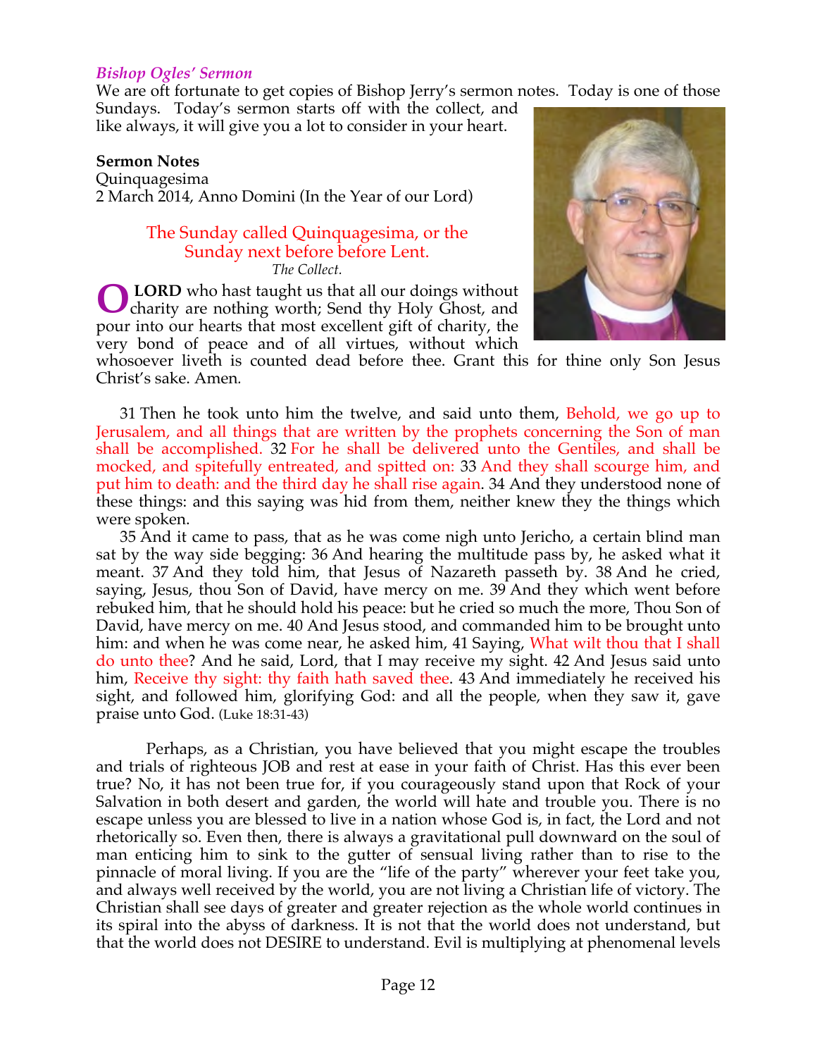### *Bishop Ogles' Sermon*

We are oft fortunate to get copies of Bishop Jerry's sermon notes. Today is one of those Sundays. Today's sermon starts off with the collect, and like always, it will give you a lot to consider in your heart.

**Sermon Notes**
Quinquagesima
2 March 2014, Anno Domini (In the Year of our Lord)

The Sunday called Quinquagesima, or the Sunday next before before Lent.

*The Collect.*

O **LORD** who hast taught us that all our doings without charity are nothing worth; Send thy Holy Ghost, and pour into our hearts that most excellent gift of charity, the very bond of peace and of all virtues, without which whosoever liveth is counted dead before thee. Grant this for thine only Son Jesus Christ's sake. Amen.

31 Then he took unto him the twelve, and said unto them, Behold, we go up to Jerusalem, and all things that are written by the prophets concerning the Son of man shall be accomplished. 32 For he shall be delivered unto the Gentiles, and shall be mocked, and spitefully entreated, and spitted on: 33 And they shall scourge him, and put him to death: and the third day he shall rise again. 34 And they understood none of these things: and this saying was hid from them, neither knew they the things which were spoken.

35 And it came to pass, that as he was come nigh unto Jericho, a certain blind man sat by the way side begging: 36 And hearing the multitude pass by, he asked what it meant. 37 And they told him, that Jesus of Nazareth passeth by. 38 And he cried, saying, Jesus, thou Son of David, have mercy on me. 39 And they which went before rebuked him, that he should hold his peace: but he cried so much the more, Thou Son of David, have mercy on me. 40 And Jesus stood, and commanded him to be brought unto him: and when he was come near, he asked him, 41 Saying, What wilt thou that I shall do unto thee? And he said, Lord, that I may receive my sight. 42 And Jesus said unto him, Receive thy sight: thy faith hath saved thee. 43 And immediately he received his sight, and followed him, glorifying God: and all the people, when they saw it, gave praise unto God. (Luke 18:31-43)

Perhaps, as a Christian, you have believed that you might escape the troubles and trials of righteous JOB and rest at ease in your faith of Christ. Has this ever been true? No, it has not been true for, if you courageously stand upon that Rock of your Salvation in both desert and garden, the world will hate and trouble you. There is no escape unless you are blessed to live in a nation whose God is, in fact, the Lord and not rhetorically so. Even then, there is always a gravitational pull downward on the soul of man enticing him to sink to the gutter of sensual living rather than to rise to the pinnacle of moral living. If you are the "life of the party" wherever your feet take you, and always well received by the world, you are not living a Christian life of victory. The Christian shall see days of greater and greater rejection as the whole world continues in its spiral into the abyss of darkness. It is not that the world does not understand, but that the world does not DESIRE to understand. Evil is multiplying at phenomenal levels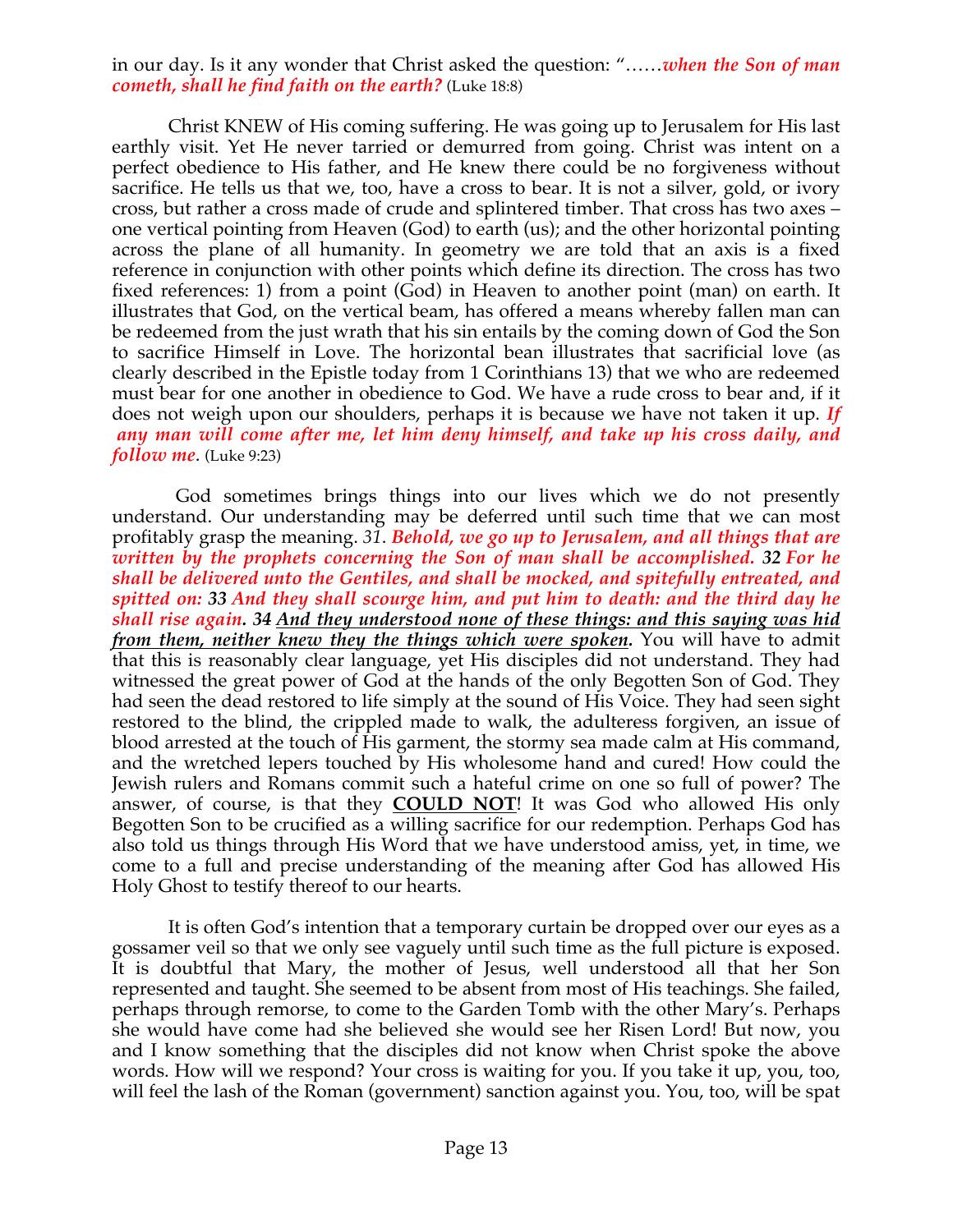in our day. Is it any wonder that Christ asked the question: "……*when the Son of man cometh, shall he find faith on the earth?* (Luke 18:8)

Christ KNEW of His coming suffering. He was going up to Jerusalem for His last earthly visit. Yet He never tarried or demurred from going. Christ was intent on a perfect obedience to His father, and He knew there could be no forgiveness without sacrifice. He tells us that we, too, have a cross to bear. It is not a silver, gold, or ivory cross, but rather a cross made of crude and splintered timber. That cross has two axes – one vertical pointing from Heaven (God) to earth (us); and the other horizontal pointing across the plane of all humanity. In geometry we are told that an axis is a fixed reference in conjunction with other points which define its direction. The cross has two fixed references: 1) from a point (God) in Heaven to another point (man) on earth. It illustrates that God, on the vertical beam, has offered a means whereby fallen man can be redeemed from the just wrath that his sin entails by the coming down of God the Son to sacrifice Himself in Love. The horizontal bean illustrates that sacrificial love (as clearly described in the Epistle today from 1 Corinthians 13) that we who are redeemed must bear for one another in obedience to God. We have a rude cross to bear and, if it does not weigh upon our shoulders, perhaps it is because we have not taken it up. ***If any man will come after me, let him deny himself, and take up his cross daily, and follow me.*** (Luke 9:23)

God sometimes brings things into our lives which we do not presently understand. Our understanding may be deferred until such time that we can most profitably grasp the meaning. *31.* ***Behold, we go up to Jerusalem, and all things that are written by the prophets concerning the Son of man shall be accomplished. 32 For he shall be delivered unto the Gentiles, and shall be mocked, and spitefully entreated, and spitted on: 33 And they shall scourge him, and put him to death: and the third day he shall rise again. 34 <u>And they understood none of these things: and this saying was hid from them, neither knew they the things which were spoken</u>.*** You will have to admit that this is reasonably clear language, yet His disciples did not understand. They had witnessed the great power of God at the hands of the only Begotten Son of God. They had seen the dead restored to life simply at the sound of His Voice. They had seen sight restored to the blind, the crippled made to walk, the adulteress forgiven, an issue of blood arrested at the touch of His garment, the stormy sea made calm at His command, and the wretched lepers touched by His wholesome hand and cured! How could the Jewish rulers and Romans commit such a hateful crime on one so full of power? The answer, of course, is that they **<u>COULD NOT</u>**! It was God who allowed His only Begotten Son to be crucified as a willing sacrifice for our redemption. Perhaps God has also told us things through His Word that we have understood amiss, yet, in time, we come to a full and precise understanding of the meaning after God has allowed His Holy Ghost to testify thereof to our hearts.

It is often God's intention that a temporary curtain be dropped over our eyes as a gossamer veil so that we only see vaguely until such time as the full picture is exposed. It is doubtful that Mary, the mother of Jesus, well understood all that her Son represented and taught. She seemed to be absent from most of His teachings. She failed, perhaps through remorse, to come to the Garden Tomb with the other Mary's. Perhaps she would have come had she believed she would see her Risen Lord! But now, you and I know something that the disciples did not know when Christ spoke the above words. How will we respond? Your cross is waiting for you. If you take it up, you, too, will feel the lash of the Roman (government) sanction against you. You, too, will be spat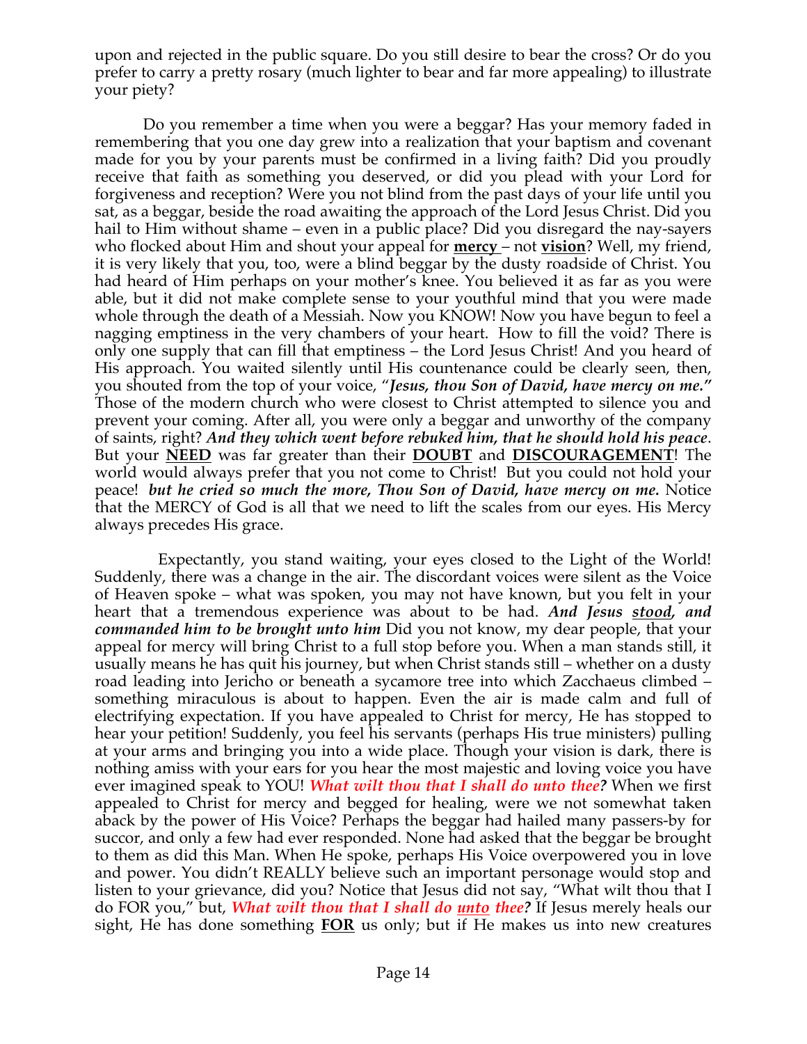upon and rejected in the public square. Do you still desire to bear the cross? Or do you prefer to carry a pretty rosary (much lighter to bear and far more appealing) to illustrate your piety?

Do you remember a time when you were a beggar? Has your memory faded in remembering that you one day grew into a realization that your baptism and covenant made for you by your parents must be confirmed in a living faith? Did you proudly receive that faith as something you deserved, or did you plead with your Lord for forgiveness and reception? Were you not blind from the past days of your life until you sat, as a beggar, beside the road awaiting the approach of the Lord Jesus Christ. Did you hail to Him without shame – even in a public place? Did you disregard the nay-sayers who flocked about Him and shout your appeal for **mercy** – not **vision**? Well, my friend, it is very likely that you, too, were a blind beggar by the dusty roadside of Christ. You had heard of Him perhaps on your mother's knee. You believed it as far as you were able, but it did not make complete sense to your youthful mind that you were made whole through the death of a Messiah. Now you KNOW! Now you have begun to feel a nagging emptiness in the very chambers of your heart. How to fill the void? There is only one supply that can fill that emptiness – the Lord Jesus Christ! And you heard of His approach. You waited silently until His countenance could be clearly seen, then, you shouted from the top of your voice, "*Jesus, thou Son of David, have mercy on me.*" Those of the modern church who were closest to Christ attempted to silence you and prevent your coming. After all, you were only a beggar and unworthy of the company of saints, right? ***And they which went before rebuked him, that he should hold his peace***. But your **NEED** was far greater than their **DOUBT** and **DISCOURAGEMENT**! The world would always prefer that you not come to Christ! But you could not hold your peace! ***but he cried so much the more, Thou Son of David, have mercy on me.*** Notice that the MERCY of God is all that we need to lift the scales from our eyes. His Mercy always precedes His grace.

Expectantly, you stand waiting, your eyes closed to the Light of the World! Suddenly, there was a change in the air. The discordant voices were silent as the Voice of Heaven spoke – what was spoken, you may not have known, but you felt in your heart that a tremendous experience was about to be had. ***And Jesus stood, and commanded him to be brought unto him*** Did you not know, my dear people, that your appeal for mercy will bring Christ to a full stop before you. When a man stands still, it usually means he has quit his journey, but when Christ stands still – whether on a dusty road leading into Jericho or beneath a sycamore tree into which Zacchaeus climbed – something miraculous is about to happen. Even the air is made calm and full of electrifying expectation. If you have appealed to Christ for mercy, He has stopped to hear your petition! Suddenly, you feel his servants (perhaps His true ministers) pulling at your arms and bringing you into a wide place. Though your vision is dark, there is nothing amiss with your ears for you hear the most majestic and loving voice you have ever imagined speak to YOU! ***What wilt thou that I shall do unto thee?*** When we first appealed to Christ for mercy and begged for healing, were we not somewhat taken aback by the power of His Voice? Perhaps the beggar had hailed many passers-by for succor, and only a few had ever responded. None had asked that the beggar be brought to them as did this Man. When He spoke, perhaps His Voice overpowered you in love and power. You didn't REALLY believe such an important personage would stop and listen to your grievance, did you? Notice that Jesus did not say, "What wilt thou that I do FOR you," but, ***What wilt thou that I shall do unto thee?*** If Jesus merely heals our sight, He has done something **FOR** us only; but if He makes us into new creatures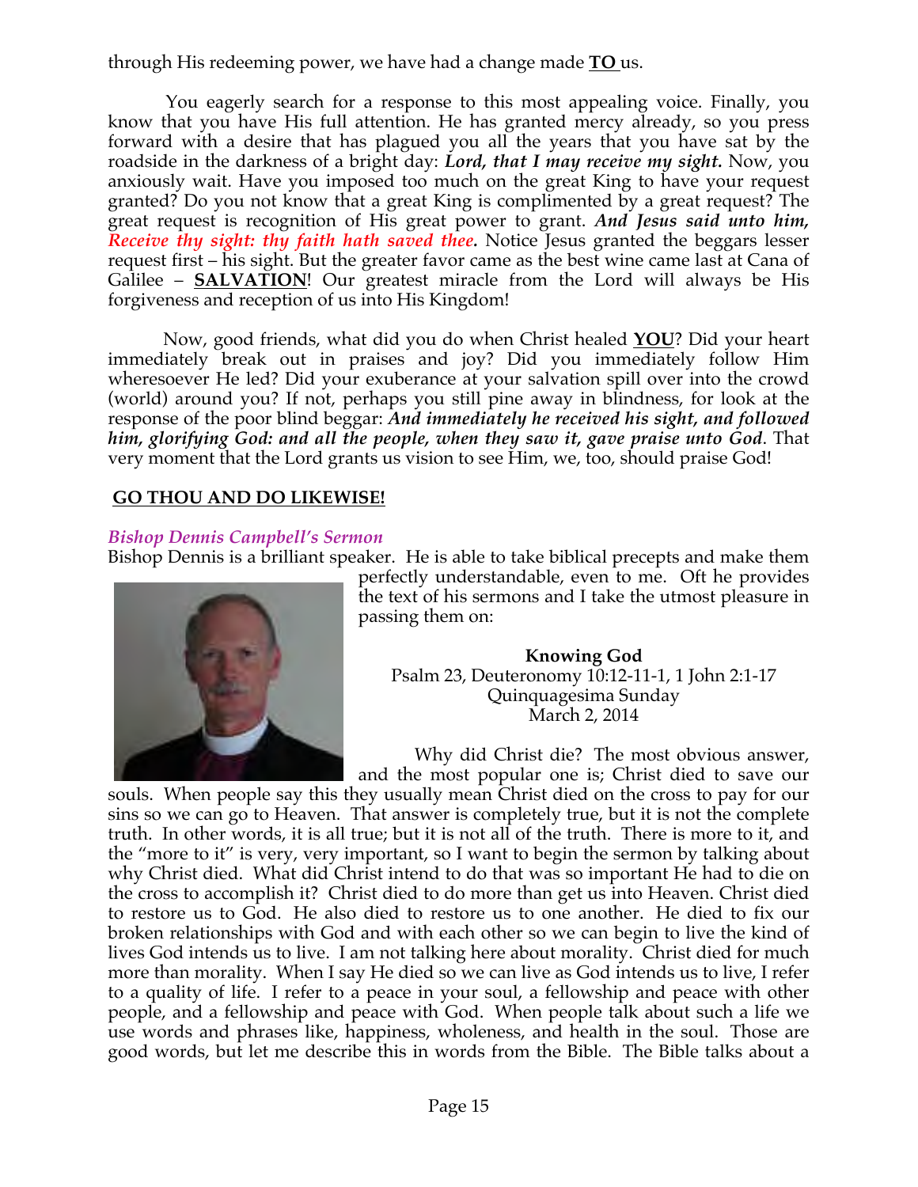through His redeeming power, we have had a change made **TO** us.

You eagerly search for a response to this most appealing voice. Finally, you know that you have His full attention. He has granted mercy already, so you press forward with a desire that has plagued you all the years that you have sat by the roadside in the darkness of a bright day: ***Lord, that I may receive my sight.*** Now, you anxiously wait. Have you imposed too much on the great King to have your request granted? Do you not know that a great King is complimented by a great request? The great request is recognition of His great power to grant. ***And Jesus said unto him, Receive thy sight: thy faith hath saved thee.*** Notice Jesus granted the beggars lesser request first – his sight. But the greater favor came as the best wine came last at Cana of Galilee – **SALVATION**! Our greatest miracle from the Lord will always be His forgiveness and reception of us into His Kingdom!

Now, good friends, what did you do when Christ healed **YOU**? Did your heart immediately break out in praises and joy? Did you immediately follow Him wheresoever He led? Did your exuberance at your salvation spill over into the crowd (world) around you? If not, perhaps you still pine away in blindness, for look at the response of the poor blind beggar: ***And immediately he received his sight, and followed him, glorifying God: and all the people, when they saw it, gave praise unto God***. That very moment that the Lord grants us vision to see Him, we, too, should praise God!

**GO THOU AND DO LIKEWISE!**

*Bishop Dennis Campbell's Sermon*

Bishop Dennis is a brilliant speaker. He is able to take biblical precepts and make them perfectly understandable, even to me. Oft he provides the text of his sermons and I take the utmost pleasure in passing them on:

**Knowing God**
Psalm 23, Deuteronomy 10:12-11-1, 1 John 2:1-17
Quinquagesima Sunday
March 2, 2014

Why did Christ die? The most obvious answer, and the most popular one is; Christ died to save our souls. When people say this they usually mean Christ died on the cross to pay for our sins so we can go to Heaven. That answer is completely true, but it is not the complete truth. In other words, it is all true; but it is not all of the truth. There is more to it, and the "more to it" is very, very important, so I want to begin the sermon by talking about why Christ died. What did Christ intend to do that was so important He had to die on the cross to accomplish it? Christ died to do more than get us into Heaven. Christ died to restore us to God. He also died to restore us to one another. He died to fix our broken relationships with God and with each other so we can begin to live the kind of lives God intends us to live. I am not talking here about morality. Christ died for much more than morality. When I say He died so we can live as God intends us to live, I refer to a quality of life. I refer to a peace in your soul, a fellowship and peace with other people, and a fellowship and peace with God. When people talk about such a life we use words and phrases like, happiness, wholeness, and health in the soul. Those are good words, but let me describe this in words from the Bible. The Bible talks about a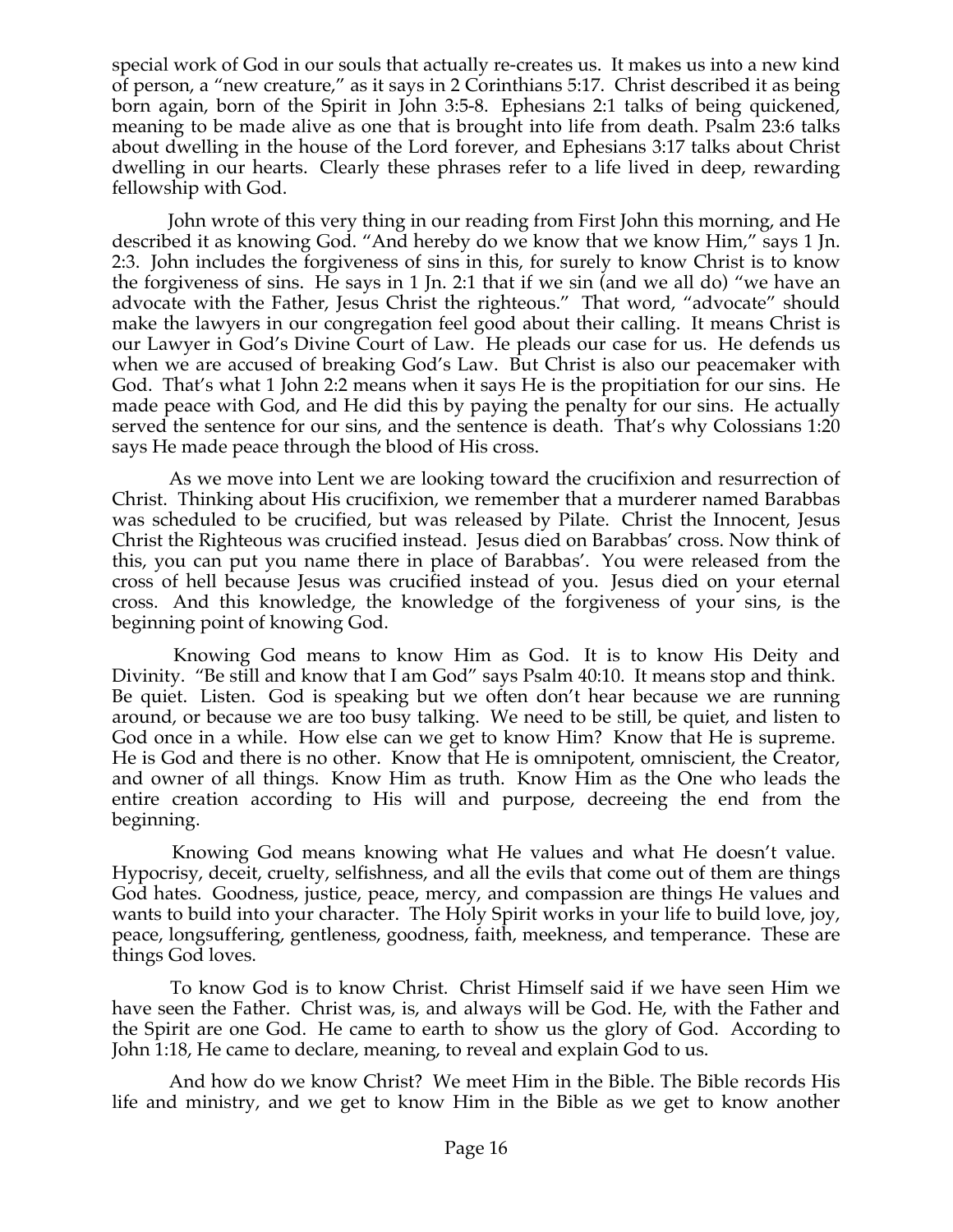special work of God in our souls that actually re-creates us. It makes us into a new kind of person, a "new creature," as it says in 2 Corinthians 5:17. Christ described it as being born again, born of the Spirit in John 3:5-8. Ephesians 2:1 talks of being quickened, meaning to be made alive as one that is brought into life from death. Psalm 23:6 talks about dwelling in the house of the Lord forever, and Ephesians 3:17 talks about Christ dwelling in our hearts. Clearly these phrases refer to a life lived in deep, rewarding fellowship with God.

John wrote of this very thing in our reading from First John this morning, and He described it as knowing God. "And hereby do we know that we know Him," says 1 Jn. 2:3. John includes the forgiveness of sins in this, for surely to know Christ is to know the forgiveness of sins. He says in 1 Jn. 2:1 that if we sin (and we all do) "we have an advocate with the Father, Jesus Christ the righteous." That word, "advocate" should make the lawyers in our congregation feel good about their calling. It means Christ is our Lawyer in God's Divine Court of Law. He pleads our case for us. He defends us when we are accused of breaking God's Law. But Christ is also our peacemaker with God. That's what 1 John 2:2 means when it says He is the propitiation for our sins. He made peace with God, and He did this by paying the penalty for our sins. He actually served the sentence for our sins, and the sentence is death. That's why Colossians 1:20 says He made peace through the blood of His cross.

As we move into Lent we are looking toward the crucifixion and resurrection of Christ. Thinking about His crucifixion, we remember that a murderer named Barabbas was scheduled to be crucified, but was released by Pilate. Christ the Innocent, Jesus Christ the Righteous was crucified instead. Jesus died on Barabbas' cross. Now think of this, you can put you name there in place of Barabbas'. You were released from the cross of hell because Jesus was crucified instead of you. Jesus died on your eternal cross. And this knowledge, the knowledge of the forgiveness of your sins, is the beginning point of knowing God.

Knowing God means to know Him as God. It is to know His Deity and Divinity. "Be still and know that I am God" says Psalm 40:10. It means stop and think. Be quiet. Listen. God is speaking but we often don't hear because we are running around, or because we are too busy talking. We need to be still, be quiet, and listen to God once in a while. How else can we get to know Him? Know that He is supreme. He is God and there is no other. Know that He is omnipotent, omniscient, the Creator, and owner of all things. Know Him as truth. Know Him as the One who leads the entire creation according to His will and purpose, decreeing the end from the beginning.

Knowing God means knowing what He values and what He doesn't value. Hypocrisy, deceit, cruelty, selfishness, and all the evils that come out of them are things God hates. Goodness, justice, peace, mercy, and compassion are things He values and wants to build into your character. The Holy Spirit works in your life to build love, joy, peace, longsuffering, gentleness, goodness, faith, meekness, and temperance. These are things God loves.

To know God is to know Christ. Christ Himself said if we have seen Him we have seen the Father. Christ was, is, and always will be God. He, with the Father and the Spirit are one God. He came to earth to show us the glory of God. According to John 1:18, He came to declare, meaning, to reveal and explain God to us.

And how do we know Christ? We meet Him in the Bible. The Bible records His life and ministry, and we get to know Him in the Bible as we get to know another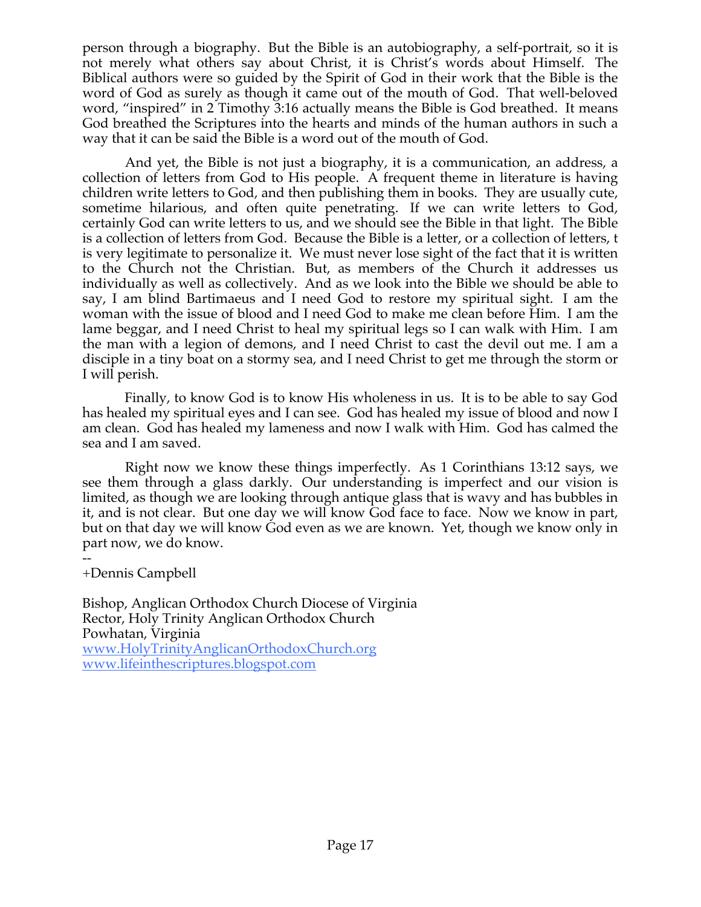person through a biography. But the Bible is an autobiography, a self-portrait, so it is not merely what others say about Christ, it is Christ's words about Himself. The Biblical authors were so guided by the Spirit of God in their work that the Bible is the word of God as surely as though it came out of the mouth of God. That well-beloved word, "inspired" in 2 Timothy 3:16 actually means the Bible is God breathed. It means God breathed the Scriptures into the hearts and minds of the human authors in such a way that it can be said the Bible is a word out of the mouth of God.

And yet, the Bible is not just a biography, it is a communication, an address, a collection of letters from God to His people. A frequent theme in literature is having children write letters to God, and then publishing them in books. They are usually cute, sometime hilarious, and often quite penetrating. If we can write letters to God, certainly God can write letters to us, and we should see the Bible in that light. The Bible is a collection of letters from God. Because the Bible is a letter, or a collection of letters, t is very legitimate to personalize it. We must never lose sight of the fact that it is written to the Church not the Christian. But, as members of the Church it addresses us individually as well as collectively. And as we look into the Bible we should be able to say, I am blind Bartimaeus and I need God to restore my spiritual sight. I am the woman with the issue of blood and I need God to make me clean before Him. I am the lame beggar, and I need Christ to heal my spiritual legs so I can walk with Him. I am the man with a legion of demons, and I need Christ to cast the devil out me. I am a disciple in a tiny boat on a stormy sea, and I need Christ to get me through the storm or I will perish.

Finally, to know God is to know His wholeness in us. It is to be able to say God has healed my spiritual eyes and I can see. God has healed my issue of blood and now I am clean. God has healed my lameness and now I walk with Him. God has calmed the sea and I am saved.

Right now we know these things imperfectly. As 1 Corinthians 13:12 says, we see them through a glass darkly. Our understanding is imperfect and our vision is limited, as though we are looking through antique glass that is wavy and has bubbles in it, and is not clear. But one day we will know God face to face. Now we know in part, but on that day we will know God even as we are known. Yet, though we know only in part now, we do know.

--
+Dennis Campbell

Bishop, Anglican Orthodox Church Diocese of Virginia
Rector, Holy Trinity Anglican Orthodox Church
Powhatan, Virginia
www.HolyTrinityAnglicanOrthodoxChurch.org
www.lifeinthescriptures.blogspot.com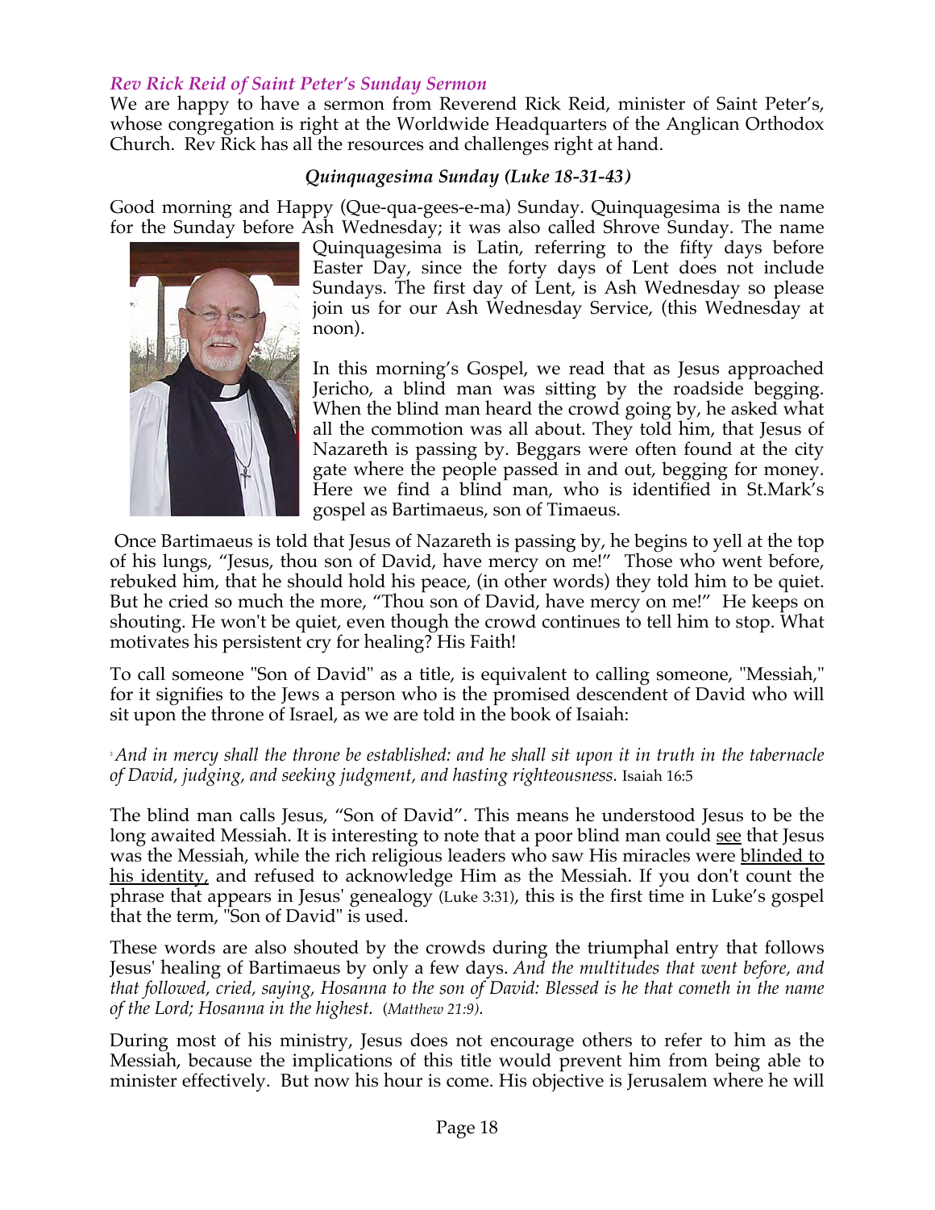### *Rev Rick Reid of Saint Peter's Sunday Sermon*

We are happy to have a sermon from Reverend Rick Reid, minister of Saint Peter's, whose congregation is right at the Worldwide Headquarters of the Anglican Orthodox Church. Rev Rick has all the resources and challenges right at hand.

#### *Quinquagesima Sunday (Luke 18-31-43)*

Good morning and Happy (Que-qua-gees-e-ma) Sunday. Quinquagesima is the name for the Sunday before Ash Wednesday; it was also called Shrove Sunday. The name Quinquagesima is Latin, referring to the fifty days before Easter Day, since the forty days of Lent does not include Sundays. The first day of Lent, is Ash Wednesday so please join us for our Ash Wednesday Service, (this Wednesday at noon).

In this morning's Gospel, we read that as Jesus approached Jericho, a blind man was sitting by the roadside begging. When the blind man heard the crowd going by, he asked what all the commotion was all about. They told him, that Jesus of Nazareth is passing by. Beggars were often found at the city gate where the people passed in and out, begging for money. Here we find a blind man, who is identified in St.Mark's gospel as Bartimaeus, son of Timaeus.

Once Bartimaeus is told that Jesus of Nazareth is passing by, he begins to yell at the top of his lungs, "Jesus, thou son of David, have mercy on me!" Those who went before, rebuked him, that he should hold his peace, (in other words) they told him to be quiet. But he cried so much the more, "Thou son of David, have mercy on me!" He keeps on shouting. He won't be quiet, even though the crowd continues to tell him to stop. What motivates his persistent cry for healing? His Faith!

To call someone "Son of David" as a title, is equivalent to calling someone, "Messiah," for it signifies to the Jews a person who is the promised descendent of David who will sit upon the throne of Israel, as we are told in the book of Isaiah:

[5] *And in mercy shall the throne be established: and he shall sit upon it in truth in the tabernacle of David, judging, and seeking judgment, and hasting righteousness.* Isaiah 16:5

The blind man calls Jesus, "Son of David". This means he understood Jesus to be the long awaited Messiah. It is interesting to note that a poor blind man could <u>see</u> that Jesus was the Messiah, while the rich religious leaders who saw His miracles were <u>blinded to his identity,</u> and refused to acknowledge Him as the Messiah. If you don't count the phrase that appears in Jesus' genealogy (Luke 3:31), this is the first time in Luke's gospel that the term, "Son of David" is used.

These words are also shouted by the crowds during the triumphal entry that follows Jesus' healing of Bartimaeus by only a few days. *And the multitudes that went before, and that followed, cried, saying, Hosanna to the son of David: Blessed is he that cometh in the name of the Lord; Hosanna in the highest.* (*Matthew 21:9*).

During most of his ministry, Jesus does not encourage others to refer to him as the Messiah, because the implications of this title would prevent him from being able to minister effectively. But now his hour is come. His objective is Jerusalem where he will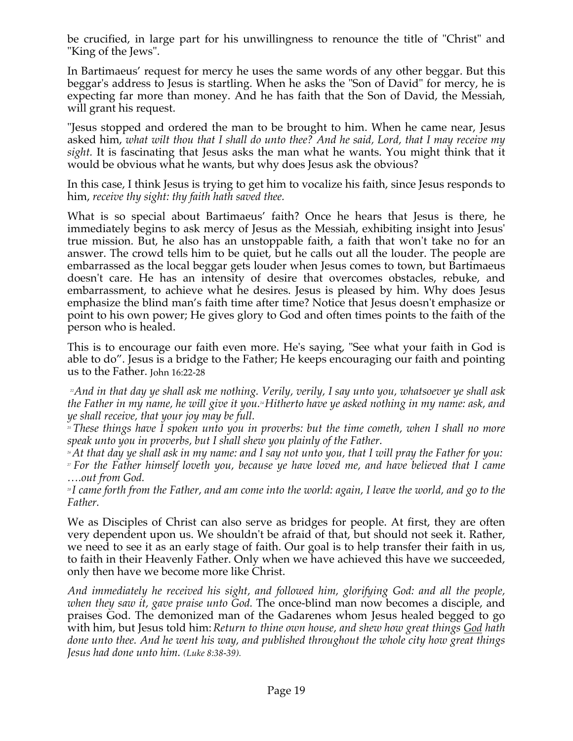be crucified, in large part for his unwillingness to renounce the title of "Christ" and "King of the Jews".

In Bartimaeus' request for mercy he uses the same words of any other beggar. But this beggar's address to Jesus is startling. When he asks the "Son of David" for mercy, he is expecting far more than money. And he has faith that the Son of David, the Messiah, will grant his request.

"Jesus stopped and ordered the man to be brought to him. When he came near, Jesus asked him, *what wilt thou that I shall do unto thee? And he said, Lord, that I may receive my sight.* It is fascinating that Jesus asks the man what he wants. You might think that it would be obvious what he wants, but why does Jesus ask the obvious?

In this case, I think Jesus is trying to get him to vocalize his faith, since Jesus responds to him, *receive thy sight: thy faith hath saved thee.*

What is so special about Bartimaeus' faith? Once he hears that Jesus is there, he immediately begins to ask mercy of Jesus as the Messiah, exhibiting insight into Jesus' true mission. But, he also has an unstoppable faith, a faith that won't take no for an answer. The crowd tells him to be quiet, but he calls out all the louder. The people are embarrassed as the local beggar gets louder when Jesus comes to town, but Bartimaeus doesn't care. He has an intensity of desire that overcomes obstacles, rebuke, and embarrassment, to achieve what he desires. Jesus is pleased by him. Why does Jesus emphasize the blind man's faith time after time? Notice that Jesus doesn't emphasize or point to his own power; He gives glory to God and often times points to the faith of the person who is healed.

This is to encourage our faith even more. He's saying, "See what your faith in God is able to do". Jesus is a bridge to the Father; He keeps encouraging our faith and pointing us to the Father. John 16:22-28

[22]*And in that day ye shall ask me nothing. Verily, verily, I say unto you, whatsoever ye shall ask the Father in my name, he will give it you.*[24]*Hitherto have ye asked nothing in my name: ask, and ye shall receive, that your joy may be full.*

[25] *These things have I spoken unto you in proverbs: but the time cometh, when I shall no more speak unto you in proverbs, but I shall shew you plainly of the Father.*

[26] *At that day ye shall ask in my name: and I say not unto you, that I will pray the Father for you:*

[27] *For the Father himself loveth you, because ye have loved me, and have believed that I came ….out from God.*

[28] *I came forth from the Father, and am come into the world: again, I leave the world, and go to the Father.*

We as Disciples of Christ can also serve as bridges for people. At first, they are often very dependent upon us. We shouldn't be afraid of that, but should not seek it. Rather, we need to see it as an early stage of faith. Our goal is to help transfer their faith in us, to faith in their Heavenly Father. Only when we have achieved this have we succeeded, only then have we become more like Christ.

*And immediately he received his sight, and followed him, glorifying God: and all the people, when they saw it, gave praise unto God.* The once-blind man now becomes a disciple, and praises God. The demonized man of the Gadarenes whom Jesus healed begged to go with him, but Jesus told him: *Return to thine own house, and shew how great things <u>God</u> hath done unto thee. And he went his way, and published throughout the whole city how great things Jesus had done unto him. (Luke 8:38-39).*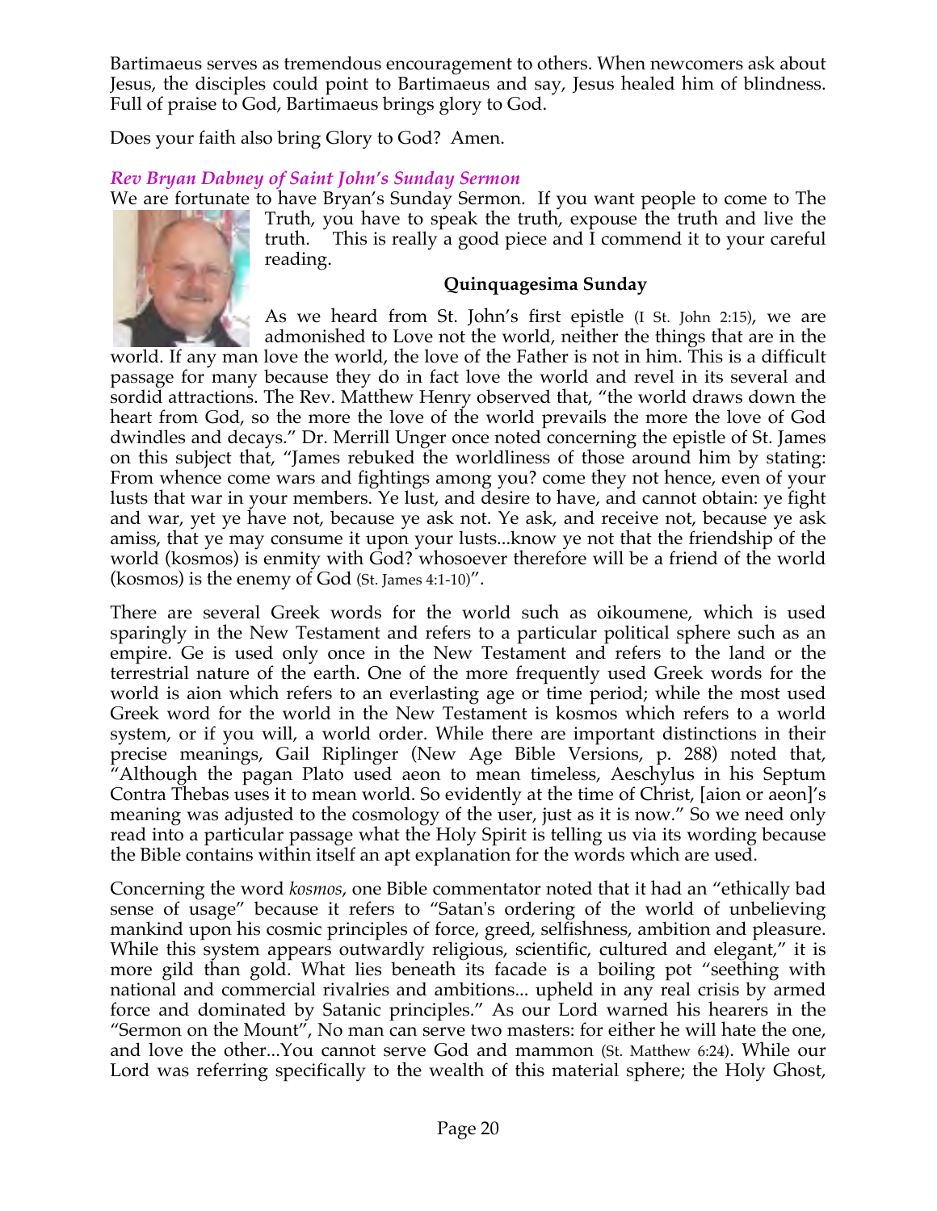Bartimaeus serves as tremendous encouragement to others. When newcomers ask about Jesus, the disciples could point to Bartimaeus and say, Jesus healed him of blindness. Full of praise to God, Bartimaeus brings glory to God.

Does your faith also bring Glory to God? Amen.

### *Rev Bryan Dabney of Saint John's Sunday Sermon*

We are fortunate to have Bryan's Sunday Sermon. If you want people to come to The Truth, you have to speak the truth, expouse the truth and live the truth. This is really a good piece and I commend it to your careful reading.

**Quinquagesima Sunday**

As we heard from St. John's first epistle (I St. John 2:15), we are admonished to Love not the world, neither the things that are in the world. If any man love the world, the love of the Father is not in him. This is a difficult passage for many because they do in fact love the world and revel in its several and sordid attractions. The Rev. Matthew Henry observed that, "the world draws down the heart from God, so the more the love of the world prevails the more the love of God dwindles and decays." Dr. Merrill Unger once noted concerning the epistle of St. James on this subject that, "James rebuked the worldliness of those around him by stating: From whence come wars and fightings among you? come they not hence, even of your lusts that war in your members. Ye lust, and desire to have, and cannot obtain: ye fight and war, yet ye have not, because ye ask not. Ye ask, and receive not, because ye ask amiss, that ye may consume it upon your lusts...know ye not that the friendship of the world (kosmos) is enmity with God? whosoever therefore will be a friend of the world (kosmos) is the enemy of God (St. James 4:1-10)".

There are several Greek words for the world such as oikoumene, which is used sparingly in the New Testament and refers to a particular political sphere such as an empire. Ge is used only once in the New Testament and refers to the land or the terrestrial nature of the earth. One of the more frequently used Greek words for the world is aion which refers to an everlasting age or time period; while the most used Greek word for the world in the New Testament is kosmos which refers to a world system, or if you will, a world order. While there are important distinctions in their precise meanings, Gail Riplinger (New Age Bible Versions, p. 288) noted that, "Although the pagan Plato used aeon to mean timeless, Aeschylus in his Septum Contra Thebas uses it to mean world. So evidently at the time of Christ, [aion or aeon]'s meaning was adjusted to the cosmology of the user, just as it is now." So we need only read into a particular passage what the Holy Spirit is telling us via its wording because the Bible contains within itself an apt explanation for the words which are used.

Concerning the word *kosmos*, one Bible commentator noted that it had an "ethically bad sense of usage" because it refers to "Satan's ordering of the world of unbelieving mankind upon his cosmic principles of force, greed, selfishness, ambition and pleasure. While this system appears outwardly religious, scientific, cultured and elegant," it is more gild than gold. What lies beneath its facade is a boiling pot "seething with national and commercial rivalries and ambitions... upheld in any real crisis by armed force and dominated by Satanic principles." As our Lord warned his hearers in the "Sermon on the Mount", No man can serve two masters: for either he will hate the one, and love the other...You cannot serve God and mammon (St. Matthew 6:24). While our Lord was referring specifically to the wealth of this material sphere; the Holy Ghost,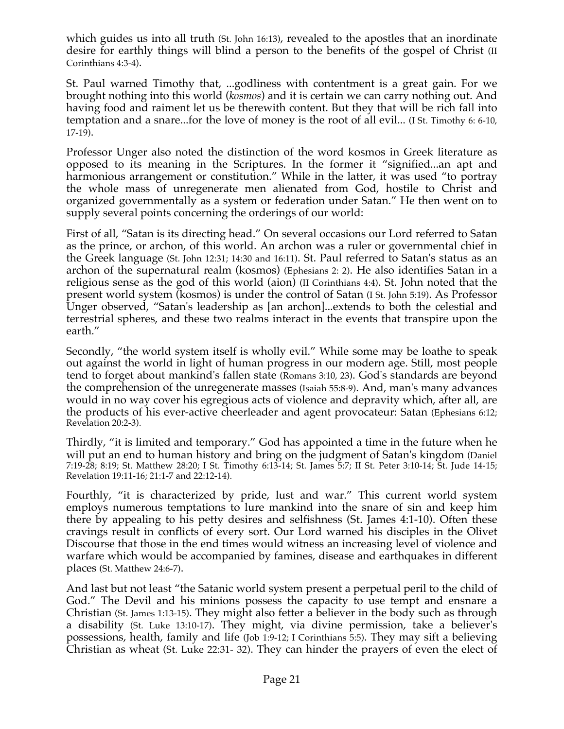which guides us into all truth (St. John 16:13), revealed to the apostles that an inordinate desire for earthly things will blind a person to the benefits of the gospel of Christ (II Corinthians 4:3-4).

St. Paul warned Timothy that, ...godliness with contentment is a great gain. For we brought nothing into this world (*kosmos*) and it is certain we can carry nothing out. And having food and raiment let us be therewith content. But they that will be rich fall into temptation and a snare...for the love of money is the root of all evil... (I St. Timothy 6: 6-10, 17-19).

Professor Unger also noted the distinction of the word kosmos in Greek literature as opposed to its meaning in the Scriptures. In the former it "signified...an apt and harmonious arrangement or constitution." While in the latter, it was used "to portray the whole mass of unregenerate men alienated from God, hostile to Christ and organized governmentally as a system or federation under Satan." He then went on to supply several points concerning the orderings of our world:

First of all, "Satan is its directing head." On several occasions our Lord referred to Satan as the prince, or archon, of this world. An archon was a ruler or governmental chief in the Greek language (St. John 12:31; 14:30 and 16:11). St. Paul referred to Satan's status as an archon of the supernatural realm (kosmos) (Ephesians 2: 2). He also identifies Satan in a religious sense as the god of this world (aion) (II Corinthians 4:4). St. John noted that the present world system (kosmos) is under the control of Satan (I St. John 5:19). As Professor Unger observed, "Satan's leadership as [an archon]...extends to both the celestial and terrestrial spheres, and these two realms interact in the events that transpire upon the earth."

Secondly, "the world system itself is wholly evil." While some may be loathe to speak out against the world in light of human progress in our modern age. Still, most people tend to forget about mankind's fallen state (Romans 3:10, 23). God's standards are beyond the comprehension of the unregenerate masses (Isaiah 55:8-9). And, man's many advances would in no way cover his egregious acts of violence and depravity which, after all, are the products of his ever-active cheerleader and agent provocateur: Satan (Ephesians 6:12; Revelation 20:2-3).

Thirdly, "it is limited and temporary." God has appointed a time in the future when he will put an end to human history and bring on the judgment of Satan's kingdom (Daniel 7:19-28; 8:19; St. Matthew 28:20; I St. Timothy 6:13-14; St. James 5:7; II St. Peter 3:10-14; St. Jude 14-15; Revelation 19:11-16; 21:1-7 and 22:12-14).

Fourthly, "it is characterized by pride, lust and war." This current world system employs numerous temptations to lure mankind into the snare of sin and keep him there by appealing to his petty desires and selfishness (St. James 4:1-10). Often these cravings result in conflicts of every sort. Our Lord warned his disciples in the Olivet Discourse that those in the end times would witness an increasing level of violence and warfare which would be accompanied by famines, disease and earthquakes in different places (St. Matthew 24:6-7).

And last but not least "the Satanic world system present a perpetual peril to the child of God." The Devil and his minions possess the capacity to use tempt and ensnare a Christian (St. James 1:13-15). They might also fetter a believer in the body such as through a disability (St. Luke 13:10-17). They might, via divine permission, take a believer's possessions, health, family and life (Job 1:9-12; I Corinthians 5:5). They may sift a believing Christian as wheat (St. Luke 22:31- 32). They can hinder the prayers of even the elect of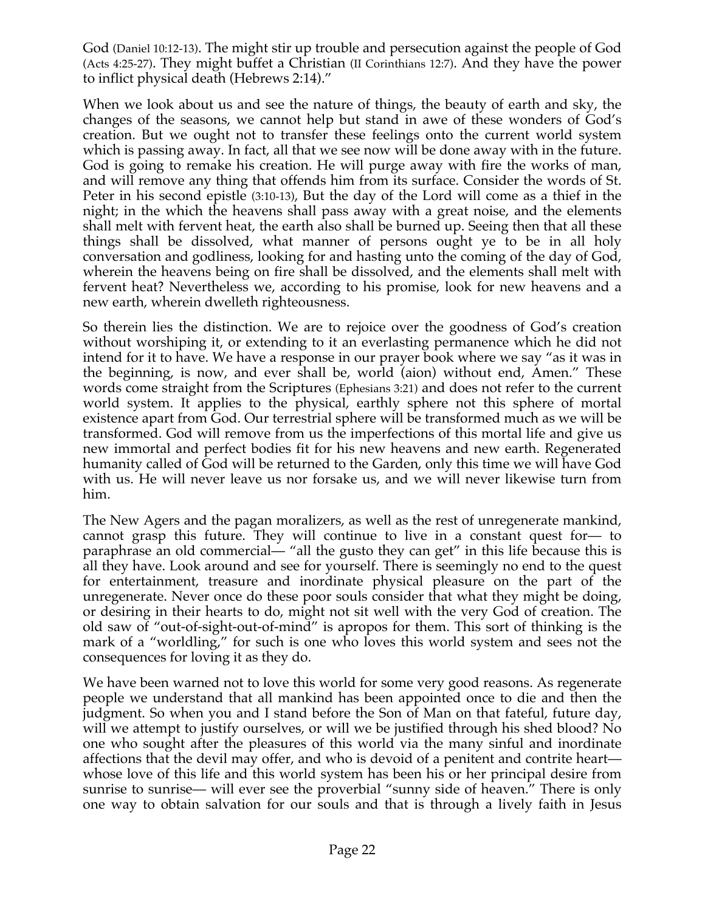God (Daniel 10:12-13). The might stir up trouble and persecution against the people of God (Acts 4:25-27). They might buffet a Christian (II Corinthians 12:7). And they have the power to inflict physical death (Hebrews 2:14)."

When we look about us and see the nature of things, the beauty of earth and sky, the changes of the seasons, we cannot help but stand in awe of these wonders of God's creation. But we ought not to transfer these feelings onto the current world system which is passing away. In fact, all that we see now will be done away with in the future. God is going to remake his creation. He will purge away with fire the works of man, and will remove any thing that offends him from its surface. Consider the words of St. Peter in his second epistle (3:10-13), But the day of the Lord will come as a thief in the night; in the which the heavens shall pass away with a great noise, and the elements shall melt with fervent heat, the earth also shall be burned up. Seeing then that all these things shall be dissolved, what manner of persons ought ye to be in all holy conversation and godliness, looking for and hasting unto the coming of the day of God, wherein the heavens being on fire shall be dissolved, and the elements shall melt with fervent heat? Nevertheless we, according to his promise, look for new heavens and a new earth, wherein dwelleth righteousness.

So therein lies the distinction. We are to rejoice over the goodness of God's creation without worshiping it, or extending to it an everlasting permanence which he did not intend for it to have. We have a response in our prayer book where we say "as it was in the beginning, is now, and ever shall be, world (aion) without end, Amen." These words come straight from the Scriptures (Ephesians 3:21) and does not refer to the current world system. It applies to the physical, earthly sphere not this sphere of mortal existence apart from God. Our terrestrial sphere will be transformed much as we will be transformed. God will remove from us the imperfections of this mortal life and give us new immortal and perfect bodies fit for his new heavens and new earth. Regenerated humanity called of God will be returned to the Garden, only this time we will have God with us. He will never leave us nor forsake us, and we will never likewise turn from him.

The New Agers and the pagan moralizers, as well as the rest of unregenerate mankind, cannot grasp this future. They will continue to live in a constant quest for— to paraphrase an old commercial— "all the gusto they can get" in this life because this is all they have. Look around and see for yourself. There is seemingly no end to the quest for entertainment, treasure and inordinate physical pleasure on the part of the unregenerate. Never once do these poor souls consider that what they might be doing, or desiring in their hearts to do, might not sit well with the very God of creation. The old saw of "out-of-sight-out-of-mind" is apropos for them. This sort of thinking is the mark of a "worldling," for such is one who loves this world system and sees not the consequences for loving it as they do.

We have been warned not to love this world for some very good reasons. As regenerate people we understand that all mankind has been appointed once to die and then the judgment. So when you and I stand before the Son of Man on that fateful, future day, will we attempt to justify ourselves, or will we be justified through his shed blood? No one who sought after the pleasures of this world via the many sinful and inordinate affections that the devil may offer, and who is devoid of a penitent and contrite heart— whose love of this life and this world system has been his or her principal desire from sunrise to sunrise— will ever see the proverbial "sunny side of heaven." There is only one way to obtain salvation for our souls and that is through a lively faith in Jesus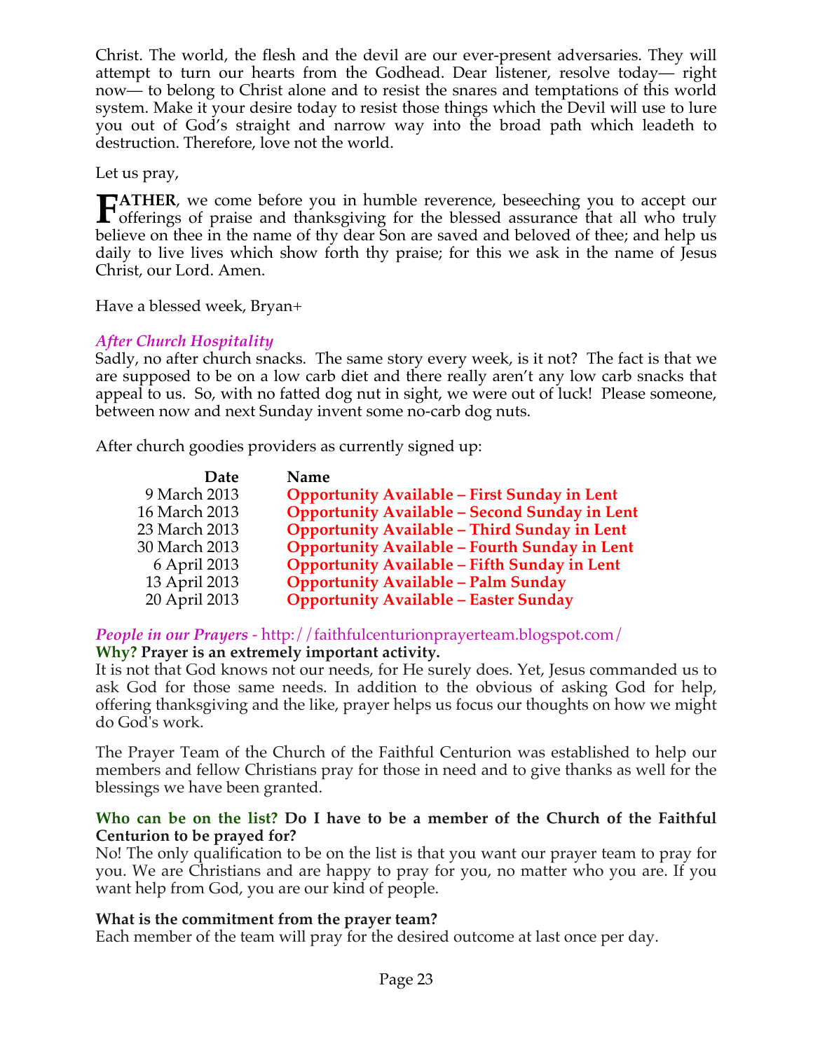Christ. The world, the flesh and the devil are our ever-present adversaries. They will attempt to turn our hearts from the Godhead. Dear listener, resolve today— right now— to belong to Christ alone and to resist the snares and temptations of this world system. Make it your desire today to resist those things which the Devil will use to lure you out of God's straight and narrow way into the broad path which leadeth to destruction. Therefore, love not the world.

Let us pray,

**FATHER**, we come before you in humble reverence, beseeching you to accept our offerings of praise and thanksgiving for the blessed assurance that all who truly believe on thee in the name of thy dear Son are saved and beloved of thee; and help us daily to live lives which show forth thy praise; for this we ask in the name of Jesus Christ, our Lord. Amen.

Have a blessed week, Bryan+

### *After Church Hospitality*

Sadly, no after church snacks. The same story every week, is it not? The fact is that we are supposed to be on a low carb diet and there really aren't any low carb snacks that appeal to us. So, with no fatted dog nut in sight, we were out of luck! Please someone, between now and next Sunday invent some no-carb dog nuts.

After church goodies providers as currently signed up:

| Date | Name |
|---:|---|
| 9 March 2013 | **Opportunity Available – First Sunday in Lent** |
| 16 March 2013 | **Opportunity Available – Second Sunday in Lent** |
| 23 March 2013 | **Opportunity Available – Third Sunday in Lent** |
| 30 March 2013 | **Opportunity Available – Fourth Sunday in Lent** |
| 6 April 2013 | **Opportunity Available – Fifth Sunday in Lent** |
| 13 April 2013 | **Opportunity Available – Palm Sunday** |
| 20 April 2013 | **Opportunity Available – Easter Sunday** |

### *People in our Prayers* - http://faithfulcenturionprayerteam.blogspot.com/

**Why? Prayer is an extremely important activity.**

It is not that God knows not our needs, for He surely does. Yet, Jesus commanded us to ask God for those same needs. In addition to the obvious of asking God for help, offering thanksgiving and the like, prayer helps us focus our thoughts on how we might do God's work.

The Prayer Team of the Church of the Faithful Centurion was established to help our members and fellow Christians pray for those in need and to give thanks as well for the blessings we have been granted.

**Who can be on the list? Do I have to be a member of the Church of the Faithful Centurion to be prayed for?**

No! The only qualification to be on the list is that you want our prayer team to pray for you. We are Christians and are happy to pray for you, no matter who you are. If you want help from God, you are our kind of people.

**What is the commitment from the prayer team?**

Each member of the team will pray for the desired outcome at last once per day.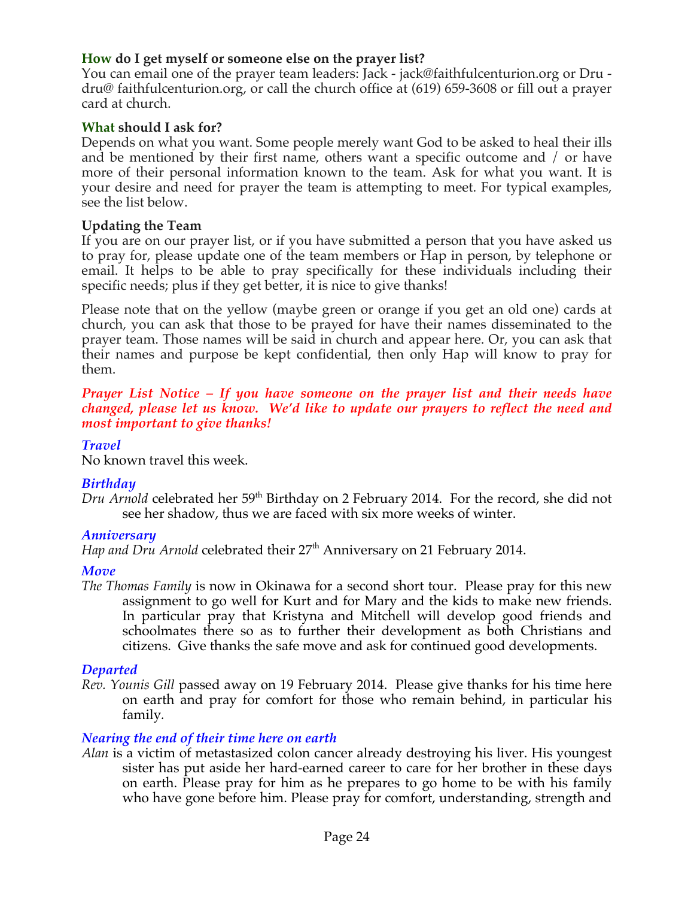**How do I get myself or someone else on the prayer list?**
You can email one of the prayer team leaders: Jack - jack@faithfulcenturion.org or Dru - dru@ faithfulcenturion.org, or call the church office at (619) 659-3608 or fill out a prayer card at church.

**What should I ask for?**
Depends on what you want. Some people merely want God to be asked to heal their ills and be mentioned by their first name, others want a specific outcome and / or have more of their personal information known to the team. Ask for what you want. It is your desire and need for prayer the team is attempting to meet. For typical examples, see the list below.

**Updating the Team**
If you are on our prayer list, or if you have submitted a person that you have asked us to pray for, please update one of the team members or Hap in person, by telephone or email. It helps to be able to pray specifically for these individuals including their specific needs; plus if they get better, it is nice to give thanks!

Please note that on the yellow (maybe green or orange if you get an old one) cards at church, you can ask that those to be prayed for have their names disseminated to the prayer team. Those names will be said in church and appear here. Or, you can ask that their names and purpose be kept confidential, then only Hap will know to pray for them.

***Prayer List Notice – If you have someone on the prayer list and their needs have changed, please let us know. We'd like to update our prayers to reflect the need and most important to give thanks!***

***Travel***
No known travel this week.

***Birthday***
*Dru Arnold* celebrated her 59th Birthday on 2 February 2014. For the record, she did not see her shadow, thus we are faced with six more weeks of winter.

***Anniversary***
*Hap and Dru Arnold* celebrated their 27th Anniversary on 21 February 2014.

***Move***
*The Thomas Family* is now in Okinawa for a second short tour. Please pray for this new assignment to go well for Kurt and for Mary and the kids to make new friends. In particular pray that Kristyna and Mitchell will develop good friends and schoolmates there so as to further their development as both Christians and citizens. Give thanks the safe move and ask for continued good developments.

***Departed***
*Rev. Younis Gill* passed away on 19 February 2014. Please give thanks for his time here on earth and pray for comfort for those who remain behind, in particular his family.

***Nearing the end of their time here on earth***
*Alan* is a victim of metastasized colon cancer already destroying his liver. His youngest sister has put aside her hard-earned career to care for her brother in these days on earth. Please pray for him as he prepares to go home to be with his family who have gone before him. Please pray for comfort, understanding, strength and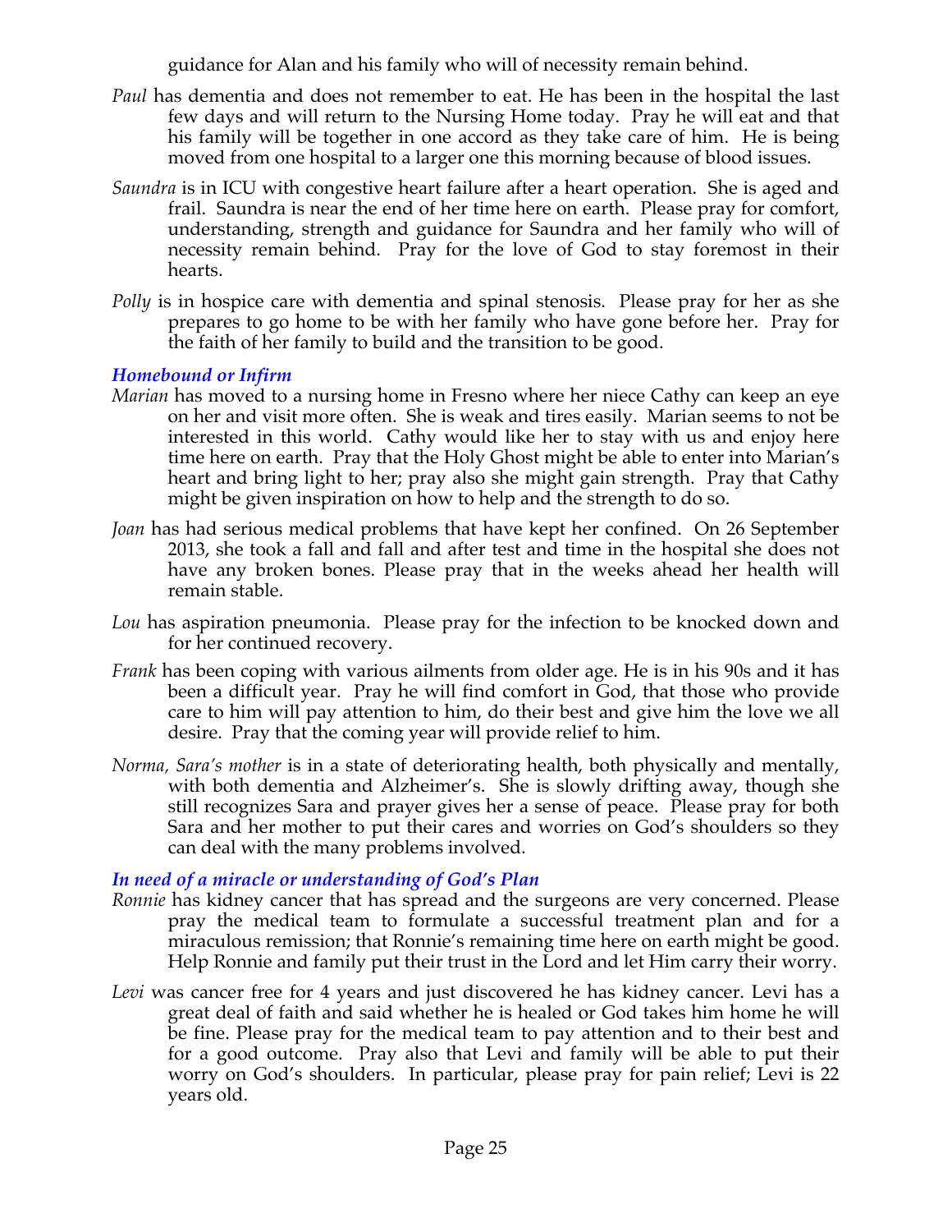guidance for Alan and his family who will of necessity remain behind.

*Paul* has dementia and does not remember to eat. He has been in the hospital the last few days and will return to the Nursing Home today. Pray he will eat and that his family will be together in one accord as they take care of him. He is being moved from one hospital to a larger one this morning because of blood issues.

*Saundra* is in ICU with congestive heart failure after a heart operation. She is aged and frail. Saundra is near the end of her time here on earth. Please pray for comfort, understanding, strength and guidance for Saundra and her family who will of necessity remain behind. Pray for the love of God to stay foremost in their hearts.

*Polly* is in hospice care with dementia and spinal stenosis. Please pray for her as she prepares to go home to be with her family who have gone before her. Pray for the faith of her family to build and the transition to be good.

### *Homebound or Infirm*

*Marian* has moved to a nursing home in Fresno where her niece Cathy can keep an eye on her and visit more often. She is weak and tires easily. Marian seems to not be interested in this world. Cathy would like her to stay with us and enjoy here time here on earth. Pray that the Holy Ghost might be able to enter into Marian's heart and bring light to her; pray also she might gain strength. Pray that Cathy might be given inspiration on how to help and the strength to do so.

*Joan* has had serious medical problems that have kept her confined. On 26 September 2013, she took a fall and fall and after test and time in the hospital she does not have any broken bones. Please pray that in the weeks ahead her health will remain stable.

*Lou* has aspiration pneumonia. Please pray for the infection to be knocked down and for her continued recovery.

*Frank* has been coping with various ailments from older age. He is in his 90s and it has been a difficult year. Pray he will find comfort in God, that those who provide care to him will pay attention to him, do their best and give him the love we all desire. Pray that the coming year will provide relief to him.

*Norma, Sara's mother* is in a state of deteriorating health, both physically and mentally, with both dementia and Alzheimer's. She is slowly drifting away, though she still recognizes Sara and prayer gives her a sense of peace. Please pray for both Sara and her mother to put their cares and worries on God's shoulders so they can deal with the many problems involved.

### *In need of a miracle or understanding of God's Plan*

*Ronnie* has kidney cancer that has spread and the surgeons are very concerned. Please pray the medical team to formulate a successful treatment plan and for a miraculous remission; that Ronnie's remaining time here on earth might be good. Help Ronnie and family put their trust in the Lord and let Him carry their worry.

*Levi* was cancer free for 4 years and just discovered he has kidney cancer. Levi has a great deal of faith and said whether he is healed or God takes him home he will be fine. Please pray for the medical team to pay attention and to their best and for a good outcome. Pray also that Levi and family will be able to put their worry on God's shoulders. In particular, please pray for pain relief; Levi is 22 years old.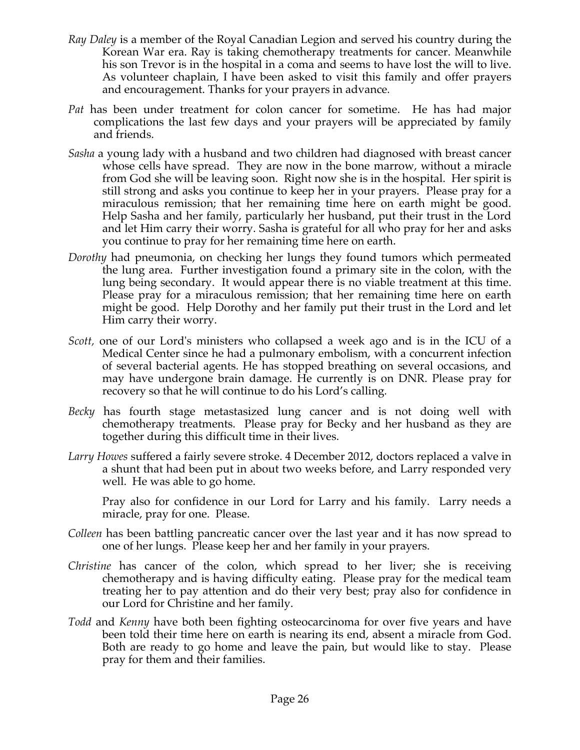*Ray Daley* is a member of the Royal Canadian Legion and served his country during the Korean War era. Ray is taking chemotherapy treatments for cancer. Meanwhile his son Trevor is in the hospital in a coma and seems to have lost the will to live. As volunteer chaplain, I have been asked to visit this family and offer prayers and encouragement. Thanks for your prayers in advance.

*Pat* has been under treatment for colon cancer for sometime. He has had major complications the last few days and your prayers will be appreciated by family and friends.

*Sasha* a young lady with a husband and two children had diagnosed with breast cancer whose cells have spread. They are now in the bone marrow, without a miracle from God she will be leaving soon. Right now she is in the hospital. Her spirit is still strong and asks you continue to keep her in your prayers. Please pray for a miraculous remission; that her remaining time here on earth might be good. Help Sasha and her family, particularly her husband, put their trust in the Lord and let Him carry their worry. Sasha is grateful for all who pray for her and asks you continue to pray for her remaining time here on earth.

*Dorothy* had pneumonia, on checking her lungs they found tumors which permeated the lung area. Further investigation found a primary site in the colon, with the lung being secondary. It would appear there is no viable treatment at this time. Please pray for a miraculous remission; that her remaining time here on earth might be good. Help Dorothy and her family put their trust in the Lord and let Him carry their worry.

*Scott,* one of our Lord's ministers who collapsed a week ago and is in the ICU of a Medical Center since he had a pulmonary embolism, with a concurrent infection of several bacterial agents. He has stopped breathing on several occasions, and may have undergone brain damage. He currently is on DNR. Please pray for recovery so that he will continue to do his Lord's calling.

*Becky* has fourth stage metastasized lung cancer and is not doing well with chemotherapy treatments. Please pray for Becky and her husband as they are together during this difficult time in their lives.

*Larry Howes* suffered a fairly severe stroke. 4 December 2012, doctors replaced a valve in a shunt that had been put in about two weeks before, and Larry responded very well. He was able to go home.

Pray also for confidence in our Lord for Larry and his family. Larry needs a miracle, pray for one. Please.

*Colleen* has been battling pancreatic cancer over the last year and it has now spread to one of her lungs. Please keep her and her family in your prayers.

*Christine* has cancer of the colon, which spread to her liver; she is receiving chemotherapy and is having difficulty eating. Please pray for the medical team treating her to pay attention and do their very best; pray also for confidence in our Lord for Christine and her family.

*Todd* and *Kenny* have both been fighting osteocarcinoma for over five years and have been told their time here on earth is nearing its end, absent a miracle from God. Both are ready to go home and leave the pain, but would like to stay. Please pray for them and their families.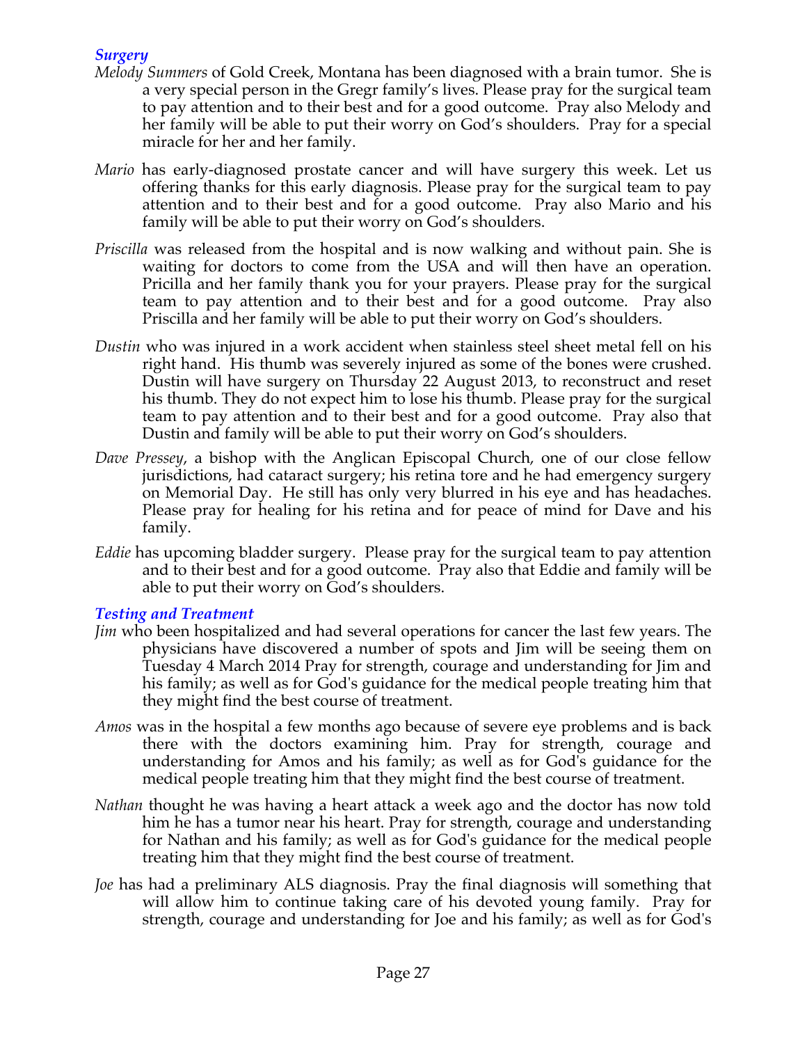### *Surgery*

*Melody Summers* of Gold Creek, Montana has been diagnosed with a brain tumor. She is a very special person in the Gregr family's lives. Please pray for the surgical team to pay attention and to their best and for a good outcome. Pray also Melody and her family will be able to put their worry on God's shoulders. Pray for a special miracle for her and her family.

*Mario* has early-diagnosed prostate cancer and will have surgery this week. Let us offering thanks for this early diagnosis. Please pray for the surgical team to pay attention and to their best and for a good outcome. Pray also Mario and his family will be able to put their worry on God's shoulders.

*Priscilla* was released from the hospital and is now walking and without pain. She is waiting for doctors to come from the USA and will then have an operation. Pricilla and her family thank you for your prayers. Please pray for the surgical team to pay attention and to their best and for a good outcome. Pray also Priscilla and her family will be able to put their worry on God's shoulders.

*Dustin* who was injured in a work accident when stainless steel sheet metal fell on his right hand. His thumb was severely injured as some of the bones were crushed. Dustin will have surgery on Thursday 22 August 2013, to reconstruct and reset his thumb. They do not expect him to lose his thumb. Please pray for the surgical team to pay attention and to their best and for a good outcome. Pray also that Dustin and family will be able to put their worry on God's shoulders.

*Dave Pressey*, a bishop with the Anglican Episcopal Church, one of our close fellow jurisdictions, had cataract surgery; his retina tore and he had emergency surgery on Memorial Day. He still has only very blurred in his eye and has headaches. Please pray for healing for his retina and for peace of mind for Dave and his family.

*Eddie* has upcoming bladder surgery. Please pray for the surgical team to pay attention and to their best and for a good outcome. Pray also that Eddie and family will be able to put their worry on God's shoulders.

### *Testing and Treatment*

*Jim* who been hospitalized and had several operations for cancer the last few years. The physicians have discovered a number of spots and Jim will be seeing them on Tuesday 4 March 2014 Pray for strength, courage and understanding for Jim and his family; as well as for God's guidance for the medical people treating him that they might find the best course of treatment.

*Amos* was in the hospital a few months ago because of severe eye problems and is back there with the doctors examining him. Pray for strength, courage and understanding for Amos and his family; as well as for God's guidance for the medical people treating him that they might find the best course of treatment.

*Nathan* thought he was having a heart attack a week ago and the doctor has now told him he has a tumor near his heart. Pray for strength, courage and understanding for Nathan and his family; as well as for God's guidance for the medical people treating him that they might find the best course of treatment.

*Joe* has had a preliminary ALS diagnosis. Pray the final diagnosis will something that will allow him to continue taking care of his devoted young family. Pray for strength, courage and understanding for Joe and his family; as well as for God's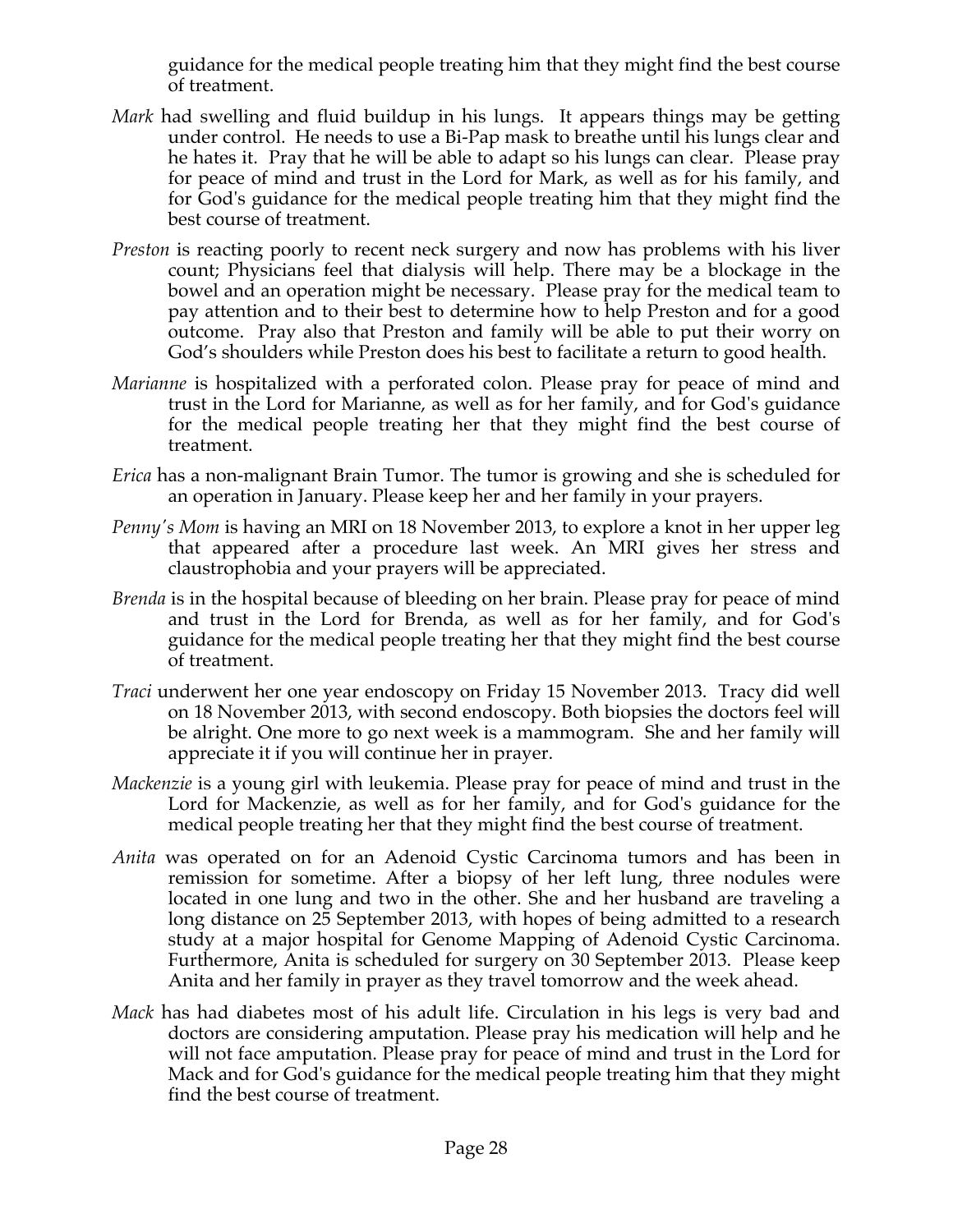guidance for the medical people treating him that they might find the best course of treatment.

*Mark* had swelling and fluid buildup in his lungs. It appears things may be getting under control. He needs to use a Bi-Pap mask to breathe until his lungs clear and he hates it. Pray that he will be able to adapt so his lungs can clear. Please pray for peace of mind and trust in the Lord for Mark, as well as for his family, and for God's guidance for the medical people treating him that they might find the best course of treatment.

*Preston* is reacting poorly to recent neck surgery and now has problems with his liver count; Physicians feel that dialysis will help. There may be a blockage in the bowel and an operation might be necessary. Please pray for the medical team to pay attention and to their best to determine how to help Preston and for a good outcome. Pray also that Preston and family will be able to put their worry on God's shoulders while Preston does his best to facilitate a return to good health.

*Marianne* is hospitalized with a perforated colon. Please pray for peace of mind and trust in the Lord for Marianne, as well as for her family, and for God's guidance for the medical people treating her that they might find the best course of treatment.

*Erica* has a non-malignant Brain Tumor. The tumor is growing and she is scheduled for an operation in January. Please keep her and her family in your prayers.

*Penny's Mom* is having an MRI on 18 November 2013, to explore a knot in her upper leg that appeared after a procedure last week. An MRI gives her stress and claustrophobia and your prayers will be appreciated.

*Brenda* is in the hospital because of bleeding on her brain. Please pray for peace of mind and trust in the Lord for Brenda, as well as for her family, and for God's guidance for the medical people treating her that they might find the best course of treatment.

*Traci* underwent her one year endoscopy on Friday 15 November 2013. Tracy did well on 18 November 2013, with second endoscopy. Both biopsies the doctors feel will be alright. One more to go next week is a mammogram. She and her family will appreciate it if you will continue her in prayer.

*Mackenzie* is a young girl with leukemia. Please pray for peace of mind and trust in the Lord for Mackenzie, as well as for her family, and for God's guidance for the medical people treating her that they might find the best course of treatment.

*Anita* was operated on for an Adenoid Cystic Carcinoma tumors and has been in remission for sometime. After a biopsy of her left lung, three nodules were located in one lung and two in the other. She and her husband are traveling a long distance on 25 September 2013, with hopes of being admitted to a research study at a major hospital for Genome Mapping of Adenoid Cystic Carcinoma. Furthermore, Anita is scheduled for surgery on 30 September 2013. Please keep Anita and her family in prayer as they travel tomorrow and the week ahead.

*Mack* has had diabetes most of his adult life. Circulation in his legs is very bad and doctors are considering amputation. Please pray his medication will help and he will not face amputation. Please pray for peace of mind and trust in the Lord for Mack and for God's guidance for the medical people treating him that they might find the best course of treatment.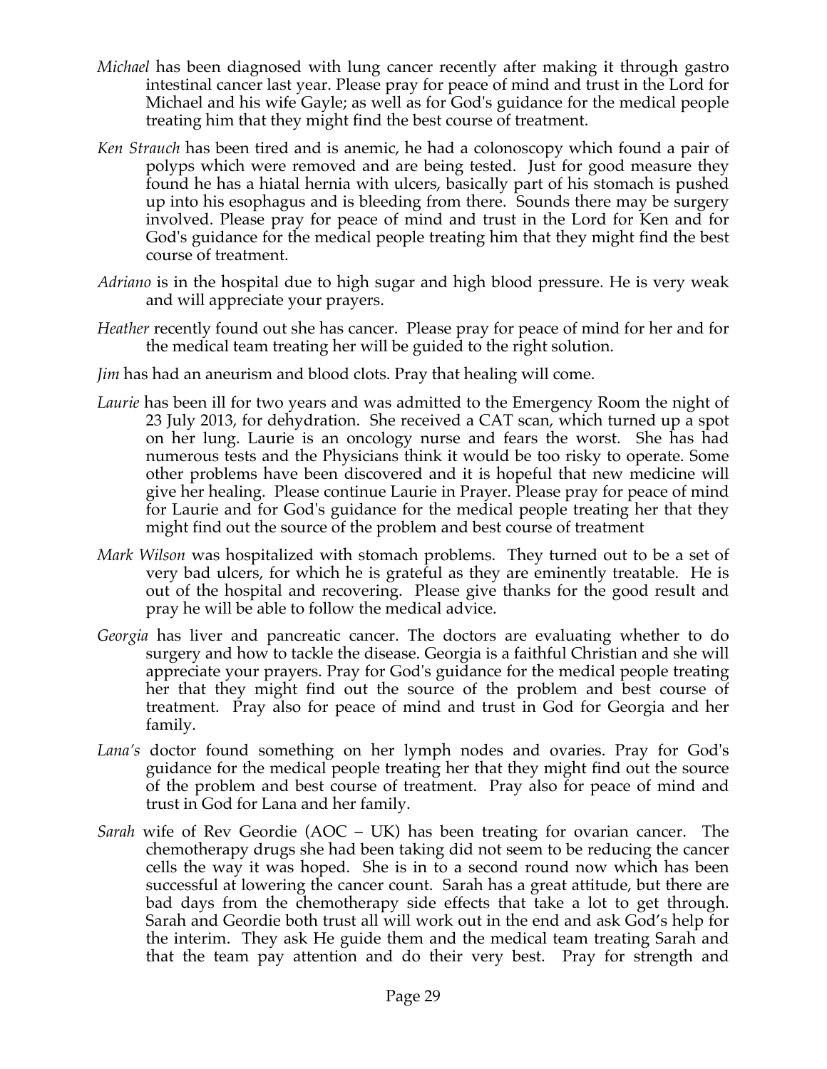*Michael* has been diagnosed with lung cancer recently after making it through gastro intestinal cancer last year. Please pray for peace of mind and trust in the Lord for Michael and his wife Gayle; as well as for God's guidance for the medical people treating him that they might find the best course of treatment.

*Ken Strauch* has been tired and is anemic, he had a colonoscopy which found a pair of polyps which were removed and are being tested. Just for good measure they found he has a hiatal hernia with ulcers, basically part of his stomach is pushed up into his esophagus and is bleeding from there. Sounds there may be surgery involved. Please pray for peace of mind and trust in the Lord for Ken and for God's guidance for the medical people treating him that they might find the best course of treatment.

*Adriano* is in the hospital due to high sugar and high blood pressure. He is very weak and will appreciate your prayers.

*Heather* recently found out she has cancer. Please pray for peace of mind for her and for the medical team treating her will be guided to the right solution.

*Jim* has had an aneurism and blood clots. Pray that healing will come.

*Laurie* has been ill for two years and was admitted to the Emergency Room the night of 23 July 2013, for dehydration. She received a CAT scan, which turned up a spot on her lung. Laurie is an oncology nurse and fears the worst. She has had numerous tests and the Physicians think it would be too risky to operate. Some other problems have been discovered and it is hopeful that new medicine will give her healing. Please continue Laurie in Prayer. Please pray for peace of mind for Laurie and for God's guidance for the medical people treating her that they might find out the source of the problem and best course of treatment

*Mark Wilson* was hospitalized with stomach problems. They turned out to be a set of very bad ulcers, for which he is grateful as they are eminently treatable. He is out of the hospital and recovering. Please give thanks for the good result and pray he will be able to follow the medical advice.

*Georgia* has liver and pancreatic cancer. The doctors are evaluating whether to do surgery and how to tackle the disease. Georgia is a faithful Christian and she will appreciate your prayers. Pray for God's guidance for the medical people treating her that they might find out the source of the problem and best course of treatment. Pray also for peace of mind and trust in God for Georgia and her family.

*Lana's* doctor found something on her lymph nodes and ovaries. Pray for God's guidance for the medical people treating her that they might find out the source of the problem and best course of treatment. Pray also for peace of mind and trust in God for Lana and her family.

*Sarah* wife of Rev Geordie (AOC – UK) has been treating for ovarian cancer. The chemotherapy drugs she had been taking did not seem to be reducing the cancer cells the way it was hoped. She is in to a second round now which has been successful at lowering the cancer count. Sarah has a great attitude, but there are bad days from the chemotherapy side effects that take a lot to get through. Sarah and Geordie both trust all will work out in the end and ask God's help for the interim. They ask He guide them and the medical team treating Sarah and that the team pay attention and do their very best. Pray for strength and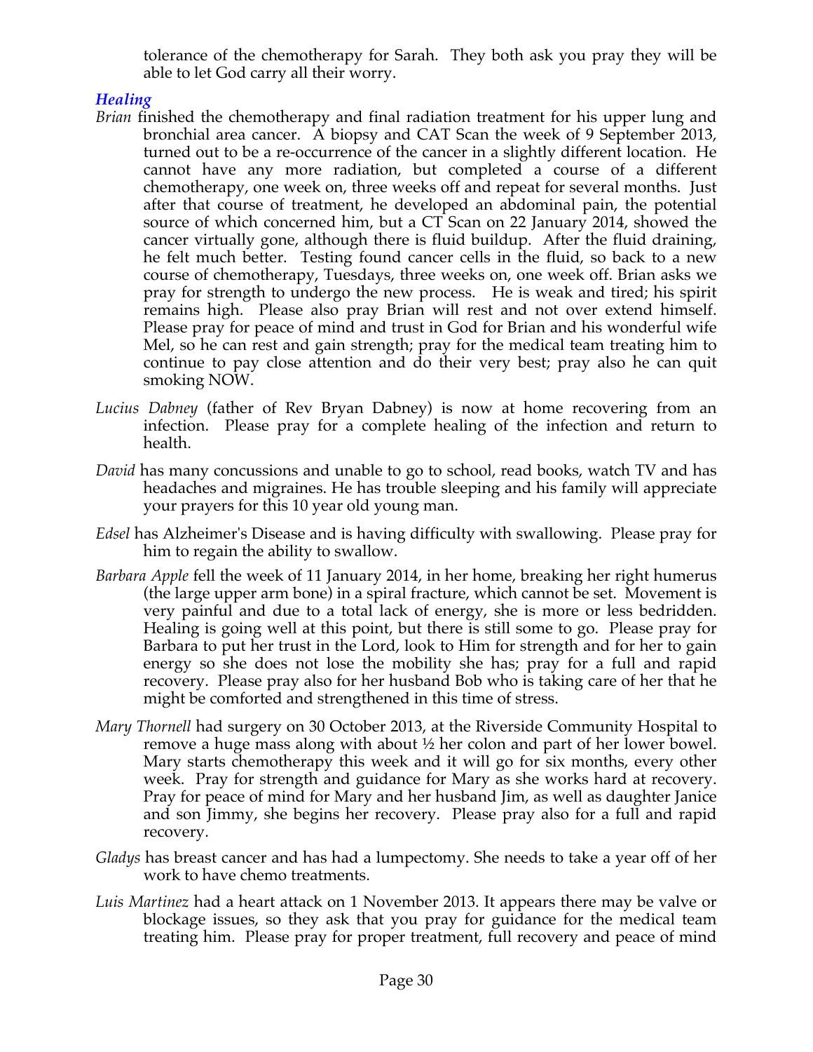tolerance of the chemotherapy for Sarah. They both ask you pray they will be able to let God carry all their worry.

### *Healing*

*Brian* finished the chemotherapy and final radiation treatment for his upper lung and bronchial area cancer. A biopsy and CAT Scan the week of 9 September 2013, turned out to be a re-occurrence of the cancer in a slightly different location. He cannot have any more radiation, but completed a course of a different chemotherapy, one week on, three weeks off and repeat for several months. Just after that course of treatment, he developed an abdominal pain, the potential source of which concerned him, but a CT Scan on 22 January 2014, showed the cancer virtually gone, although there is fluid buildup. After the fluid draining, he felt much better. Testing found cancer cells in the fluid, so back to a new course of chemotherapy, Tuesdays, three weeks on, one week off. Brian asks we pray for strength to undergo the new process. He is weak and tired; his spirit remains high. Please also pray Brian will rest and not over extend himself. Please pray for peace of mind and trust in God for Brian and his wonderful wife Mel, so he can rest and gain strength; pray for the medical team treating him to continue to pay close attention and do their very best; pray also he can quit smoking NOW.

*Lucius Dabney* (father of Rev Bryan Dabney) is now at home recovering from an infection. Please pray for a complete healing of the infection and return to health.

*David* has many concussions and unable to go to school, read books, watch TV and has headaches and migraines. He has trouble sleeping and his family will appreciate your prayers for this 10 year old young man.

*Edsel* has Alzheimer's Disease and is having difficulty with swallowing. Please pray for him to regain the ability to swallow.

*Barbara Apple* fell the week of 11 January 2014, in her home, breaking her right humerus (the large upper arm bone) in a spiral fracture, which cannot be set. Movement is very painful and due to a total lack of energy, she is more or less bedridden. Healing is going well at this point, but there is still some to go. Please pray for Barbara to put her trust in the Lord, look to Him for strength and for her to gain energy so she does not lose the mobility she has; pray for a full and rapid recovery. Please pray also for her husband Bob who is taking care of her that he might be comforted and strengthened in this time of stress.

*Mary Thornell* had surgery on 30 October 2013, at the Riverside Community Hospital to remove a huge mass along with about ½ her colon and part of her lower bowel. Mary starts chemotherapy this week and it will go for six months, every other week. Pray for strength and guidance for Mary as she works hard at recovery. Pray for peace of mind for Mary and her husband Jim, as well as daughter Janice and son Jimmy, she begins her recovery. Please pray also for a full and rapid recovery.

*Gladys* has breast cancer and has had a lumpectomy. She needs to take a year off of her work to have chemo treatments.

*Luis Martinez* had a heart attack on 1 November 2013. It appears there may be valve or blockage issues, so they ask that you pray for guidance for the medical team treating him. Please pray for proper treatment, full recovery and peace of mind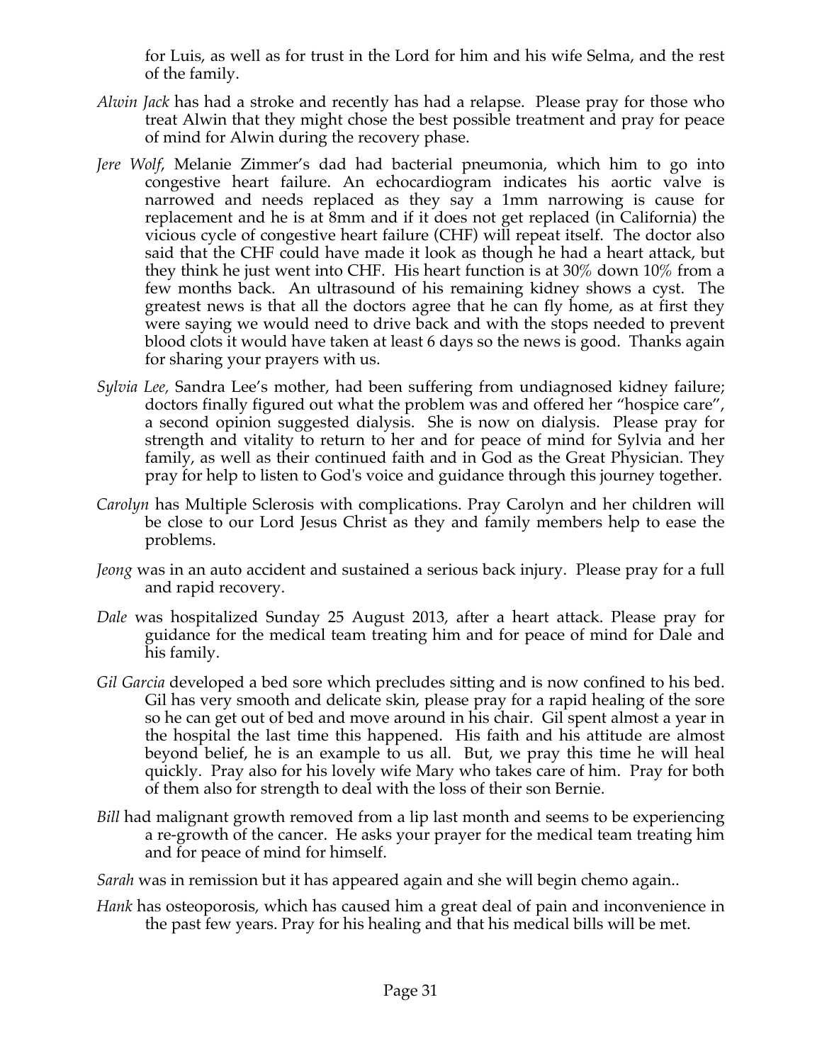for Luis, as well as for trust in the Lord for him and his wife Selma, and the rest of the family.

*Alwin Jack* has had a stroke and recently has had a relapse. Please pray for those who treat Alwin that they might chose the best possible treatment and pray for peace of mind for Alwin during the recovery phase.

*Jere Wolf*, Melanie Zimmer's dad had bacterial pneumonia, which him to go into congestive heart failure. An echocardiogram indicates his aortic valve is narrowed and needs replaced as they say a 1mm narrowing is cause for replacement and he is at 8mm and if it does not get replaced (in California) the vicious cycle of congestive heart failure (CHF) will repeat itself. The doctor also said that the CHF could have made it look as though he had a heart attack, but they think he just went into CHF. His heart function is at 30% down 10% from a few months back. An ultrasound of his remaining kidney shows a cyst. The greatest news is that all the doctors agree that he can fly home, as at first they were saying we would need to drive back and with the stops needed to prevent blood clots it would have taken at least 6 days so the news is good. Thanks again for sharing your prayers with us.

*Sylvia Lee,* Sandra Lee's mother, had been suffering from undiagnosed kidney failure; doctors finally figured out what the problem was and offered her "hospice care", a second opinion suggested dialysis. She is now on dialysis. Please pray for strength and vitality to return to her and for peace of mind for Sylvia and her family, as well as their continued faith and in God as the Great Physician. They pray for help to listen to God's voice and guidance through this journey together.

*Carolyn* has Multiple Sclerosis with complications. Pray Carolyn and her children will be close to our Lord Jesus Christ as they and family members help to ease the problems.

*Jeong* was in an auto accident and sustained a serious back injury. Please pray for a full and rapid recovery.

*Dale* was hospitalized Sunday 25 August 2013, after a heart attack. Please pray for guidance for the medical team treating him and for peace of mind for Dale and his family.

*Gil Garcia* developed a bed sore which precludes sitting and is now confined to his bed. Gil has very smooth and delicate skin, please pray for a rapid healing of the sore so he can get out of bed and move around in his chair. Gil spent almost a year in the hospital the last time this happened. His faith and his attitude are almost beyond belief, he is an example to us all. But, we pray this time he will heal quickly. Pray also for his lovely wife Mary who takes care of him. Pray for both of them also for strength to deal with the loss of their son Bernie.

*Bill* had malignant growth removed from a lip last month and seems to be experiencing a re-growth of the cancer. He asks your prayer for the medical team treating him and for peace of mind for himself.

*Sarah* was in remission but it has appeared again and she will begin chemo again..

*Hank* has osteoporosis, which has caused him a great deal of pain and inconvenience in the past few years. Pray for his healing and that his medical bills will be met.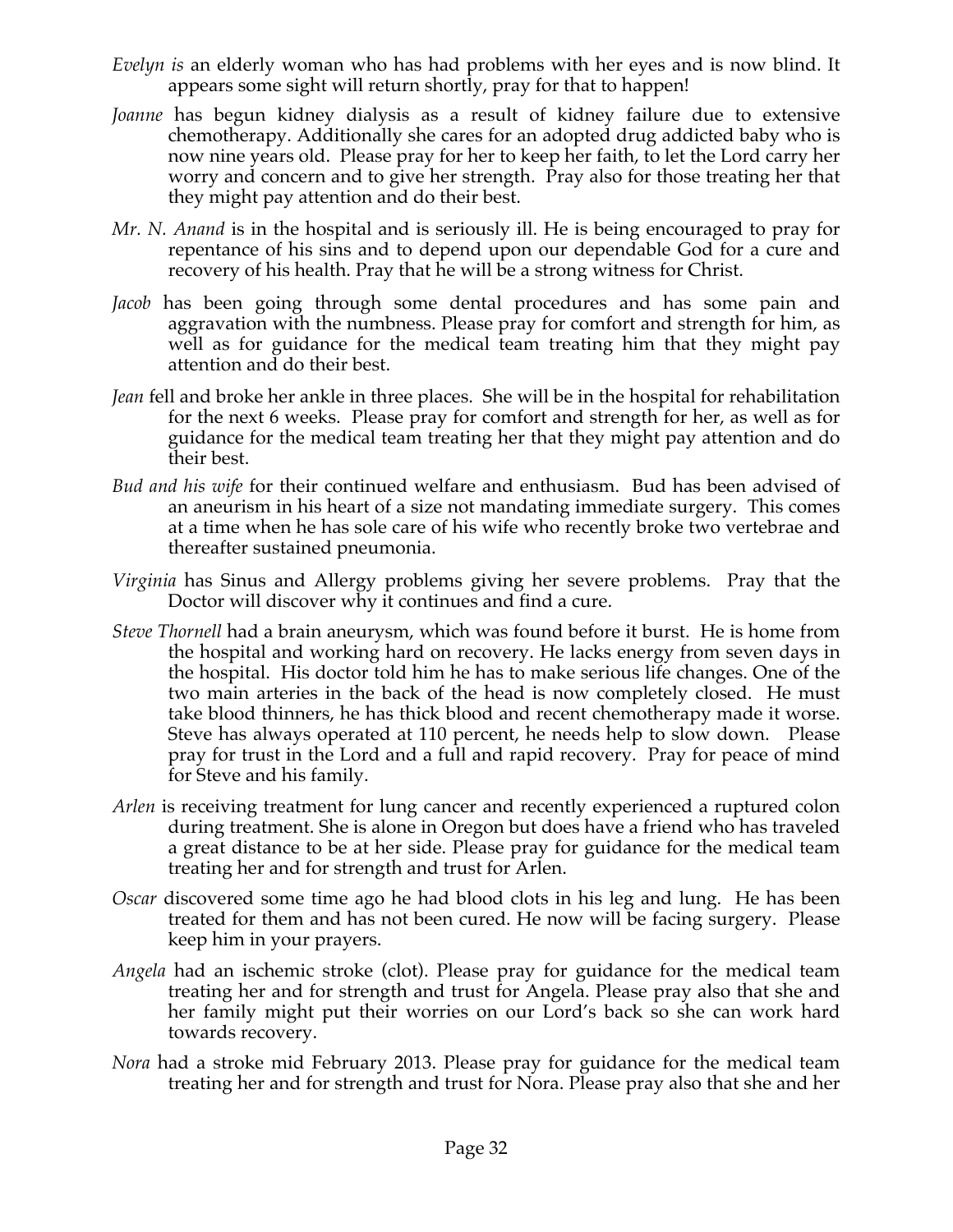*Evelyn is* an elderly woman who has had problems with her eyes and is now blind. It appears some sight will return shortly, pray for that to happen!

*Joanne* has begun kidney dialysis as a result of kidney failure due to extensive chemotherapy. Additionally she cares for an adopted drug addicted baby who is now nine years old. Please pray for her to keep her faith, to let the Lord carry her worry and concern and to give her strength. Pray also for those treating her that they might pay attention and do their best.

*Mr. N. Anand* is in the hospital and is seriously ill. He is being encouraged to pray for repentance of his sins and to depend upon our dependable God for a cure and recovery of his health. Pray that he will be a strong witness for Christ.

*Jacob* has been going through some dental procedures and has some pain and aggravation with the numbness. Please pray for comfort and strength for him, as well as for guidance for the medical team treating him that they might pay attention and do their best.

*Jean* fell and broke her ankle in three places. She will be in the hospital for rehabilitation for the next 6 weeks. Please pray for comfort and strength for her, as well as for guidance for the medical team treating her that they might pay attention and do their best.

*Bud and his wife* for their continued welfare and enthusiasm. Bud has been advised of an aneurism in his heart of a size not mandating immediate surgery. This comes at a time when he has sole care of his wife who recently broke two vertebrae and thereafter sustained pneumonia.

*Virginia* has Sinus and Allergy problems giving her severe problems. Pray that the Doctor will discover why it continues and find a cure.

*Steve Thornell* had a brain aneurysm, which was found before it burst. He is home from the hospital and working hard on recovery. He lacks energy from seven days in the hospital. His doctor told him he has to make serious life changes. One of the two main arteries in the back of the head is now completely closed. He must take blood thinners, he has thick blood and recent chemotherapy made it worse. Steve has always operated at 110 percent, he needs help to slow down. Please pray for trust in the Lord and a full and rapid recovery. Pray for peace of mind for Steve and his family.

*Arlen* is receiving treatment for lung cancer and recently experienced a ruptured colon during treatment. She is alone in Oregon but does have a friend who has traveled a great distance to be at her side. Please pray for guidance for the medical team treating her and for strength and trust for Arlen.

*Oscar* discovered some time ago he had blood clots in his leg and lung. He has been treated for them and has not been cured. He now will be facing surgery. Please keep him in your prayers.

*Angela* had an ischemic stroke (clot). Please pray for guidance for the medical team treating her and for strength and trust for Angela. Please pray also that she and her family might put their worries on our Lord's back so she can work hard towards recovery.

*Nora* had a stroke mid February 2013. Please pray for guidance for the medical team treating her and for strength and trust for Nora. Please pray also that she and her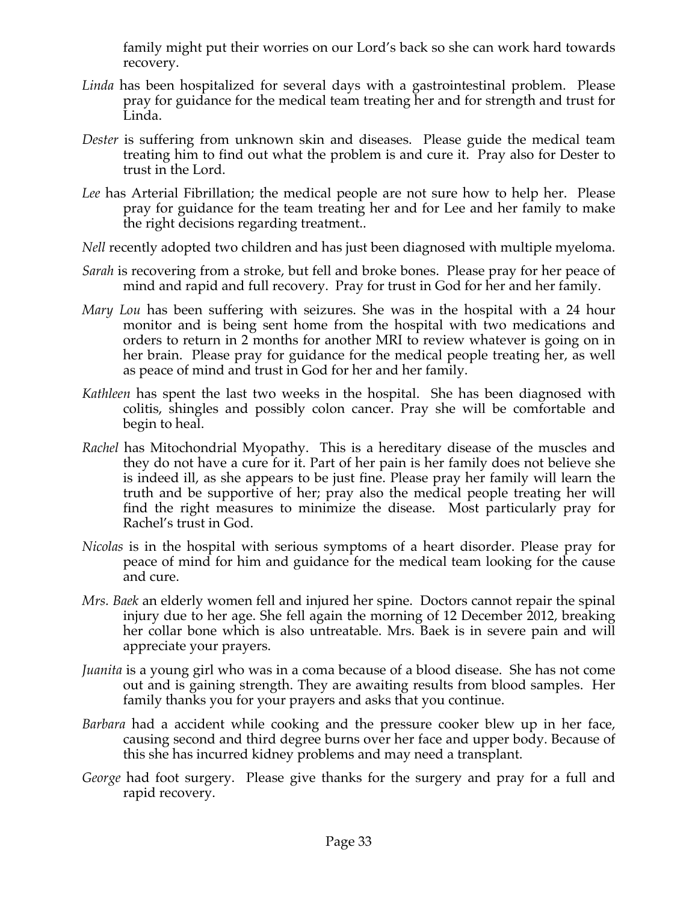family might put their worries on our Lord's back so she can work hard towards recovery.

*Linda* has been hospitalized for several days with a gastrointestinal problem. Please pray for guidance for the medical team treating her and for strength and trust for Linda.

*Dester* is suffering from unknown skin and diseases. Please guide the medical team treating him to find out what the problem is and cure it. Pray also for Dester to trust in the Lord.

*Lee* has Arterial Fibrillation; the medical people are not sure how to help her. Please pray for guidance for the team treating her and for Lee and her family to make the right decisions regarding treatment..

*Nell* recently adopted two children and has just been diagnosed with multiple myeloma.

*Sarah* is recovering from a stroke, but fell and broke bones. Please pray for her peace of mind and rapid and full recovery. Pray for trust in God for her and her family.

*Mary Lou* has been suffering with seizures. She was in the hospital with a 24 hour monitor and is being sent home from the hospital with two medications and orders to return in 2 months for another MRI to review whatever is going on in her brain. Please pray for guidance for the medical people treating her, as well as peace of mind and trust in God for her and her family.

*Kathleen* has spent the last two weeks in the hospital. She has been diagnosed with colitis, shingles and possibly colon cancer. Pray she will be comfortable and begin to heal.

*Rachel* has Mitochondrial Myopathy. This is a hereditary disease of the muscles and they do not have a cure for it. Part of her pain is her family does not believe she is indeed ill, as she appears to be just fine. Please pray her family will learn the truth and be supportive of her; pray also the medical people treating her will find the right measures to minimize the disease. Most particularly pray for Rachel's trust in God.

*Nicolas* is in the hospital with serious symptoms of a heart disorder. Please pray for peace of mind for him and guidance for the medical team looking for the cause and cure.

*Mrs. Baek* an elderly women fell and injured her spine. Doctors cannot repair the spinal injury due to her age. She fell again the morning of 12 December 2012, breaking her collar bone which is also untreatable. Mrs. Baek is in severe pain and will appreciate your prayers.

*Juanita* is a young girl who was in a coma because of a blood disease. She has not come out and is gaining strength. They are awaiting results from blood samples. Her family thanks you for your prayers and asks that you continue.

*Barbara* had a accident while cooking and the pressure cooker blew up in her face, causing second and third degree burns over her face and upper body. Because of this she has incurred kidney problems and may need a transplant.

*George* had foot surgery. Please give thanks for the surgery and pray for a full and rapid recovery.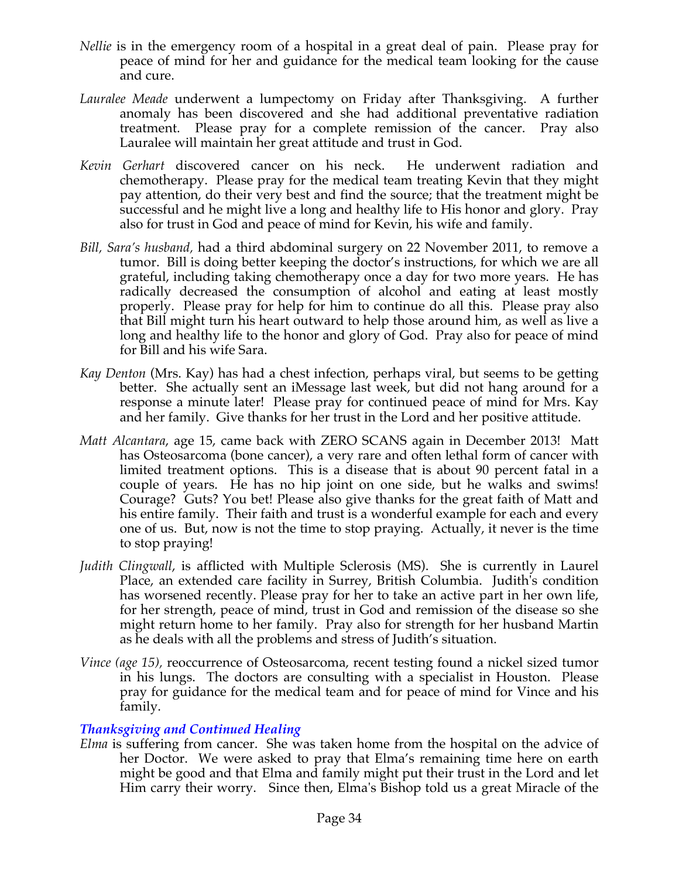*Nellie* is in the emergency room of a hospital in a great deal of pain. Please pray for peace of mind for her and guidance for the medical team looking for the cause and cure.

*Lauralee Meade* underwent a lumpectomy on Friday after Thanksgiving. A further anomaly has been discovered and she had additional preventative radiation treatment. Please pray for a complete remission of the cancer. Pray also Lauralee will maintain her great attitude and trust in God.

*Kevin Gerhart* discovered cancer on his neck. He underwent radiation and chemotherapy. Please pray for the medical team treating Kevin that they might pay attention, do their very best and find the source; that the treatment might be successful and he might live a long and healthy life to His honor and glory. Pray also for trust in God and peace of mind for Kevin, his wife and family.

*Bill, Sara's husband,* had a third abdominal surgery on 22 November 2011, to remove a tumor. Bill is doing better keeping the doctor's instructions, for which we are all grateful, including taking chemotherapy once a day for two more years. He has radically decreased the consumption of alcohol and eating at least mostly properly. Please pray for help for him to continue do all this. Please pray also that Bill might turn his heart outward to help those around him, as well as live a long and healthy life to the honor and glory of God. Pray also for peace of mind for Bill and his wife Sara.

*Kay Denton* (Mrs. Kay) has had a chest infection, perhaps viral, but seems to be getting better. She actually sent an iMessage last week, but did not hang around for a response a minute later! Please pray for continued peace of mind for Mrs. Kay and her family. Give thanks for her trust in the Lord and her positive attitude.

*Matt Alcantara*, age 15, came back with ZERO SCANS again in December 2013! Matt has Osteosarcoma (bone cancer), a very rare and often lethal form of cancer with limited treatment options. This is a disease that is about 90 percent fatal in a couple of years. He has no hip joint on one side, but he walks and swims! Courage? Guts? You bet! Please also give thanks for the great faith of Matt and his entire family. Their faith and trust is a wonderful example for each and every one of us. But, now is not the time to stop praying. Actually, it never is the time to stop praying!

*Judith Clingwall*, is afflicted with Multiple Sclerosis (MS). She is currently in Laurel Place, an extended care facility in Surrey, British Columbia. Judith's condition has worsened recently. Please pray for her to take an active part in her own life, for her strength, peace of mind, trust in God and remission of the disease so she might return home to her family. Pray also for strength for her husband Martin as he deals with all the problems and stress of Judith's situation.

*Vince (age 15),* reoccurrence of Osteosarcoma, recent testing found a nickel sized tumor in his lungs. The doctors are consulting with a specialist in Houston. Please pray for guidance for the medical team and for peace of mind for Vince and his family.

### *Thanksgiving and Continued Healing*

*Elma* is suffering from cancer. She was taken home from the hospital on the advice of her Doctor. We were asked to pray that Elma's remaining time here on earth might be good and that Elma and family might put their trust in the Lord and let Him carry their worry. Since then, Elma's Bishop told us a great Miracle of the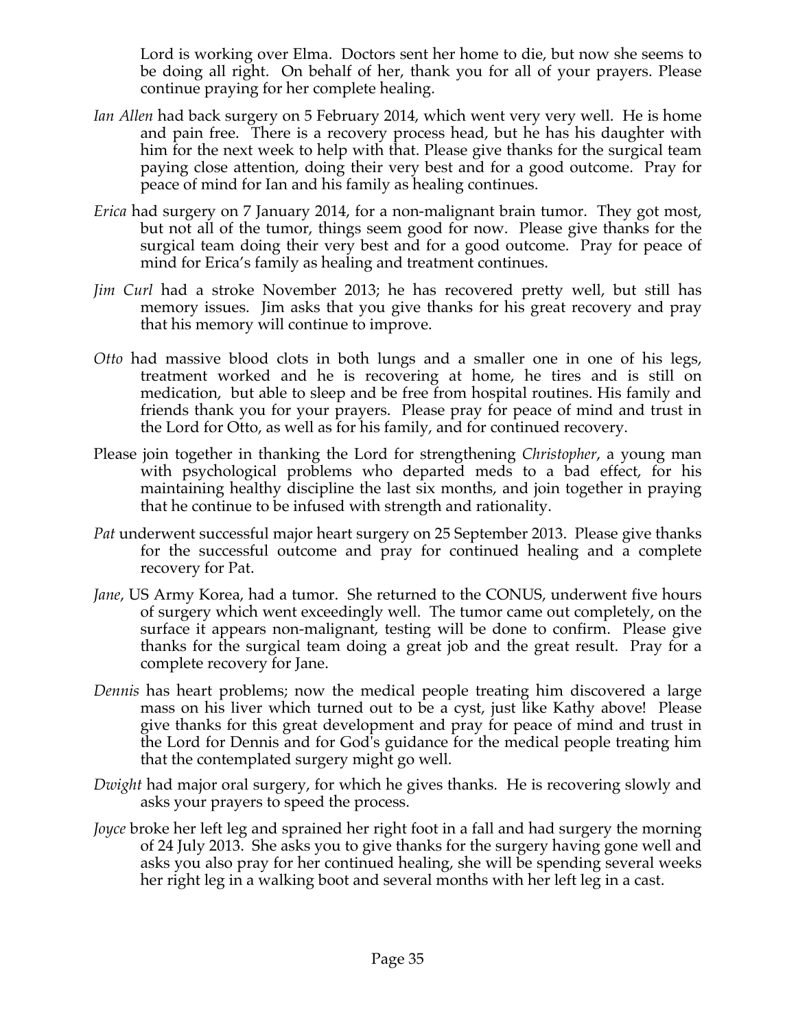Lord is working over Elma. Doctors sent her home to die, but now she seems to be doing all right. On behalf of her, thank you for all of your prayers. Please continue praying for her complete healing.

*Ian Allen* had back surgery on 5 February 2014, which went very very well. He is home and pain free. There is a recovery process head, but he has his daughter with him for the next week to help with that. Please give thanks for the surgical team paying close attention, doing their very best and for a good outcome. Pray for peace of mind for Ian and his family as healing continues.

*Erica* had surgery on 7 January 2014, for a non-malignant brain tumor. They got most, but not all of the tumor, things seem good for now. Please give thanks for the surgical team doing their very best and for a good outcome. Pray for peace of mind for Erica's family as healing and treatment continues.

*Jim Curl* had a stroke November 2013; he has recovered pretty well, but still has memory issues. Jim asks that you give thanks for his great recovery and pray that his memory will continue to improve.

*Otto* had massive blood clots in both lungs and a smaller one in one of his legs, treatment worked and he is recovering at home, he tires and is still on medication, but able to sleep and be free from hospital routines. His family and friends thank you for your prayers. Please pray for peace of mind and trust in the Lord for Otto, as well as for his family, and for continued recovery.

Please join together in thanking the Lord for strengthening *Christopher*, a young man with psychological problems who departed meds to a bad effect, for his maintaining healthy discipline the last six months, and join together in praying that he continue to be infused with strength and rationality.

*Pat* underwent successful major heart surgery on 25 September 2013. Please give thanks for the successful outcome and pray for continued healing and a complete recovery for Pat.

*Jane*, US Army Korea, had a tumor. She returned to the CONUS, underwent five hours of surgery which went exceedingly well. The tumor came out completely, on the surface it appears non-malignant, testing will be done to confirm. Please give thanks for the surgical team doing a great job and the great result. Pray for a complete recovery for Jane.

*Dennis* has heart problems; now the medical people treating him discovered a large mass on his liver which turned out to be a cyst, just like Kathy above! Please give thanks for this great development and pray for peace of mind and trust in the Lord for Dennis and for God's guidance for the medical people treating him that the contemplated surgery might go well.

*Dwight* had major oral surgery, for which he gives thanks. He is recovering slowly and asks your prayers to speed the process.

*Joyce* broke her left leg and sprained her right foot in a fall and had surgery the morning of 24 July 2013. She asks you to give thanks for the surgery having gone well and asks you also pray for her continued healing, she will be spending several weeks her right leg in a walking boot and several months with her left leg in a cast.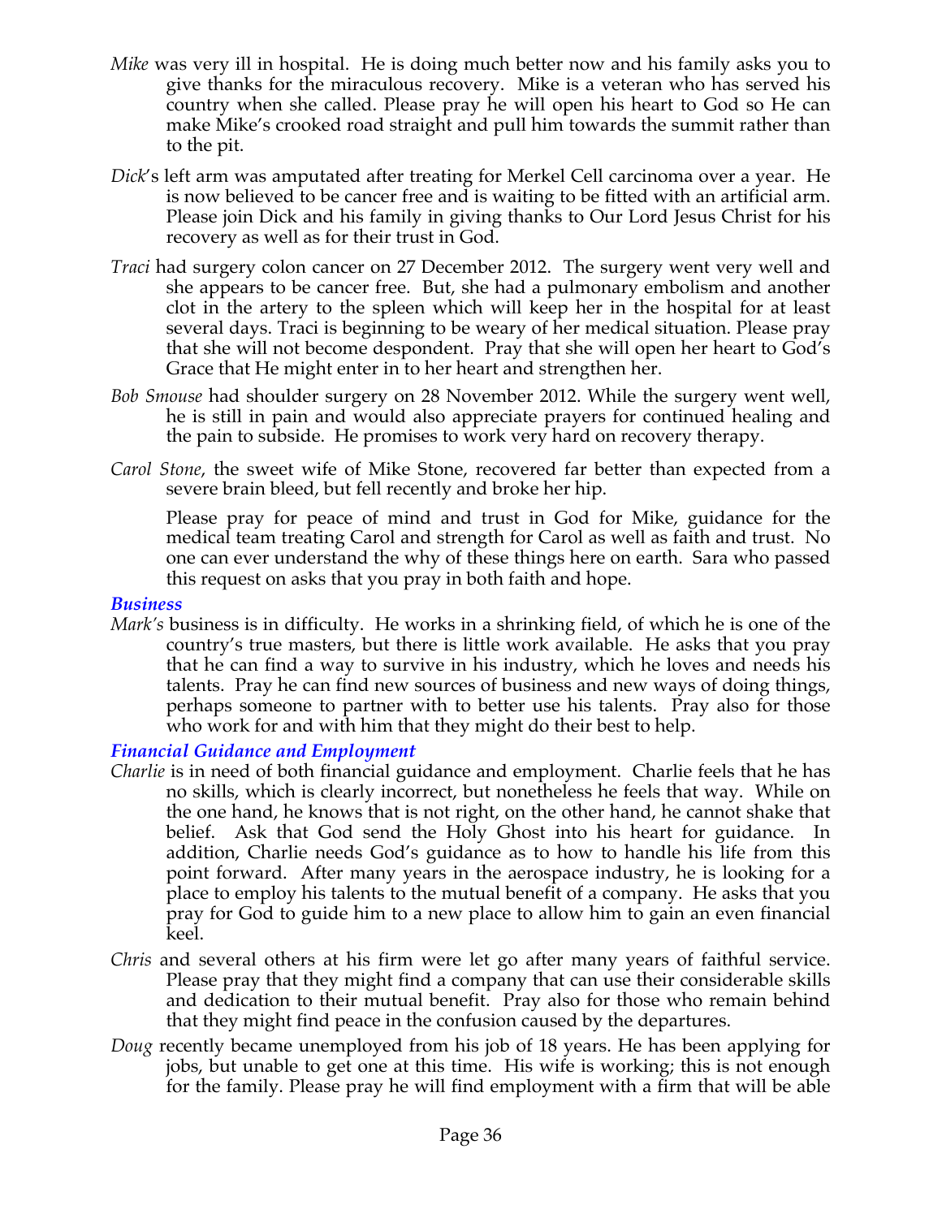*Mike* was very ill in hospital. He is doing much better now and his family asks you to give thanks for the miraculous recovery. Mike is a veteran who has served his country when she called. Please pray he will open his heart to God so He can make Mike's crooked road straight and pull him towards the summit rather than to the pit.

*Dick*'s left arm was amputated after treating for Merkel Cell carcinoma over a year. He is now believed to be cancer free and is waiting to be fitted with an artificial arm. Please join Dick and his family in giving thanks to Our Lord Jesus Christ for his recovery as well as for their trust in God.

*Traci* had surgery colon cancer on 27 December 2012. The surgery went very well and she appears to be cancer free. But, she had a pulmonary embolism and another clot in the artery to the spleen which will keep her in the hospital for at least several days. Traci is beginning to be weary of her medical situation. Please pray that she will not become despondent. Pray that she will open her heart to God's Grace that He might enter in to her heart and strengthen her.

*Bob Smouse* had shoulder surgery on 28 November 2012. While the surgery went well, he is still in pain and would also appreciate prayers for continued healing and the pain to subside. He promises to work very hard on recovery therapy.

*Carol Stone*, the sweet wife of Mike Stone, recovered far better than expected from a severe brain bleed, but fell recently and broke her hip.

Please pray for peace of mind and trust in God for Mike, guidance for the medical team treating Carol and strength for Carol as well as faith and trust. No one can ever understand the why of these things here on earth. Sara who passed this request on asks that you pray in both faith and hope.

### *Business*

*Mark's* business is in difficulty. He works in a shrinking field, of which he is one of the country's true masters, but there is little work available. He asks that you pray that he can find a way to survive in his industry, which he loves and needs his talents. Pray he can find new sources of business and new ways of doing things, perhaps someone to partner with to better use his talents. Pray also for those who work for and with him that they might do their best to help.

### *Financial Guidance and Employment*

*Charlie* is in need of both financial guidance and employment. Charlie feels that he has no skills, which is clearly incorrect, but nonetheless he feels that way. While on the one hand, he knows that is not right, on the other hand, he cannot shake that belief. Ask that God send the Holy Ghost into his heart for guidance. In addition, Charlie needs God's guidance as to how to handle his life from this point forward. After many years in the aerospace industry, he is looking for a place to employ his talents to the mutual benefit of a company. He asks that you pray for God to guide him to a new place to allow him to gain an even financial keel.

*Chris* and several others at his firm were let go after many years of faithful service. Please pray that they might find a company that can use their considerable skills and dedication to their mutual benefit. Pray also for those who remain behind that they might find peace in the confusion caused by the departures.

*Doug* recently became unemployed from his job of 18 years. He has been applying for jobs, but unable to get one at this time. His wife is working; this is not enough for the family. Please pray he will find employment with a firm that will be able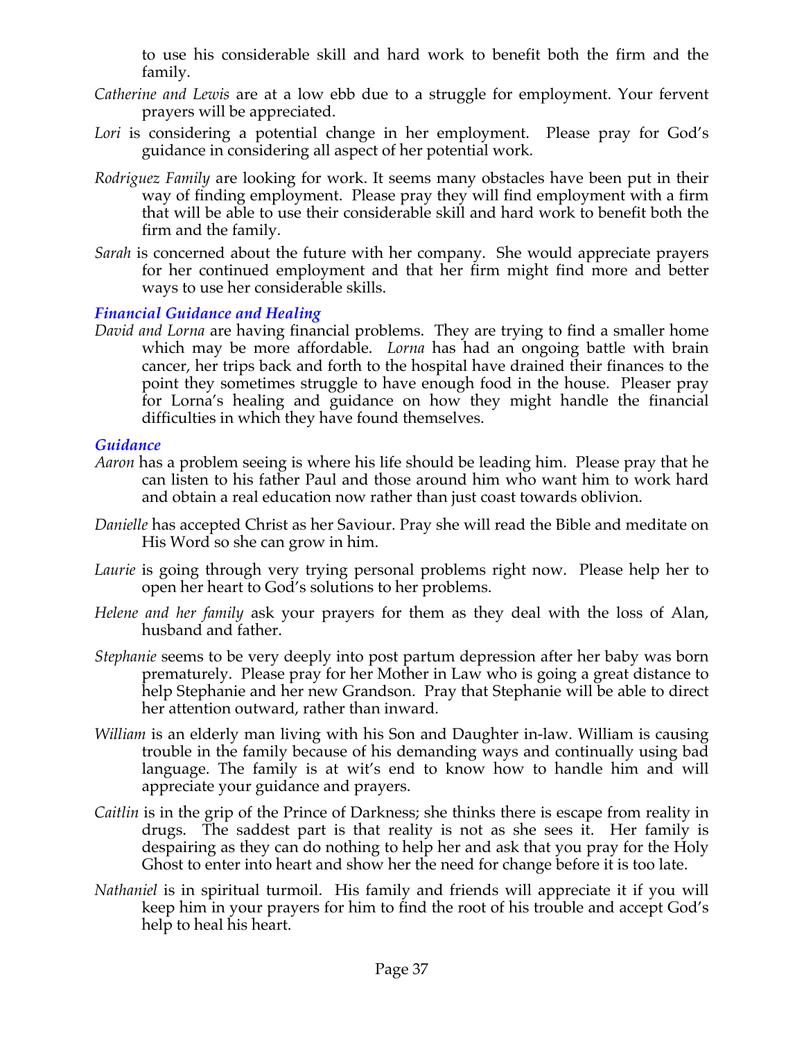to use his considerable skill and hard work to benefit both the firm and the family.

*Catherine and Lewis* are at a low ebb due to a struggle for employment. Your fervent prayers will be appreciated.

*Lori* is considering a potential change in her employment. Please pray for God's guidance in considering all aspect of her potential work.

*Rodriguez Family* are looking for work. It seems many obstacles have been put in their way of finding employment. Please pray they will find employment with a firm that will be able to use their considerable skill and hard work to benefit both the firm and the family.

*Sarah* is concerned about the future with her company. She would appreciate prayers for her continued employment and that her firm might find more and better ways to use her considerable skills.

### *Financial Guidance and Healing*

*David and Lorna* are having financial problems. They are trying to find a smaller home which may be more affordable. *Lorna* has had an ongoing battle with brain cancer, her trips back and forth to the hospital have drained their finances to the point they sometimes struggle to have enough food in the house. Pleaser pray for Lorna's healing and guidance on how they might handle the financial difficulties in which they have found themselves.

### *Guidance*

*Aaron* has a problem seeing is where his life should be leading him. Please pray that he can listen to his father Paul and those around him who want him to work hard and obtain a real education now rather than just coast towards oblivion.

*Danielle* has accepted Christ as her Saviour. Pray she will read the Bible and meditate on His Word so she can grow in him.

*Laurie* is going through very trying personal problems right now. Please help her to open her heart to God's solutions to her problems.

*Helene and her family* ask your prayers for them as they deal with the loss of Alan, husband and father.

*Stephanie* seems to be very deeply into post partum depression after her baby was born prematurely. Please pray for her Mother in Law who is going a great distance to help Stephanie and her new Grandson. Pray that Stephanie will be able to direct her attention outward, rather than inward.

*William* is an elderly man living with his Son and Daughter in-law. William is causing trouble in the family because of his demanding ways and continually using bad language. The family is at wit's end to know how to handle him and will appreciate your guidance and prayers.

*Caitlin* is in the grip of the Prince of Darkness; she thinks there is escape from reality in drugs. The saddest part is that reality is not as she sees it. Her family is despairing as they can do nothing to help her and ask that you pray for the Holy Ghost to enter into heart and show her the need for change before it is too late.

*Nathaniel* is in spiritual turmoil. His family and friends will appreciate it if you will keep him in your prayers for him to find the root of his trouble and accept God's help to heal his heart.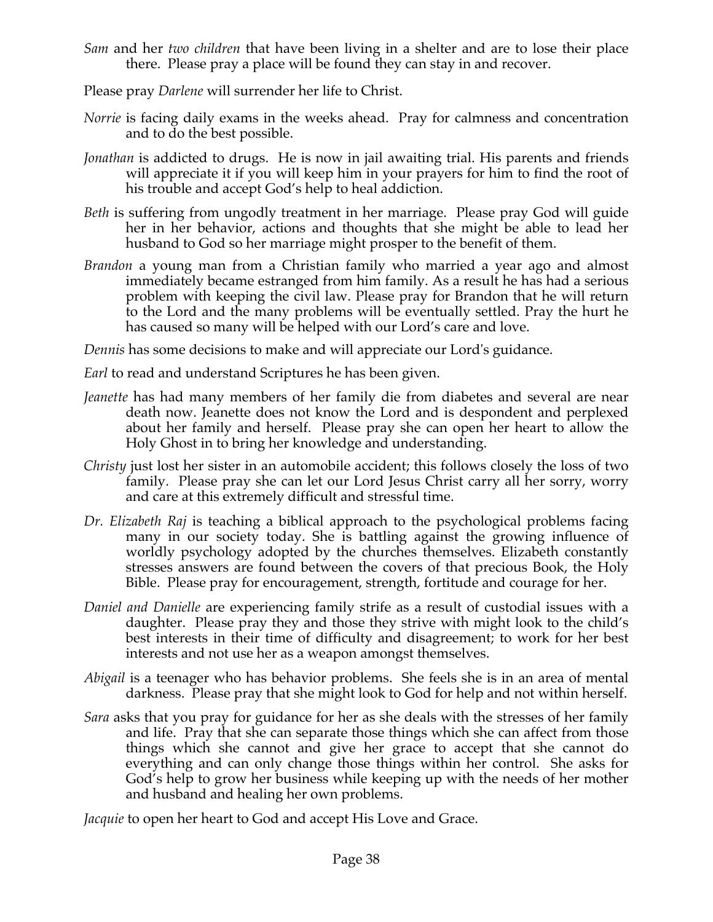*Sam* and her *two children* that have been living in a shelter and are to lose their place there. Please pray a place will be found they can stay in and recover.

Please pray *Darlene* will surrender her life to Christ.

*Norrie* is facing daily exams in the weeks ahead. Pray for calmness and concentration and to do the best possible.

*Jonathan* is addicted to drugs. He is now in jail awaiting trial. His parents and friends will appreciate it if you will keep him in your prayers for him to find the root of his trouble and accept God's help to heal addiction.

*Beth* is suffering from ungodly treatment in her marriage. Please pray God will guide her in her behavior, actions and thoughts that she might be able to lead her husband to God so her marriage might prosper to the benefit of them.

*Brandon* a young man from a Christian family who married a year ago and almost immediately became estranged from him family. As a result he has had a serious problem with keeping the civil law. Please pray for Brandon that he will return to the Lord and the many problems will be eventually settled. Pray the hurt he has caused so many will be helped with our Lord's care and love.

*Dennis* has some decisions to make and will appreciate our Lord's guidance.

*Earl* to read and understand Scriptures he has been given.

*Jeanette* has had many members of her family die from diabetes and several are near death now. Jeanette does not know the Lord and is despondent and perplexed about her family and herself. Please pray she can open her heart to allow the Holy Ghost in to bring her knowledge and understanding.

*Christy* just lost her sister in an automobile accident; this follows closely the loss of two family. Please pray she can let our Lord Jesus Christ carry all her sorry, worry and care at this extremely difficult and stressful time.

*Dr. Elizabeth Raj* is teaching a biblical approach to the psychological problems facing many in our society today. She is battling against the growing influence of worldly psychology adopted by the churches themselves. Elizabeth constantly stresses answers are found between the covers of that precious Book, the Holy Bible. Please pray for encouragement, strength, fortitude and courage for her.

*Daniel and Danielle* are experiencing family strife as a result of custodial issues with a daughter. Please pray they and those they strive with might look to the child's best interests in their time of difficulty and disagreement; to work for her best interests and not use her as a weapon amongst themselves.

*Abigail* is a teenager who has behavior problems. She feels she is in an area of mental darkness. Please pray that she might look to God for help and not within herself.

*Sara* asks that you pray for guidance for her as she deals with the stresses of her family and life. Pray that she can separate those things which she can affect from those things which she cannot and give her grace to accept that she cannot do everything and can only change those things within her control. She asks for God's help to grow her business while keeping up with the needs of her mother and husband and healing her own problems.

*Jacquie* to open her heart to God and accept His Love and Grace.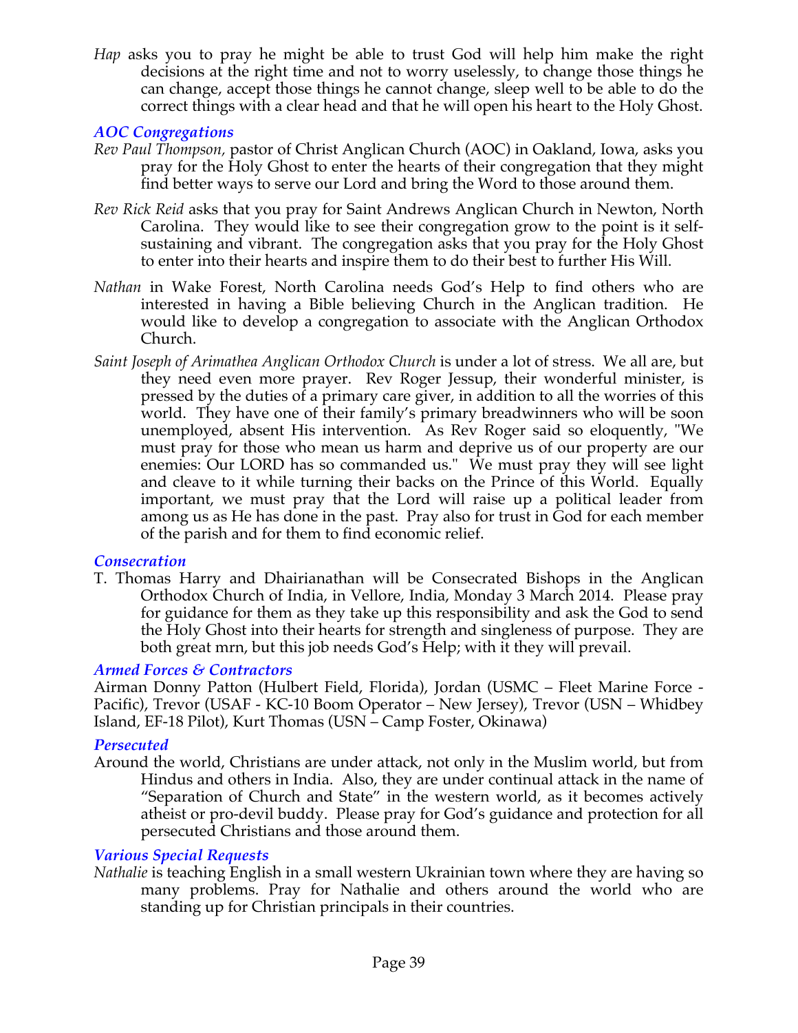*Hap* asks you to pray he might be able to trust God will help him make the right decisions at the right time and not to worry uselessly, to change those things he can change, accept those things he cannot change, sleep well to be able to do the correct things with a clear head and that he will open his heart to the Holy Ghost.

### *AOC Congregations*

*Rev Paul Thompson,* pastor of Christ Anglican Church (AOC) in Oakland, Iowa, asks you pray for the Holy Ghost to enter the hearts of their congregation that they might find better ways to serve our Lord and bring the Word to those around them.

*Rev Rick Reid* asks that you pray for Saint Andrews Anglican Church in Newton, North Carolina. They would like to see their congregation grow to the point is it self-sustaining and vibrant. The congregation asks that you pray for the Holy Ghost to enter into their hearts and inspire them to do their best to further His Will.

*Nathan* in Wake Forest, North Carolina needs God's Help to find others who are interested in having a Bible believing Church in the Anglican tradition. He would like to develop a congregation to associate with the Anglican Orthodox Church.

*Saint Joseph of Arimathea Anglican Orthodox Church* is under a lot of stress. We all are, but they need even more prayer. Rev Roger Jessup, their wonderful minister, is pressed by the duties of a primary care giver, in addition to all the worries of this world. They have one of their family's primary breadwinners who will be soon unemployed, absent His intervention. As Rev Roger said so eloquently, "We must pray for those who mean us harm and deprive us of our property are our enemies: Our LORD has so commanded us." We must pray they will see light and cleave to it while turning their backs on the Prince of this World. Equally important, we must pray that the Lord will raise up a political leader from among us as He has done in the past. Pray also for trust in God for each member of the parish and for them to find economic relief.

### *Consecration*

T. Thomas Harry and Dhairianathan will be Consecrated Bishops in the Anglican Orthodox Church of India, in Vellore, India, Monday 3 March 2014. Please pray for guidance for them as they take up this responsibility and ask the God to send the Holy Ghost into their hearts for strength and singleness of purpose. They are both great mrn, but this job needs God's Help; with it they will prevail.

### *Armed Forces & Contractors*

Airman Donny Patton (Hulbert Field, Florida), Jordan (USMC – Fleet Marine Force - Pacific), Trevor (USAF - KC-10 Boom Operator – New Jersey), Trevor (USN – Whidbey Island, EF-18 Pilot), Kurt Thomas (USN – Camp Foster, Okinawa)

### *Persecuted*

Around the world, Christians are under attack, not only in the Muslim world, but from Hindus and others in India. Also, they are under continual attack in the name of "Separation of Church and State" in the western world, as it becomes actively atheist or pro-devil buddy. Please pray for God's guidance and protection for all persecuted Christians and those around them.

### *Various Special Requests*

*Nathalie* is teaching English in a small western Ukrainian town where they are having so many problems. Pray for Nathalie and others around the world who are standing up for Christian principals in their countries.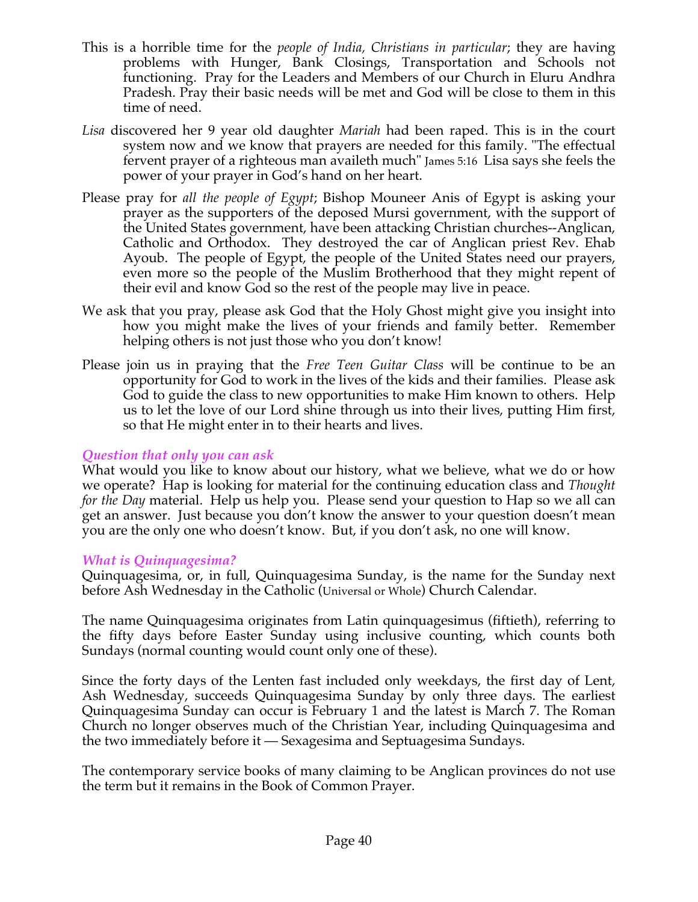This is a horrible time for the *people of India, Christians in particular*; they are having problems with Hunger, Bank Closings, Transportation and Schools not functioning. Pray for the Leaders and Members of our Church in Eluru Andhra Pradesh. Pray their basic needs will be met and God will be close to them in this time of need.

*Lisa* discovered her 9 year old daughter *Mariah* had been raped. This is in the court system now and we know that prayers are needed for this family. "The effectual fervent prayer of a righteous man availeth much" James 5:16 Lisa says she feels the power of your prayer in God's hand on her heart.

Please pray for *all the people of Egypt*; Bishop Mouneer Anis of Egypt is asking your prayer as the supporters of the deposed Mursi government, with the support of the United States government, have been attacking Christian churches--Anglican, Catholic and Orthodox. They destroyed the car of Anglican priest Rev. Ehab Ayoub. The people of Egypt, the people of the United States need our prayers, even more so the people of the Muslim Brotherhood that they might repent of their evil and know God so the rest of the people may live in peace.

We ask that you pray, please ask God that the Holy Ghost might give you insight into how you might make the lives of your friends and family better. Remember helping others is not just those who you don't know!

Please join us in praying that the *Free Teen Guitar Class* will be continue to be an opportunity for God to work in the lives of the kids and their families. Please ask God to guide the class to new opportunities to make Him known to others. Help us to let the love of our Lord shine through us into their lives, putting Him first, so that He might enter in to their hearts and lives.

### *Question that only you can ask*

What would you like to know about our history, what we believe, what we do or how we operate? Hap is looking for material for the continuing education class and *Thought for the Day* material. Help us help you. Please send your question to Hap so we all can get an answer. Just because you don't know the answer to your question doesn't mean you are the only one who doesn't know. But, if you don't ask, no one will know.

### *What is Quinquagesima?*

Quinquagesima, or, in full, Quinquagesima Sunday, is the name for the Sunday next before Ash Wednesday in the Catholic (Universal or Whole) Church Calendar.

The name Quinquagesima originates from Latin quinquagesimus (fiftieth), referring to the fifty days before Easter Sunday using inclusive counting, which counts both Sundays (normal counting would count only one of these).

Since the forty days of the Lenten fast included only weekdays, the first day of Lent, Ash Wednesday, succeeds Quinquagesima Sunday by only three days. The earliest Quinquagesima Sunday can occur is February 1 and the latest is March 7. The Roman Church no longer observes much of the Christian Year, including Quinquagesima and the two immediately before it — Sexagesima and Septuagesima Sundays.

The contemporary service books of many claiming to be Anglican provinces do not use the term but it remains in the Book of Common Prayer.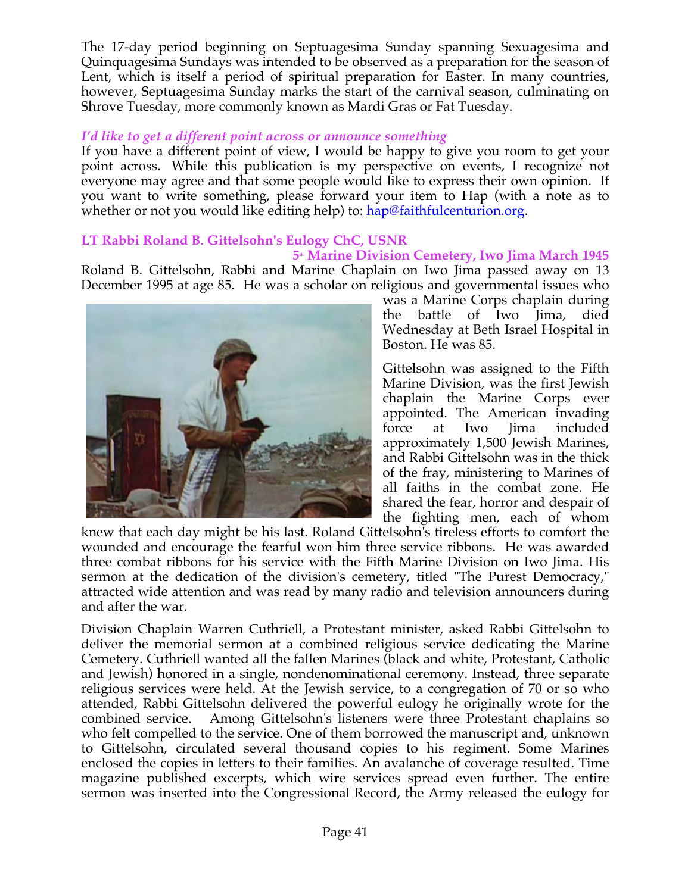The 17-day period beginning on Septuagesima Sunday spanning Sexuagesima and Quinquagesima Sundays was intended to be observed as a preparation for the season of Lent, which is itself a period of spiritual preparation for Easter. In many countries, however, Septuagesima Sunday marks the start of the carnival season, culminating on Shrove Tuesday, more commonly known as Mardi Gras or Fat Tuesday.

### *I'd like to get a different point across or announce something*

If you have a different point of view, I would be happy to give you room to get your point across. While this publication is my perspective on events, I recognize not everyone may agree and that some people would like to express their own opinion. If you want to write something, please forward your item to Hap (with a note as to whether or not you would like editing help) to: hap@faithfulcenturion.org.

## LT Rabbi Roland B. Gittelsohn's Eulogy ChC, USNR

### 5th Marine Division Cemetery, Iwo Jima March 1945

Roland B. Gittelsohn, Rabbi and Marine Chaplain on Iwo Jima passed away on 13 December 1995 at age 85. He was a scholar on religious and governmental issues who was a Marine Corps chaplain during the battle of Iwo Jima, died Wednesday at Beth Israel Hospital in Boston. He was 85.

Gittelsohn was assigned to the Fifth Marine Division, was the first Jewish chaplain the Marine Corps ever appointed. The American invading force at Iwo Jima included approximately 1,500 Jewish Marines, and Rabbi Gittelsohn was in the thick of the fray, ministering to Marines of all faiths in the combat zone. He shared the fear, horror and despair of the fighting men, each of whom knew that each day might be his last. Roland Gittelsohn's tireless efforts to comfort the wounded and encourage the fearful won him three service ribbons. He was awarded three combat ribbons for his service with the Fifth Marine Division on Iwo Jima. His sermon at the dedication of the division's cemetery, titled "The Purest Democracy," attracted wide attention and was read by many radio and television announcers during and after the war.

Division Chaplain Warren Cuthriell, a Protestant minister, asked Rabbi Gittelsohn to deliver the memorial sermon at a combined religious service dedicating the Marine Cemetery. Cuthriell wanted all the fallen Marines (black and white, Protestant, Catholic and Jewish) honored in a single, nondenominational ceremony. Instead, three separate religious services were held. At the Jewish service, to a congregation of 70 or so who attended, Rabbi Gittelsohn delivered the powerful eulogy he originally wrote for the combined service. Among Gittelsohn's listeners were three Protestant chaplains so who felt compelled to the service. One of them borrowed the manuscript and, unknown to Gittelsohn, circulated several thousand copies to his regiment. Some Marines enclosed the copies in letters to their families. An avalanche of coverage resulted. Time magazine published excerpts, which wire services spread even further. The entire sermon was inserted into the Congressional Record, the Army released the eulogy for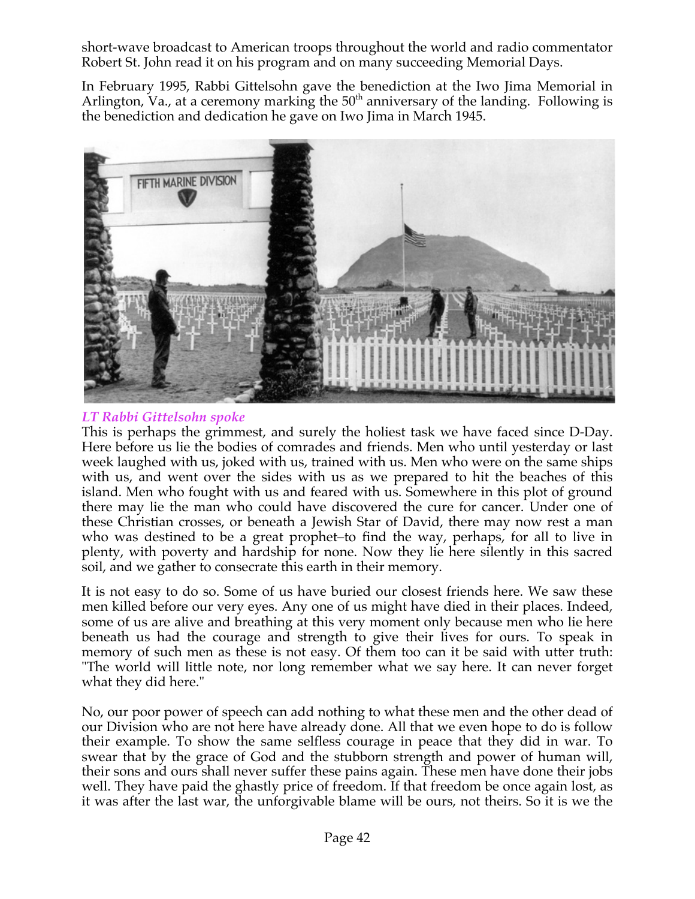short-wave broadcast to American troops throughout the world and radio commentator Robert St. John read it on his program and on many succeeding Memorial Days.

In February 1995, Rabbi Gittelsohn gave the benediction at the Iwo Jima Memorial in Arlington, Va., at a ceremony marking the 50th anniversary of the landing. Following is the benediction and dedication he gave on Iwo Jima in March 1945.

*LT Rabbi Gittelsohn spoke*

This is perhaps the grimmest, and surely the holiest task we have faced since D-Day. Here before us lie the bodies of comrades and friends. Men who until yesterday or last week laughed with us, joked with us, trained with us. Men who were on the same ships with us, and went over the sides with us as we prepared to hit the beaches of this island. Men who fought with us and feared with us. Somewhere in this plot of ground there may lie the man who could have discovered the cure for cancer. Under one of these Christian crosses, or beneath a Jewish Star of David, there may now rest a man who was destined to be a great prophet–to find the way, perhaps, for all to live in plenty, with poverty and hardship for none. Now they lie here silently in this sacred soil, and we gather to consecrate this earth in their memory.

It is not easy to do so. Some of us have buried our closest friends here. We saw these men killed before our very eyes. Any one of us might have died in their places. Indeed, some of us are alive and breathing at this very moment only because men who lie here beneath us had the courage and strength to give their lives for ours. To speak in memory of such men as these is not easy. Of them too can it be said with utter truth: "The world will little note, nor long remember what we say here. It can never forget what they did here."

No, our poor power of speech can add nothing to what these men and the other dead of our Division who are not here have already done. All that we even hope to do is follow their example. To show the same selfless courage in peace that they did in war. To swear that by the grace of God and the stubborn strength and power of human will, their sons and ours shall never suffer these pains again. These men have done their jobs well. They have paid the ghastly price of freedom. If that freedom be once again lost, as it was after the last war, the unforgivable blame will be ours, not theirs. So it is we the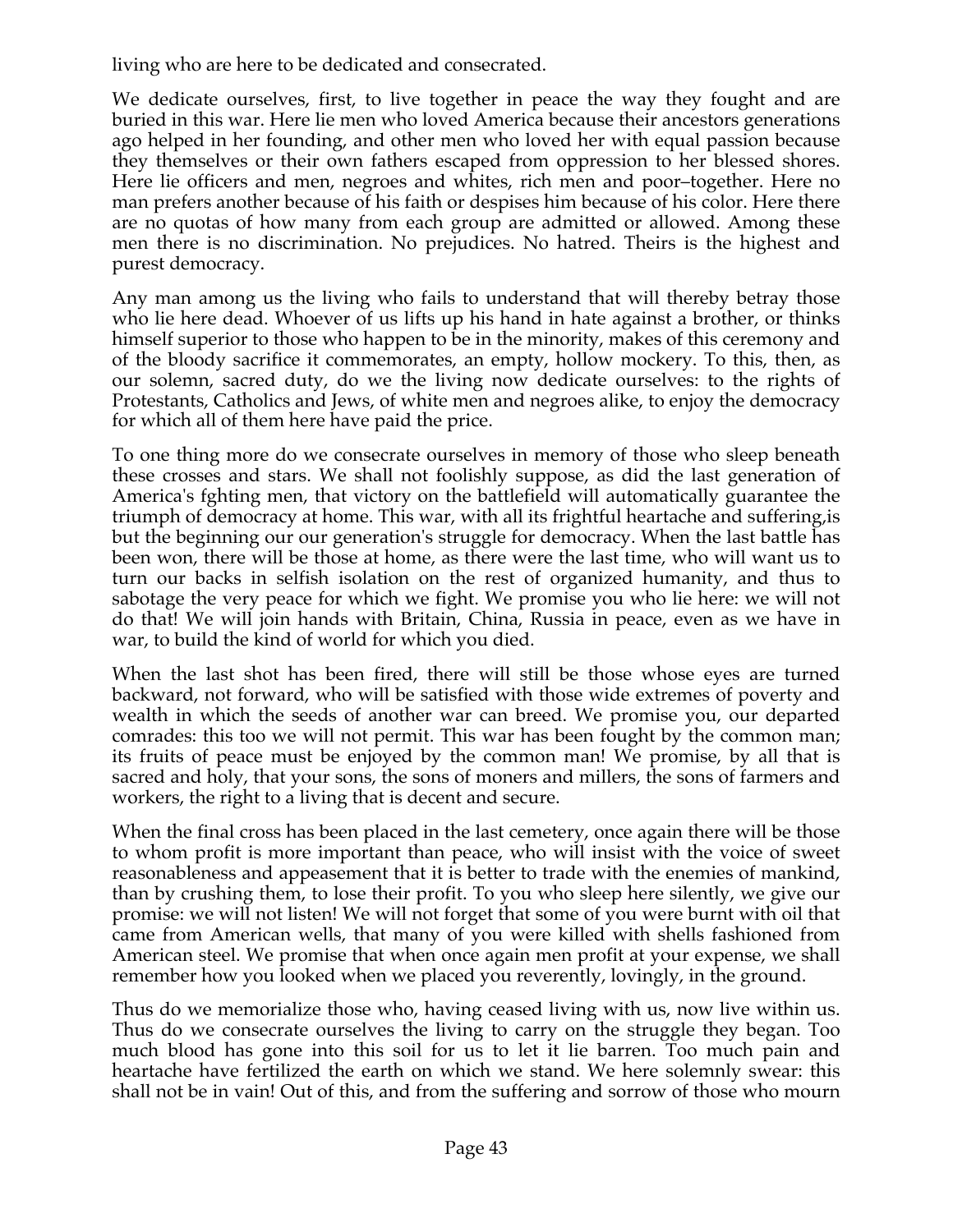living who are here to be dedicated and consecrated.

We dedicate ourselves, first, to live together in peace the way they fought and are buried in this war. Here lie men who loved America because their ancestors generations ago helped in her founding, and other men who loved her with equal passion because they themselves or their own fathers escaped from oppression to her blessed shores. Here lie officers and men, negroes and whites, rich men and poor–together. Here no man prefers another because of his faith or despises him because of his color. Here there are no quotas of how many from each group are admitted or allowed. Among these men there is no discrimination. No prejudices. No hatred. Theirs is the highest and purest democracy.

Any man among us the living who fails to understand that will thereby betray those who lie here dead. Whoever of us lifts up his hand in hate against a brother, or thinks himself superior to those who happen to be in the minority, makes of this ceremony and of the bloody sacrifice it commemorates, an empty, hollow mockery. To this, then, as our solemn, sacred duty, do we the living now dedicate ourselves: to the rights of Protestants, Catholics and Jews, of white men and negroes alike, to enjoy the democracy for which all of them here have paid the price.

To one thing more do we consecrate ourselves in memory of those who sleep beneath these crosses and stars. We shall not foolishly suppose, as did the last generation of America's fghting men, that victory on the battlefield will automatically guarantee the triumph of democracy at home. This war, with all its frightful heartache and suffering,is but the beginning our our generation's struggle for democracy. When the last battle has been won, there will be those at home, as there were the last time, who will want us to turn our backs in selfish isolation on the rest of organized humanity, and thus to sabotage the very peace for which we fight. We promise you who lie here: we will not do that! We will join hands with Britain, China, Russia in peace, even as we have in war, to build the kind of world for which you died.

When the last shot has been fired, there will still be those whose eyes are turned backward, not forward, who will be satisfied with those wide extremes of poverty and wealth in which the seeds of another war can breed. We promise you, our departed comrades: this too we will not permit. This war has been fought by the common man; its fruits of peace must be enjoyed by the common man! We promise, by all that is sacred and holy, that your sons, the sons of moners and millers, the sons of farmers and workers, the right to a living that is decent and secure.

When the final cross has been placed in the last cemetery, once again there will be those to whom profit is more important than peace, who will insist with the voice of sweet reasonableness and appeasement that it is better to trade with the enemies of mankind, than by crushing them, to lose their profit. To you who sleep here silently, we give our promise: we will not listen! We will not forget that some of you were burnt with oil that came from American wells, that many of you were killed with shells fashioned from American steel. We promise that when once again men profit at your expense, we shall remember how you looked when we placed you reverently, lovingly, in the ground.

Thus do we memorialize those who, having ceased living with us, now live within us. Thus do we consecrate ourselves the living to carry on the struggle they began. Too much blood has gone into this soil for us to let it lie barren. Too much pain and heartache have fertilized the earth on which we stand. We here solemnly swear: this shall not be in vain! Out of this, and from the suffering and sorrow of those who mourn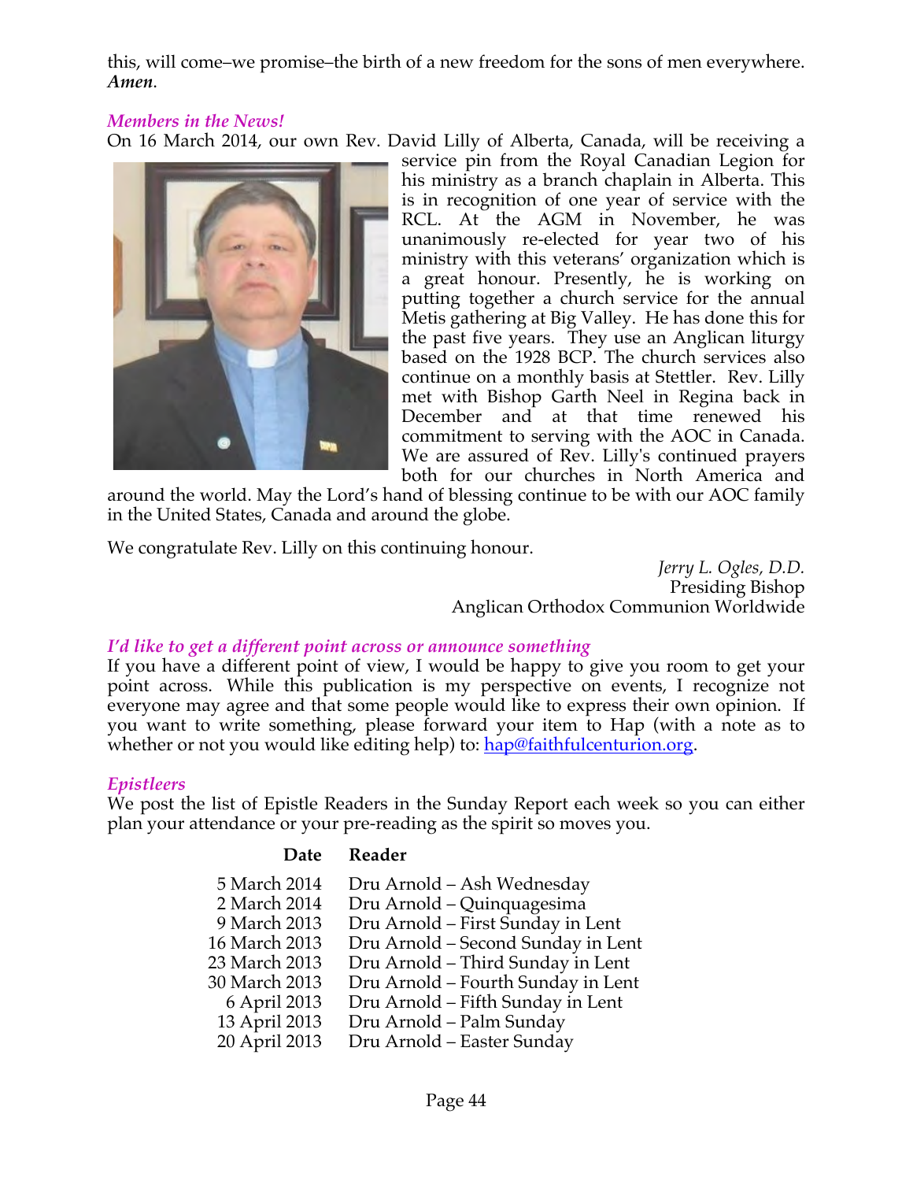this, will come–we promise–the birth of a new freedom for the sons of men everywhere. *Amen.*

### *Members in the News!*

On 16 March 2014, our own Rev. David Lilly of Alberta, Canada, will be receiving a service pin from the Royal Canadian Legion for his ministry as a branch chaplain in Alberta. This is in recognition of one year of service with the RCL. At the AGM in November, he was unanimously re-elected for year two of his ministry with this veterans' organization which is a great honour. Presently, he is working on putting together a church service for the annual Metis gathering at Big Valley. He has done this for the past five years. They use an Anglican liturgy based on the 1928 BCP. The church services also continue on a monthly basis at Stettler. Rev. Lilly met with Bishop Garth Neel in Regina back in December and at that time renewed his commitment to serving with the AOC in Canada. We are assured of Rev. Lilly's continued prayers both for our churches in North America and around the world. May the Lord's hand of blessing continue to be with our AOC family in the United States, Canada and around the globe.

We congratulate Rev. Lilly on this continuing honour.

*Jerry L. Ogles, D.D.*
Presiding Bishop
Anglican Orthodox Communion Worldwide

### *I'd like to get a different point across or announce something*

If you have a different point of view, I would be happy to give you room to get your point across. While this publication is my perspective on events, I recognize not everyone may agree and that some people would like to express their own opinion. If you want to write something, please forward your item to Hap (with a note as to whether or not you would like editing help) to: hap@faithfulcenturion.org.

### *Epistleers*

We post the list of Epistle Readers in the Sunday Report each week so you can either plan your attendance or your pre-reading as the spirit so moves you.

| Date | Reader |
|---|---|
| 5 March 2014 | Dru Arnold – Ash Wednesday |
| 2 March 2014 | Dru Arnold – Quinquagesima |
| 9 March 2013 | Dru Arnold – First Sunday in Lent |
| 16 March 2013 | Dru Arnold – Second Sunday in Lent |
| 23 March 2013 | Dru Arnold – Third Sunday in Lent |
| 30 March 2013 | Dru Arnold – Fourth Sunday in Lent |
| 6 April 2013 | Dru Arnold – Fifth Sunday in Lent |
| 13 April 2013 | Dru Arnold – Palm Sunday |
| 20 April 2013 | Dru Arnold – Easter Sunday |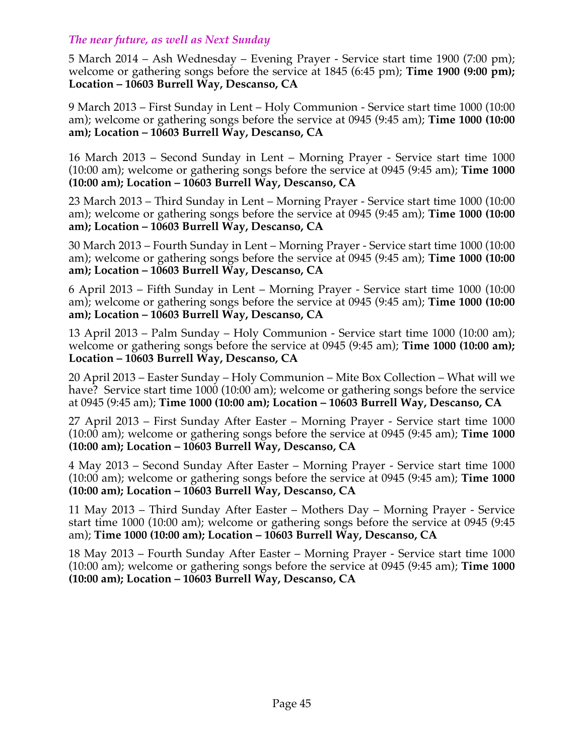*The near future, as well as Next Sunday*

5 March 2014 – Ash Wednesday – Evening Prayer - Service start time 1900 (7:00 pm); welcome or gathering songs before the service at 1845 (6:45 pm); **Time 1900 (9:00 pm); Location – 10603 Burrell Way, Descanso, CA**

9 March 2013 – First Sunday in Lent – Holy Communion - Service start time 1000 (10:00 am); welcome or gathering songs before the service at 0945 (9:45 am); **Time 1000 (10:00 am); Location – 10603 Burrell Way, Descanso, CA**

16 March 2013 – Second Sunday in Lent – Morning Prayer - Service start time 1000 (10:00 am); welcome or gathering songs before the service at 0945 (9:45 am); **Time 1000 (10:00 am); Location – 10603 Burrell Way, Descanso, CA**

23 March 2013 – Third Sunday in Lent – Morning Prayer - Service start time 1000 (10:00 am); welcome or gathering songs before the service at 0945 (9:45 am); **Time 1000 (10:00 am); Location – 10603 Burrell Way, Descanso, CA**

30 March 2013 – Fourth Sunday in Lent – Morning Prayer - Service start time 1000 (10:00 am); welcome or gathering songs before the service at 0945 (9:45 am); **Time 1000 (10:00 am); Location – 10603 Burrell Way, Descanso, CA**

6 April 2013 – Fifth Sunday in Lent – Morning Prayer - Service start time 1000 (10:00 am); welcome or gathering songs before the service at 0945 (9:45 am); **Time 1000 (10:00 am); Location – 10603 Burrell Way, Descanso, CA**

13 April 2013 – Palm Sunday – Holy Communion - Service start time 1000 (10:00 am); welcome or gathering songs before the service at 0945 (9:45 am); **Time 1000 (10:00 am); Location – 10603 Burrell Way, Descanso, CA**

20 April 2013 – Easter Sunday – Holy Communion – Mite Box Collection – What will we have? Service start time 1000 (10:00 am); welcome or gathering songs before the service at 0945 (9:45 am); **Time 1000 (10:00 am); Location – 10603 Burrell Way, Descanso, CA**

27 April 2013 – First Sunday After Easter – Morning Prayer - Service start time 1000 (10:00 am); welcome or gathering songs before the service at 0945 (9:45 am); **Time 1000 (10:00 am); Location – 10603 Burrell Way, Descanso, CA**

4 May 2013 – Second Sunday After Easter – Morning Prayer - Service start time 1000 (10:00 am); welcome or gathering songs before the service at 0945 (9:45 am); **Time 1000 (10:00 am); Location – 10603 Burrell Way, Descanso, CA**

11 May 2013 – Third Sunday After Easter – Mothers Day – Morning Prayer - Service start time 1000 (10:00 am); welcome or gathering songs before the service at 0945 (9:45 am); **Time 1000 (10:00 am); Location – 10603 Burrell Way, Descanso, CA**

18 May 2013 – Fourth Sunday After Easter – Morning Prayer - Service start time 1000 (10:00 am); welcome or gathering songs before the service at 0945 (9:45 am); **Time 1000 (10:00 am); Location – 10603 Burrell Way, Descanso, CA**